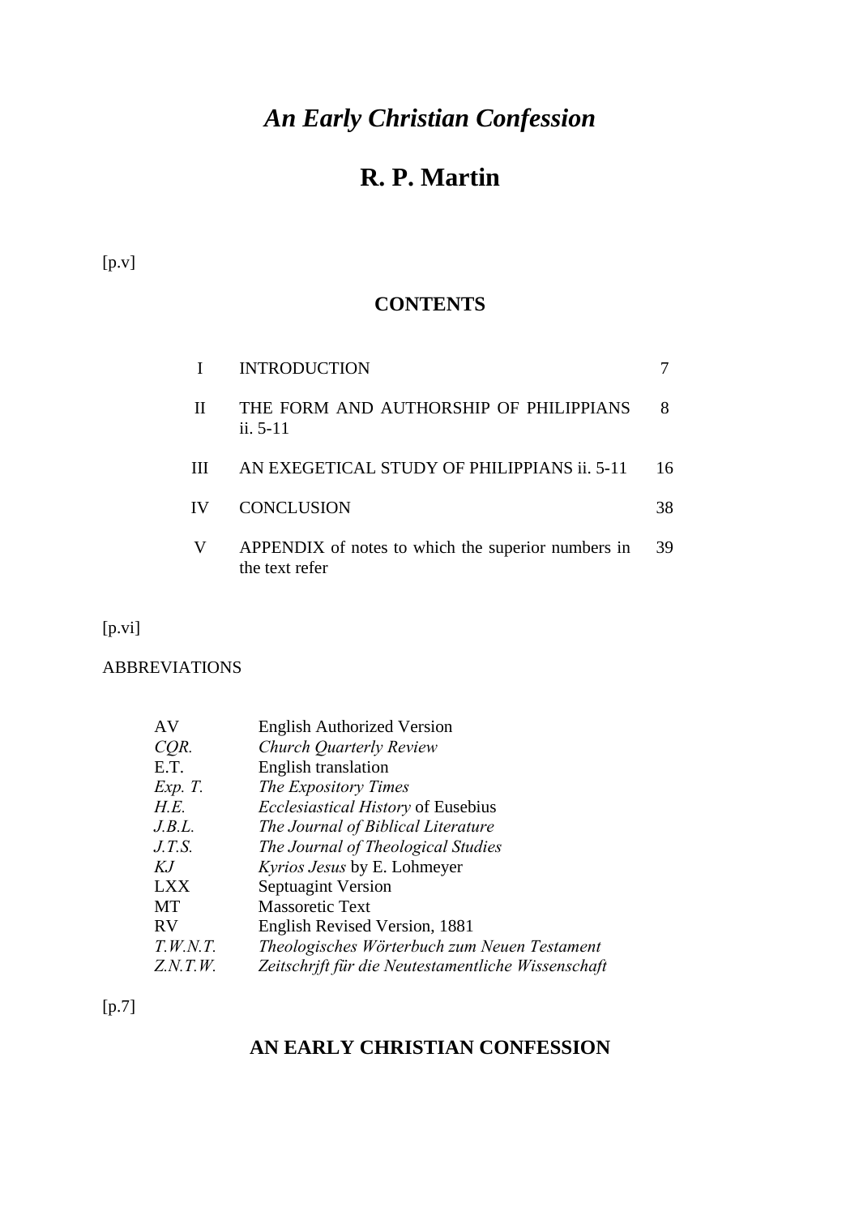# *An Early Christian Confession*

# R. P. Martin

[p.v]

## CONTENTS

| | | |
|---|---|---|
| I | INTRODUCTION | 7 |
| II | THE FORM AND AUTHORSHIP OF PHILIPPIANS ii. 5-11 | 8 |
| III | AN EXEGETICAL STUDY OF PHILIPPIANS ii. 5-11 | 16 |
| IV | CONCLUSION | 38 |
| V | APPENDIX of notes to which the superior numbers in the text refer | 39 |

[p.vi]

ABBREVIATIONS

| | |
|---|---|
| AV | English Authorized Version |
| *CQR.* | *Church Quarterly Review* |
| E.T. | English translation |
| *Exp. T.* | *The Expository Times* |
| *H.E.* | *Ecclesiastical History* of Eusebius |
| *J.B.L.* | *The Journal of Biblical Literature* |
| *J.T.S.* | *The Journal of Theological Studies* |
| *KJ* | *Kyrios Jesus* by E. Lohmeyer |
| LXX | Septuagint Version |
| MT | Massoretic Text |
| RV | English Revised Version, 1881 |
| *T.W.N.T.* | *Theologisches Wörterbuch zum Neuen Testament* |
| *Z.N.T.W.* | *Zeitschrift für die Neutestamentliche Wissenschaft* |

[p.7]

## AN EARLY CHRISTIAN CONFESSION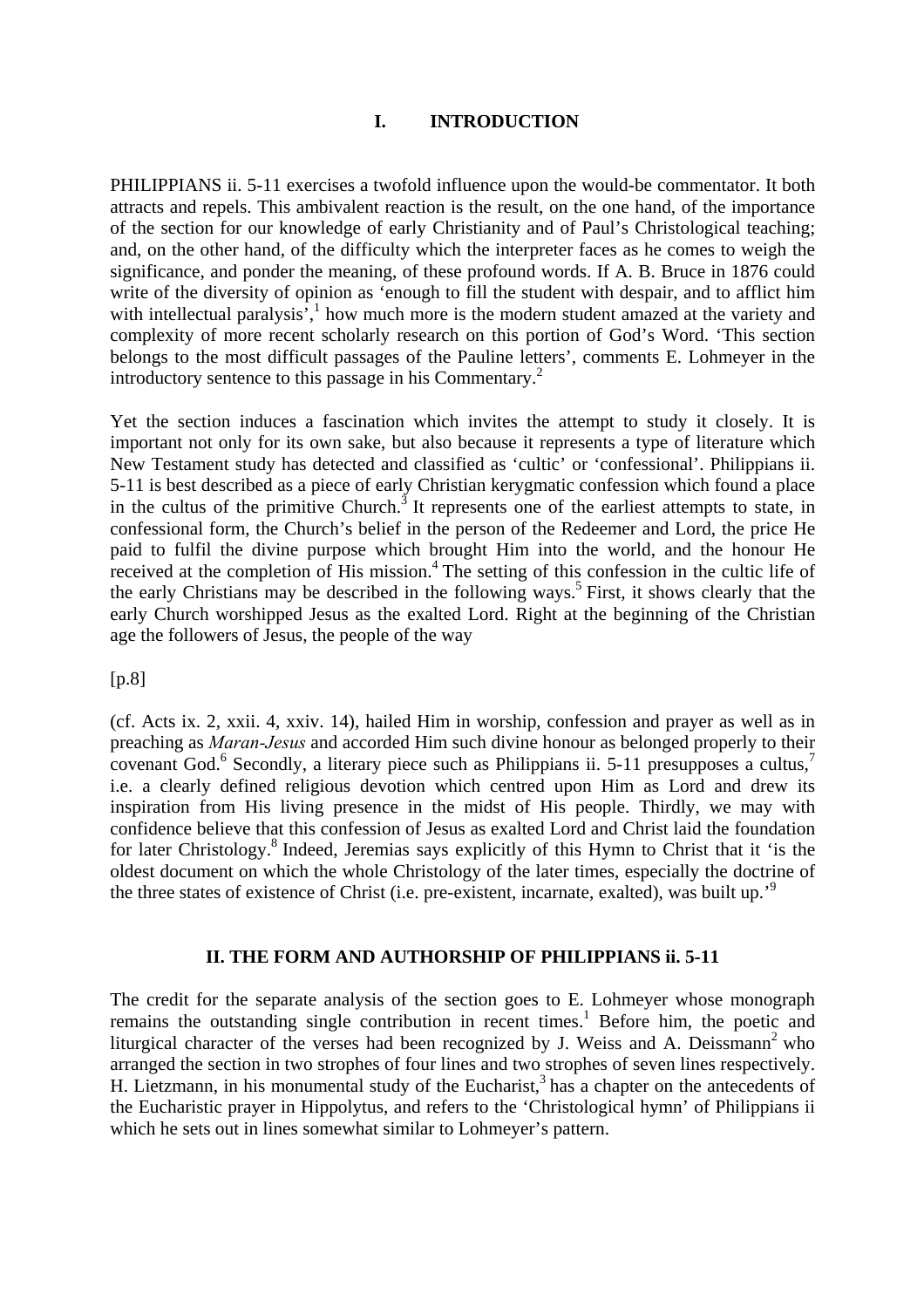## I. INTRODUCTION

PHILIPPIANS ii. 5-11 exercises a twofold influence upon the would-be commentator. It both attracts and repels. This ambivalent reaction is the result, on the one hand, of the importance of the section for our knowledge of early Christianity and of Paul's Christological teaching; and, on the other hand, of the difficulty which the interpreter faces as he comes to weigh the significance, and ponder the meaning, of these profound words. If A. B. Bruce in 1876 could write of the diversity of opinion as 'enough to fill the student with despair, and to afflict him with intellectual paralysis',[1] how much more is the modern student amazed at the variety and complexity of more recent scholarly research on this portion of God's Word. 'This section belongs to the most difficult passages of the Pauline letters', comments E. Lohmeyer in the introductory sentence to this passage in his Commentary.[2]

Yet the section induces a fascination which invites the attempt to study it closely. It is important not only for its own sake, but also because it represents a type of literature which New Testament study has detected and classified as 'cultic' or 'confessional'. Philippians ii. 5-11 is best described as a piece of early Christian kerygmatic confession which found a place in the cultus of the primitive Church.[3] It represents one of the earliest attempts to state, in confessional form, the Church's belief in the person of the Redeemer and Lord, the price He paid to fulfil the divine purpose which brought Him into the world, and the honour He received at the completion of His mission.[4] The setting of this confession in the cultic life of the early Christians may be described in the following ways.[5] First, it shows clearly that the early Church worshipped Jesus as the exalted Lord. Right at the beginning of the Christian age the followers of Jesus, the people of the way

[p.8]

(cf. Acts ix. 2, xxii. 4, xxiv. 14), hailed Him in worship, confession and prayer as well as in preaching as *Maran-Jesus* and accorded Him such divine honour as belonged properly to their covenant God.[6] Secondly, a literary piece such as Philippians ii. 5-11 presupposes a cultus,[7] i.e. a clearly defined religious devotion which centred upon Him as Lord and drew its inspiration from His living presence in the midst of His people. Thirdly, we may with confidence believe that this confession of Jesus as exalted Lord and Christ laid the foundation for later Christology.[8] Indeed, Jeremias says explicitly of this Hymn to Christ that it 'is the oldest document on which the whole Christology of the later times, especially the doctrine of the three states of existence of Christ (i.e. pre-existent, incarnate, exalted), was built up.'[9]

## II. THE FORM AND AUTHORSHIP OF PHILIPPIANS ii. 5-11

The credit for the separate analysis of the section goes to E. Lohmeyer whose monograph remains the outstanding single contribution in recent times.[1] Before him, the poetic and liturgical character of the verses had been recognized by J. Weiss and A. Deissmann[2] who arranged the section in two strophes of four lines and two strophes of seven lines respectively. H. Lietzmann, in his monumental study of the Eucharist,[3] has a chapter on the antecedents of the Eucharistic prayer in Hippolytus, and refers to the 'Christological hymn' of Philippians ii which he sets out in lines somewhat similar to Lohmeyer's pattern.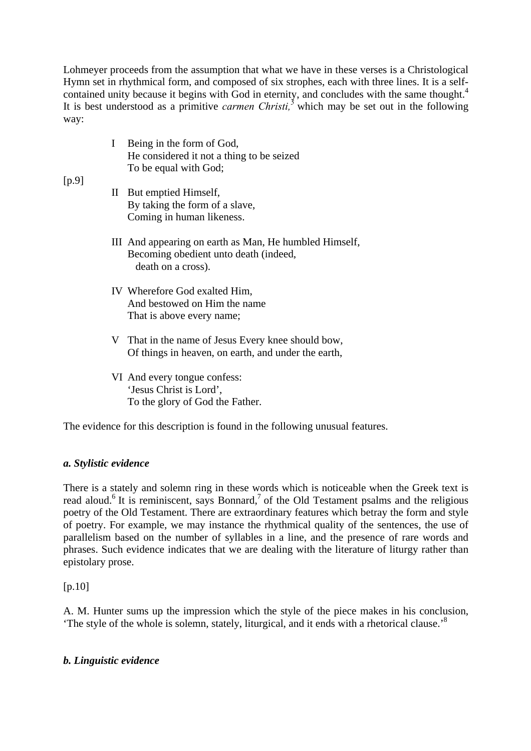Lohmeyer proceeds from the assumption that what we have in these verses is a Christological Hymn set in rhythmical form, and composed of six strophes, each with three lines. It is a self-contained unity because it begins with God in eternity, and concludes with the same thought.[4] It is best understood as a primitive *carmen Christi,*[5] which may be set out in the following way:

> I Being in the form of God,
> He considered it not a thing to be seized
> To be equal with God;

[p.9]

> II But emptied Himself,
> By taking the form of a slave,
> Coming in human likeness.
>
> III And appearing on earth as Man, He humbled Himself,
> Becoming obedient unto death (indeed,
> death on a cross).
>
> IV Wherefore God exalted Him,
> And bestowed on Him the name
> That is above every name;
>
> V That in the name of Jesus Every knee should bow,
> Of things in heaven, on earth, and under the earth,
>
> VI And every tongue confess:
> 'Jesus Christ is Lord',
> To the glory of God the Father.

The evidence for this description is found in the following unusual features.

### *a. Stylistic evidence*

There is a stately and solemn ring in these words which is noticeable when the Greek text is read aloud.[6] It is reminiscent, says Bonnard,[7] of the Old Testament psalms and the religious poetry of the Old Testament. There are extraordinary features which betray the form and style of poetry. For example, we may instance the rhythmical quality of the sentences, the use of parallelism based on the number of syllables in a line, and the presence of rare words and phrases. Such evidence indicates that we are dealing with the literature of liturgy rather than epistolary prose.

[p.10]

A. M. Hunter sums up the impression which the style of the piece makes in his conclusion, 'The style of the whole is solemn, stately, liturgical, and it ends with a rhetorical clause.'[8]

### *b. Linguistic evidence*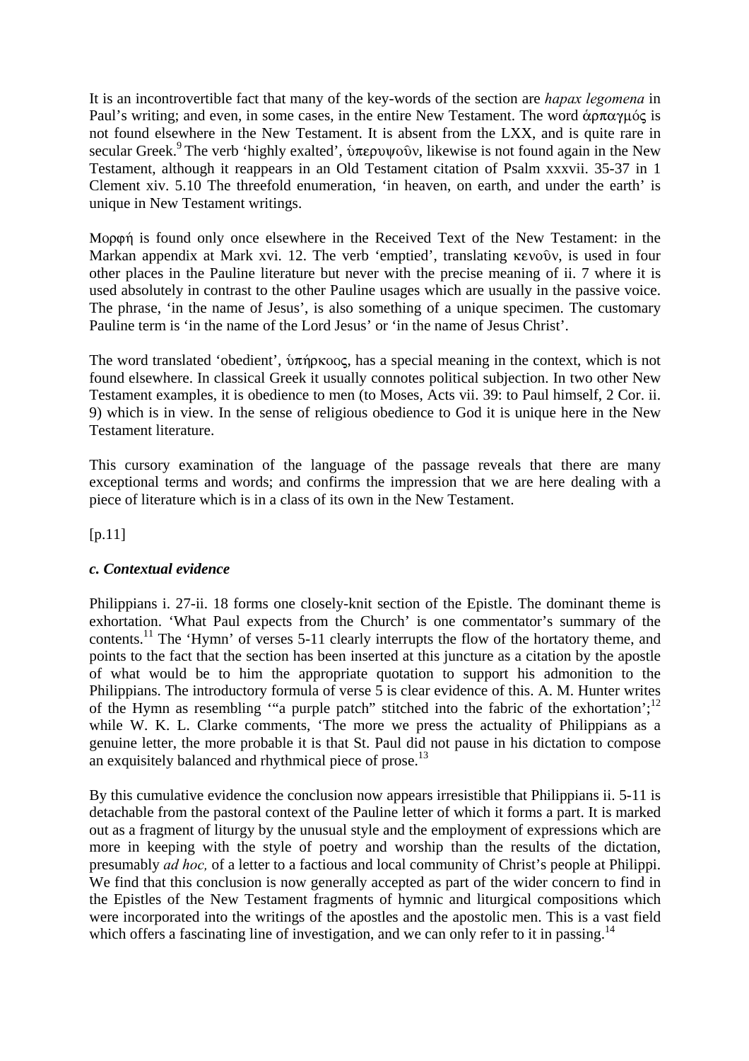It is an incontrovertible fact that many of the key-words of the section are *hapax legomena* in Paul's writing; and even, in some cases, in the entire New Testament. The word ἁρπαγμός is not found elsewhere in the New Testament. It is absent from the LXX, and is quite rare in secular Greek.[9] The verb 'highly exalted', ὑπερυψοῦν, likewise is not found again in the New Testament, although it reappears in an Old Testament citation of Psalm xxxvii. 35-37 in 1 Clement xiv. 5.10 The threefold enumeration, 'in heaven, on earth, and under the earth' is unique in New Testament writings.

Μορφή is found only once elsewhere in the Received Text of the New Testament: in the Markan appendix at Mark xvi. 12. The verb 'emptied', translating κενοῦν, is used in four other places in the Pauline literature but never with the precise meaning of ii. 7 where it is used absolutely in contrast to the other Pauline usages which are usually in the passive voice. The phrase, 'in the name of Jesus', is also something of a unique specimen. The customary Pauline term is 'in the name of the Lord Jesus' or 'in the name of Jesus Christ'.

The word translated 'obedient', ὑπήρκοος, has a special meaning in the context, which is not found elsewhere. In classical Greek it usually connotes political subjection. In two other New Testament examples, it is obedience to men (to Moses, Acts vii. 39: to Paul himself, 2 Cor. ii. 9) which is in view. In the sense of religious obedience to God it is unique here in the New Testament literature.

This cursory examination of the language of the passage reveals that there are many exceptional terms and words; and confirms the impression that we are here dealing with a piece of literature which is in a class of its own in the New Testament.

[p.11]

### *c. Contextual evidence*

Philippians i. 27-ii. 18 forms one closely-knit section of the Epistle. The dominant theme is exhortation. 'What Paul expects from the Church' is one commentator's summary of the contents.[11] The 'Hymn' of verses 5-11 clearly interrupts the flow of the hortatory theme, and points to the fact that the section has been inserted at this juncture as a citation by the apostle of what would be to him the appropriate quotation to support his admonition to the Philippians. The introductory formula of verse 5 is clear evidence of this. A. M. Hunter writes of the Hymn as resembling '"a purple patch" stitched into the fabric of the exhortation';[12] while W. K. L. Clarke comments, 'The more we press the actuality of Philippians as a genuine letter, the more probable it is that St. Paul did not pause in his dictation to compose an exquisitely balanced and rhythmical piece of prose.[13]

By this cumulative evidence the conclusion now appears irresistible that Philippians ii. 5-11 is detachable from the pastoral context of the Pauline letter of which it forms a part. It is marked out as a fragment of liturgy by the unusual style and the employment of expressions which are more in keeping with the style of poetry and worship than the results of the dictation, presumably *ad hoc,* of a letter to a factious and local community of Christ's people at Philippi. We find that this conclusion is now generally accepted as part of the wider concern to find in the Epistles of the New Testament fragments of hymnic and liturgical compositions which were incorporated into the writings of the apostles and the apostolic men. This is a vast field which offers a fascinating line of investigation, and we can only refer to it in passing.[14]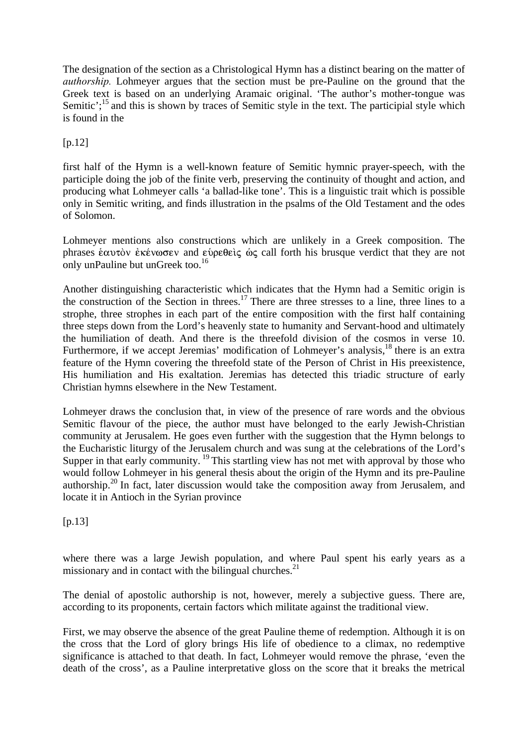The designation of the section as a Christological Hymn has a distinct bearing on the matter of *authorship.* Lohmeyer argues that the section must be pre-Pauline on the ground that the Greek text is based on an underlying Aramaic original. 'The author's mother-tongue was Semitic';[15] and this is shown by traces of Semitic style in the text. The participial style which is found in the

[p.12]

first half of the Hymn is a well-known feature of Semitic hymnic prayer-speech, with the participle doing the job of the finite verb, preserving the continuity of thought and action, and producing what Lohmeyer calls 'a ballad-like tone'. This is a linguistic trait which is possible only in Semitic writing, and finds illustration in the psalms of the Old Testament and the odes of Solomon.

Lohmeyer mentions also constructions which are unlikely in a Greek composition. The phrases ἑαυτὸν ἐκένωσεν and εὑρεθεὶς ὡς call forth his brusque verdict that they are not only unPauline but unGreek too.[16]

Another distinguishing characteristic which indicates that the Hymn had a Semitic origin is the construction of the Section in threes.[17] There are three stresses to a line, three lines to a strophe, three strophes in each part of the entire composition with the first half containing three steps down from the Lord's heavenly state to humanity and Servant-hood and ultimately the humiliation of death. And there is the threefold division of the cosmos in verse 10. Furthermore, if we accept Jeremias' modification of Lohmeyer's analysis,[18] there is an extra feature of the Hymn covering the threefold state of the Person of Christ in His preexistence, His humiliation and His exaltation. Jeremias has detected this triadic structure of early Christian hymns elsewhere in the New Testament.

Lohmeyer draws the conclusion that, in view of the presence of rare words and the obvious Semitic flavour of the piece, the author must have belonged to the early Jewish-Christian community at Jerusalem. He goes even further with the suggestion that the Hymn belongs to the Eucharistic liturgy of the Jerusalem church and was sung at the celebrations of the Lord's Supper in that early community.[19] This startling view has not met with approval by those who would follow Lohmeyer in his general thesis about the origin of the Hymn and its pre-Pauline authorship.[20] In fact, later discussion would take the composition away from Jerusalem, and locate it in Antioch in the Syrian province

[p.13]

where there was a large Jewish population, and where Paul spent his early years as a missionary and in contact with the bilingual churches.[21]

The denial of apostolic authorship is not, however, merely a subjective guess. There are, according to its proponents, certain factors which militate against the traditional view.

First, we may observe the absence of the great Pauline theme of redemption. Although it is on the cross that the Lord of glory brings His life of obedience to a climax, no redemptive significance is attached to that death. In fact, Lohmeyer would remove the phrase, 'even the death of the cross', as a Pauline interpretative gloss on the score that it breaks the metrical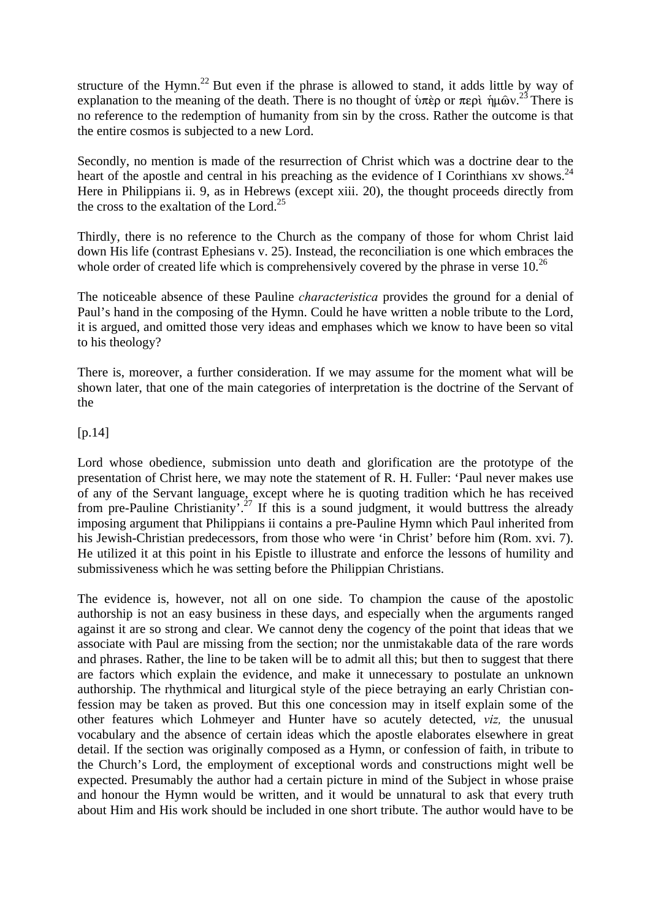structure of the Hymn.[22] But even if the phrase is allowed to stand, it adds little by way of explanation to the meaning of the death. There is no thought of ὑπὲρ or περὶ ἡμῶν.[23] There is no reference to the redemption of humanity from sin by the cross. Rather the outcome is that the entire cosmos is subjected to a new Lord.

Secondly, no mention is made of the resurrection of Christ which was a doctrine dear to the heart of the apostle and central in his preaching as the evidence of I Corinthians xv shows.[24] Here in Philippians ii. 9, as in Hebrews (except xiii. 20), the thought proceeds directly from the cross to the exaltation of the Lord.[25]

Thirdly, there is no reference to the Church as the company of those for whom Christ laid down His life (contrast Ephesians v. 25). Instead, the reconciliation is one which embraces the whole order of created life which is comprehensively covered by the phrase in verse 10.[26]

The noticeable absence of these Pauline *characteristica* provides the ground for a denial of Paul's hand in the composing of the Hymn. Could he have written a noble tribute to the Lord, it is argued, and omitted those very ideas and emphases which we know to have been so vital to his theology?

There is, moreover, a further consideration. If we may assume for the moment what will be shown later, that one of the main categories of interpretation is the doctrine of the Servant of the

[p.14]

Lord whose obedience, submission unto death and glorification are the prototype of the presentation of Christ here, we may note the statement of R. H. Fuller: 'Paul never makes use of any of the Servant language, except where he is quoting tradition which he has received from pre-Pauline Christianity'.[27] If this is a sound judgment, it would buttress the already imposing argument that Philippians ii contains a pre-Pauline Hymn which Paul inherited from his Jewish-Christian predecessors, from those who were 'in Christ' before him (Rom. xvi. 7). He utilized it at this point in his Epistle to illustrate and enforce the lessons of humility and submissiveness which he was setting before the Philippian Christians.

The evidence is, however, not all on one side. To champion the cause of the apostolic authorship is not an easy business in these days, and especially when the arguments ranged against it are so strong and clear. We cannot deny the cogency of the point that ideas that we associate with Paul are missing from the section; nor the unmistakable data of the rare words and phrases. Rather, the line to be taken will be to admit all this; but then to suggest that there are factors which explain the evidence, and make it unnecessary to postulate an unknown authorship. The rhythmical and liturgical style of the piece betraying an early Christian confession may be taken as proved. But this one concession may in itself explain some of the other features which Lohmeyer and Hunter have so acutely detected, *viz,* the unusual vocabulary and the absence of certain ideas which the apostle elaborates elsewhere in great detail. If the section was originally composed as a Hymn, or confession of faith, in tribute to the Church's Lord, the employment of exceptional words and constructions might well be expected. Presumably the author had a certain picture in mind of the Subject in whose praise and honour the Hymn would be written, and it would be unnatural to ask that every truth about Him and His work should be included in one short tribute. The author would have to be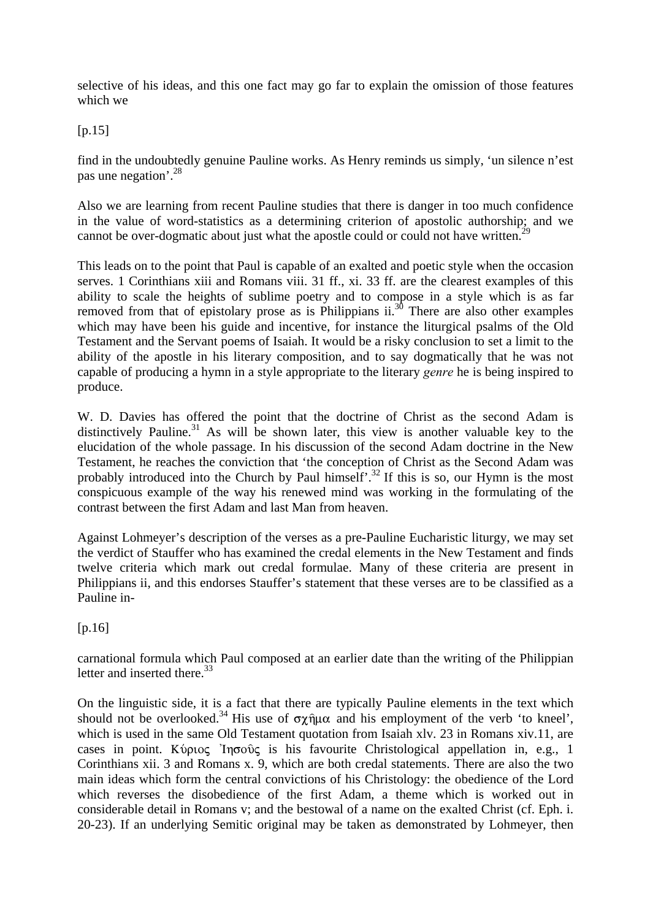selective of his ideas, and this one fact may go far to explain the omission of those features which we

[p.15]

find in the undoubtedly genuine Pauline works. As Henry reminds us simply, 'un silence n'est pas une negation'.[28]

Also we are learning from recent Pauline studies that there is danger in too much confidence in the value of word-statistics as a determining criterion of apostolic authorship; and we cannot be over-dogmatic about just what the apostle could or could not have written.[29]

This leads on to the point that Paul is capable of an exalted and poetic style when the occasion serves. 1 Corinthians xiii and Romans viii. 31 ff., xi. 33 ff. are the clearest examples of this ability to scale the heights of sublime poetry and to compose in a style which is as far removed from that of epistolary prose as is Philippians ii.[30] There are also other examples which may have been his guide and incentive, for instance the liturgical psalms of the Old Testament and the Servant poems of Isaiah. It would be a risky conclusion to set a limit to the ability of the apostle in his literary composition, and to say dogmatically that he was not capable of producing a hymn in a style appropriate to the literary *genre* he is being inspired to produce.

W. D. Davies has offered the point that the doctrine of Christ as the second Adam is distinctively Pauline.[31] As will be shown later, this view is another valuable key to the elucidation of the whole passage. In his discussion of the second Adam doctrine in the New Testament, he reaches the conviction that 'the conception of Christ as the Second Adam was probably introduced into the Church by Paul himself'.[32] If this is so, our Hymn is the most conspicuous example of the way his renewed mind was working in the formulating of the contrast between the first Adam and last Man from heaven.

Against Lohmeyer's description of the verses as a pre-Pauline Eucharistic liturgy, we may set the verdict of Stauffer who has examined the credal elements in the New Testament and finds twelve criteria which mark out credal formulae. Many of these criteria are present in Philippians ii, and this endorses Stauffer's statement that these verses are to be classified as a Pauline in-

[p.16]

carnational formula which Paul composed at an earlier date than the writing of the Philippian letter and inserted there.[33]

On the linguistic side, it is a fact that there are typically Pauline elements in the text which should not be overlooked.[34] His use of σχῆμα and his employment of the verb 'to kneel', which is used in the same Old Testament quotation from Isaiah xlv. 23 in Romans xiv.11, are cases in point. Κύριος Ἰησοῦς is his favourite Christological appellation in, e.g., 1 Corinthians xii. 3 and Romans x. 9, which are both credal statements. There are also the two main ideas which form the central convictions of his Christology: the obedience of the Lord which reverses the disobedience of the first Adam, a theme which is worked out in considerable detail in Romans v; and the bestowal of a name on the exalted Christ (cf. Eph. i. 20-23). If an underlying Semitic original may be taken as demonstrated by Lohmeyer, then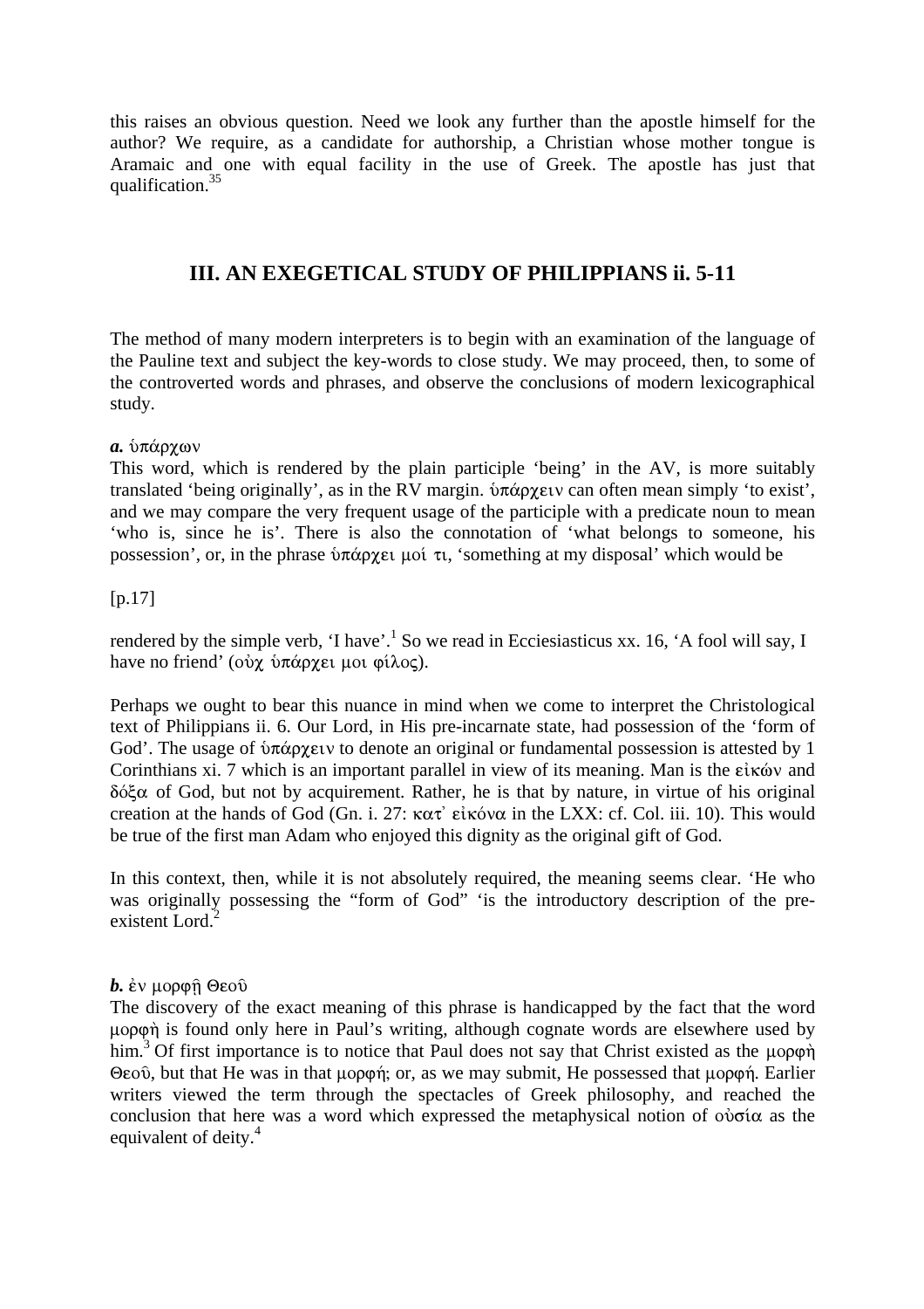this raises an obvious question. Need we look any further than the apostle himself for the author? We require, as a candidate for authorship, a Christian whose mother tongue is Aramaic and one with equal facility in the use of Greek. The apostle has just that qualification.[35]

## III. AN EXEGETICAL STUDY OF PHILIPPIANS ii. 5-11

The method of many modern interpreters is to begin with an examination of the language of the Pauline text and subject the key-words to close study. We may proceed, then, to some of the controverted words and phrases, and observe the conclusions of modern lexicographical study.

***a.*** ὑπάρχων

This word, which is rendered by the plain participle 'being' in the AV, is more suitably translated 'being originally', as in the RV margin. ὑπάρχειν can often mean simply 'to exist', and we may compare the very frequent usage of the participle with a predicate noun to mean 'who is, since he is'. There is also the connotation of 'what belongs to someone, his possession', or, in the phrase ὑπάρχει μοί τι, 'something at my disposal' which would be

[p.17]

rendered by the simple verb, 'I have'.[1] So we read in Ecciesiasticus xx. 16, 'A fool will say, I have no friend' (οὐχ ὑπάρχει μοι φίλος).

Perhaps we ought to bear this nuance in mind when we come to interpret the Christological text of Philippians ii. 6. Our Lord, in His pre-incarnate state, had possession of the 'form of God'. The usage of ὑπάρχειν to denote an original or fundamental possession is attested by 1 Corinthians xi. 7 which is an important parallel in view of its meaning. Man is the εἰκών and δόξα of God, but not by acquirement. Rather, he is that by nature, in virtue of his original creation at the hands of God (Gn. i. 27: κατ᾽ εἰκόνα in the LXX: cf. Col. iii. 10). This would be true of the first man Adam who enjoyed this dignity as the original gift of God.

In this context, then, while it is not absolutely required, the meaning seems clear. 'He who was originally possessing the "form of God" 'is the introductory description of the pre-existent Lord.[2]

***b.*** ἐν μορφῇ Θεοῦ

The discovery of the exact meaning of this phrase is handicapped by the fact that the word μορφὴ is found only here in Paul's writing, although cognate words are elsewhere used by him.[3] Of first importance is to notice that Paul does not say that Christ existed as the μορφὴ Θεοῦ, but that He was in that μορφή; or, as we may submit, He possessed that μορφή. Earlier writers viewed the term through the spectacles of Greek philosophy, and reached the conclusion that here was a word which expressed the metaphysical notion of οὐσία as the equivalent of deity.[4]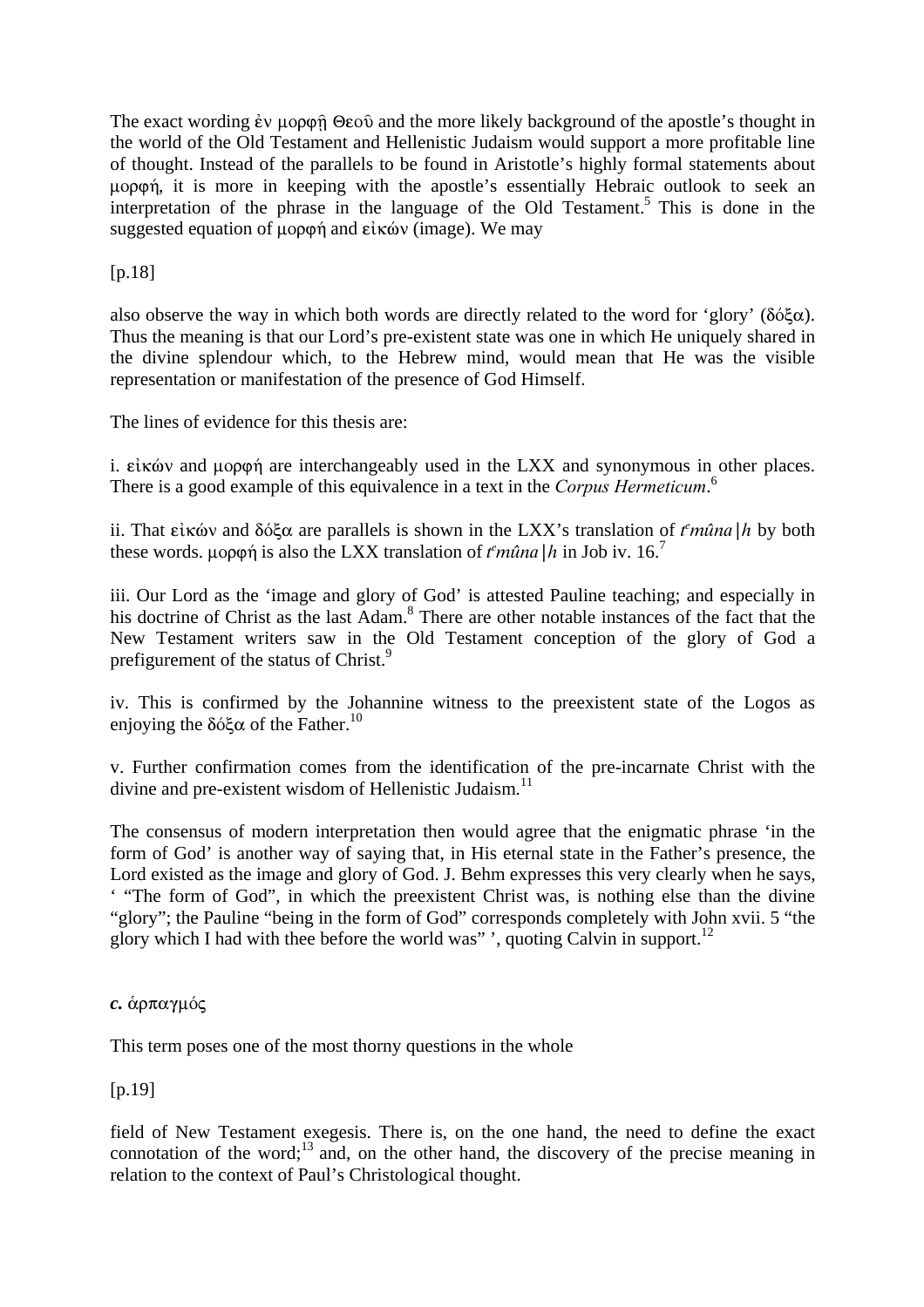The exact wording ἐν μορφῇ Θεοῦ and the more likely background of the apostle's thought in the world of the Old Testament and Hellenistic Judaism would support a more profitable line of thought. Instead of the parallels to be found in Aristotle's highly formal statements about μορφή, it is more in keeping with the apostle's essentially Hebraic outlook to seek an interpretation of the phrase in the language of the Old Testament.[5] This is done in the suggested equation of μορφή and εἰκών (image). We may

[p.18]

also observe the way in which both words are directly related to the word for 'glory' (δόξα). Thus the meaning is that our Lord's pre-existent state was one in which He uniquely shared in the divine splendour which, to the Hebrew mind, would mean that He was the visible representation or manifestation of the presence of God Himself.

The lines of evidence for this thesis are:

i. εἰκών and μορφή are interchangeably used in the LXX and synonymous in other places. There is a good example of this equivalence in a text in the *Corpus Hermeticum*.[6]

ii. That εἰκών and δόξα are parallels is shown in the LXX's translation of *t<sup>e</sup>mûna|h* by both these words. μορφή is also the LXX translation of *t<sup>e</sup>mûna|h* in Job iv. 16.[7]

iii. Our Lord as the 'image and glory of God' is attested Pauline teaching; and especially in his doctrine of Christ as the last Adam.[8] There are other notable instances of the fact that the New Testament writers saw in the Old Testament conception of the glory of God a prefigurement of the status of Christ.[9]

iv. This is confirmed by the Johannine witness to the preexistent state of the Logos as enjoying the δόξα of the Father.[10]

v. Further confirmation comes from the identification of the pre-incarnate Christ with the divine and pre-existent wisdom of Hellenistic Judaism.[11]

The consensus of modern interpretation then would agree that the enigmatic phrase 'in the form of God' is another way of saying that, in His eternal state in the Father's presence, the Lord existed as the image and glory of God. J. Behm expresses this very clearly when he says, ' "The form of God", in which the preexistent Christ was, is nothing else than the divine "glory"; the Pauline "being in the form of God" corresponds completely with John xvii. 5 "the glory which I had with thee before the world was" ', quoting Calvin in support.[12]

***c.*** ἁρπαγμός

This term poses one of the most thorny questions in the whole

[p.19]

field of New Testament exegesis. There is, on the one hand, the need to define the exact connotation of the word;[13] and, on the other hand, the discovery of the precise meaning in relation to the context of Paul's Christological thought.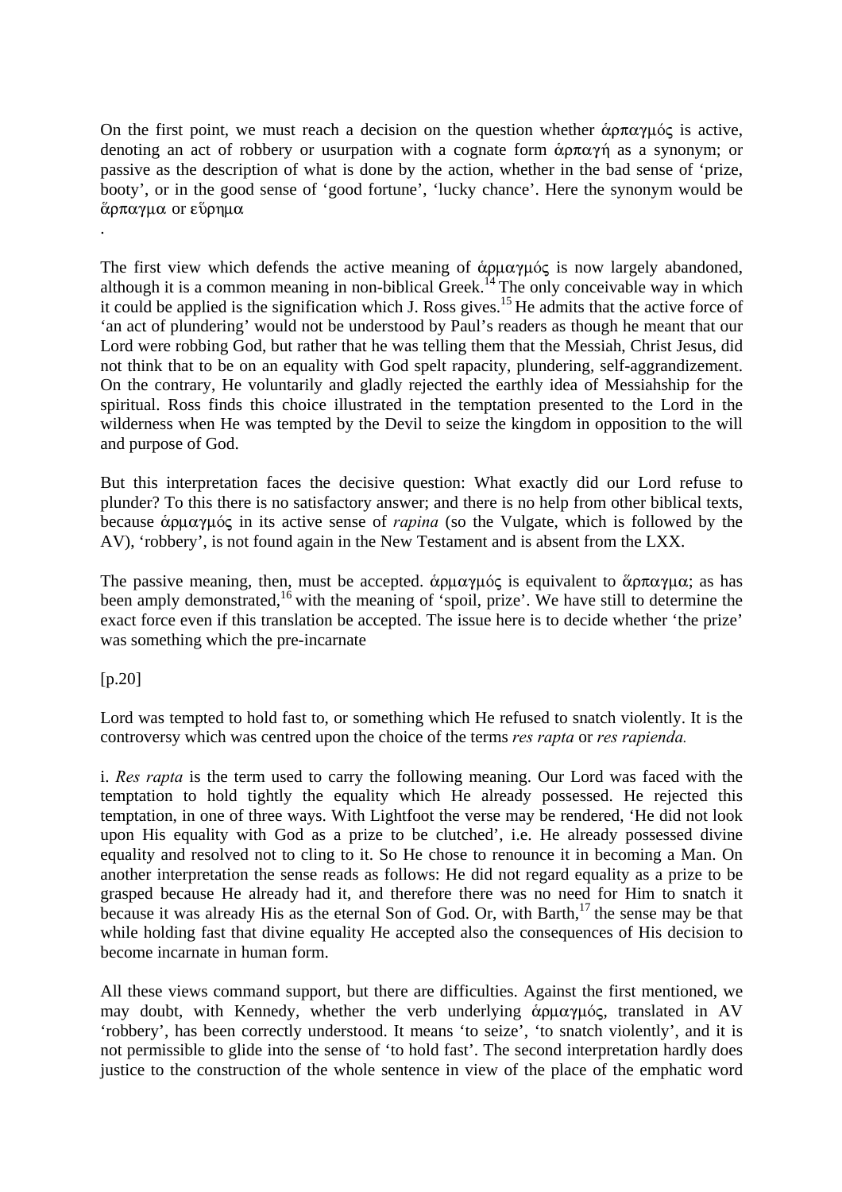On the first point, we must reach a decision on the question whether ἁρπαγμός is active, denoting an act of robbery or usurpation with a cognate form ἁρπαγή as a synonym; or passive as the description of what is done by the action, whether in the bad sense of 'prize, booty', or in the good sense of 'good fortune', 'lucky chance'. Here the synonym would be ἅρπαγμα or εὕρημα

.

The first view which defends the active meaning of ἁρμαγμός is now largely abandoned, although it is a common meaning in non-biblical Greek.[14] The only conceivable way in which it could be applied is the signification which J. Ross gives.[15] He admits that the active force of 'an act of plundering' would not be understood by Paul's readers as though he meant that our Lord were robbing God, but rather that he was telling them that the Messiah, Christ Jesus, did not think that to be on an equality with God spelt rapacity, plundering, self-aggrandizement. On the contrary, He voluntarily and gladly rejected the earthly idea of Messiahship for the spiritual. Ross finds this choice illustrated in the temptation presented to the Lord in the wilderness when He was tempted by the Devil to seize the kingdom in opposition to the will and purpose of God.

But this interpretation faces the decisive question: What exactly did our Lord refuse to plunder? To this there is no satisfactory answer; and there is no help from other biblical texts, because ἁρμαγμός in its active sense of *rapina* (so the Vulgate, which is followed by the AV), 'robbery', is not found again in the New Testament and is absent from the LXX.

The passive meaning, then, must be accepted. ἁρμαγμός is equivalent to ἅρπαγμα; as has been amply demonstrated,[16] with the meaning of 'spoil, prize'. We have still to determine the exact force even if this translation be accepted. The issue here is to decide whether 'the prize' was something which the pre-incarnate

[p.20]

Lord was tempted to hold fast to, or something which He refused to snatch violently. It is the controversy which was centred upon the choice of the terms *res rapta* or *res rapienda.*

i. *Res rapta* is the term used to carry the following meaning. Our Lord was faced with the temptation to hold tightly the equality which He already possessed. He rejected this temptation, in one of three ways. With Lightfoot the verse may be rendered, 'He did not look upon His equality with God as a prize to be clutched', i.e. He already possessed divine equality and resolved not to cling to it. So He chose to renounce it in becoming a Man. On another interpretation the sense reads as follows: He did not regard equality as a prize to be grasped because He already had it, and therefore there was no need for Him to snatch it because it was already His as the eternal Son of God. Or, with Barth,[17] the sense may be that while holding fast that divine equality He accepted also the consequences of His decision to become incarnate in human form.

All these views command support, but there are difficulties. Against the first mentioned, we may doubt, with Kennedy, whether the verb underlying ἁρμαγμός, translated in AV 'robbery', has been correctly understood. It means 'to seize', 'to snatch violently', and it is not permissible to glide into the sense of 'to hold fast'. The second interpretation hardly does justice to the construction of the whole sentence in view of the place of the emphatic word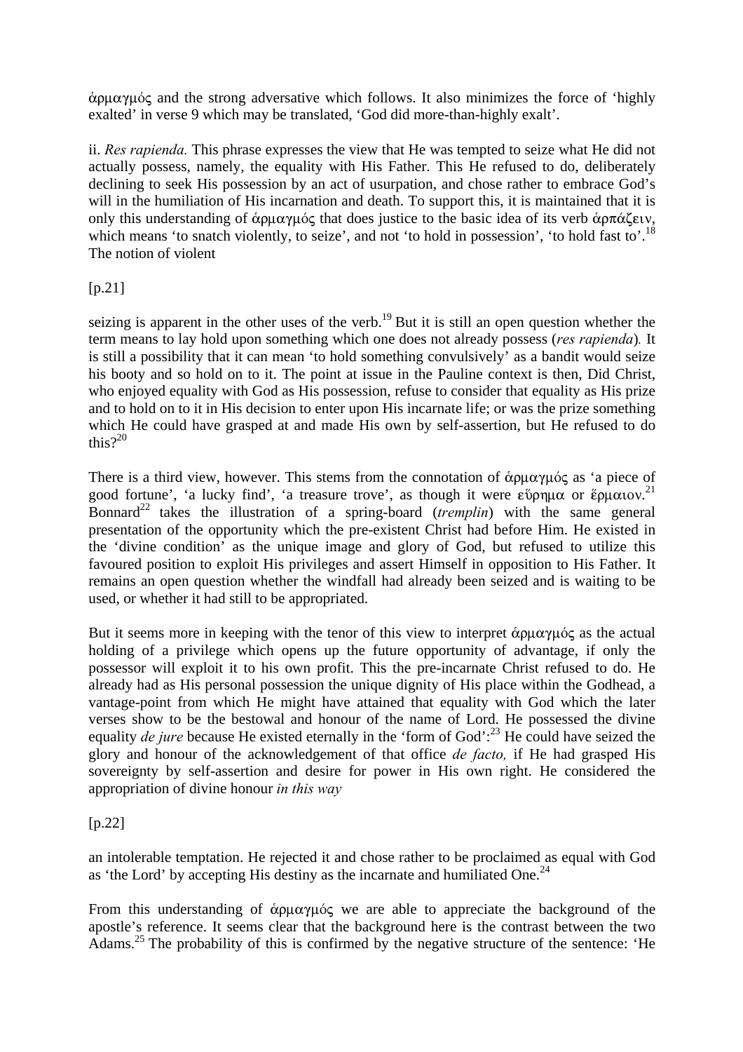ἁρμαγμός and the strong adversative which follows. It also minimizes the force of 'highly exalted' in verse 9 which may be translated, 'God did more-than-highly exalt'.

ii. *Res rapienda.* This phrase expresses the view that He was tempted to seize what He did not actually possess, namely, the equality with His Father. This He refused to do, deliberately declining to seek His possession by an act of usurpation, and chose rather to embrace God's will in the humiliation of His incarnation and death. To support this, it is maintained that it is only this understanding of ἁρμαγμός that does justice to the basic idea of its verb ἁρπάζειν, which means 'to snatch violently, to seize', and not 'to hold in possession', 'to hold fast to'.[18] The notion of violent

[p.21]

seizing is apparent in the other uses of the verb.[19] But it is still an open question whether the term means to lay hold upon something which one does not already possess (*res rapienda*). It is still a possibility that it can mean 'to hold something convulsively' as a bandit would seize his booty and so hold on to it. The point at issue in the Pauline context is then, Did Christ, who enjoyed equality with God as His possession, refuse to consider that equality as His prize and to hold on to it in His decision to enter upon His incarnate life; or was the prize something which He could have grasped at and made His own by self-assertion, but He refused to do this?[20]

There is a third view, however. This stems from the connotation of ἁρμαγμός as 'a piece of good fortune', 'a lucky find', 'a treasure trove', as though it were εὕρημα or ἕρμαιον.[21] Bonnard[22] takes the illustration of a spring-board (*tremplin*) with the same general presentation of the opportunity which the pre-existent Christ had before Him. He existed in the 'divine condition' as the unique image and glory of God, but refused to utilize this favoured position to exploit His privileges and assert Himself in opposition to His Father. It remains an open question whether the windfall had already been seized and is waiting to be used, or whether it had still to be appropriated.

But it seems more in keeping with the tenor of this view to interpret ἁρμαγμός as the actual holding of a privilege which opens up the future opportunity of advantage, if only the possessor will exploit it to his own profit. This the pre-incarnate Christ refused to do. He already had as His personal possession the unique dignity of His place within the Godhead, a vantage-point from which He might have attained that equality with God which the later verses show to be the bestowal and honour of the name of Lord. He possessed the divine equality *de jure* because He existed eternally in the 'form of God':[23] He could have seized the glory and honour of the acknowledgement of that office *de facto,* if He had grasped His sovereignty by self-assertion and desire for power in His own right. He considered the appropriation of divine honour *in this way*

[p.22]

an intolerable temptation. He rejected it and chose rather to be proclaimed as equal with God as 'the Lord' by accepting His destiny as the incarnate and humiliated One.[24]

From this understanding of ἁρμαγμός we are able to appreciate the background of the apostle's reference. It seems clear that the background here is the contrast between the two Adams.[25] The probability of this is confirmed by the negative structure of the sentence: 'He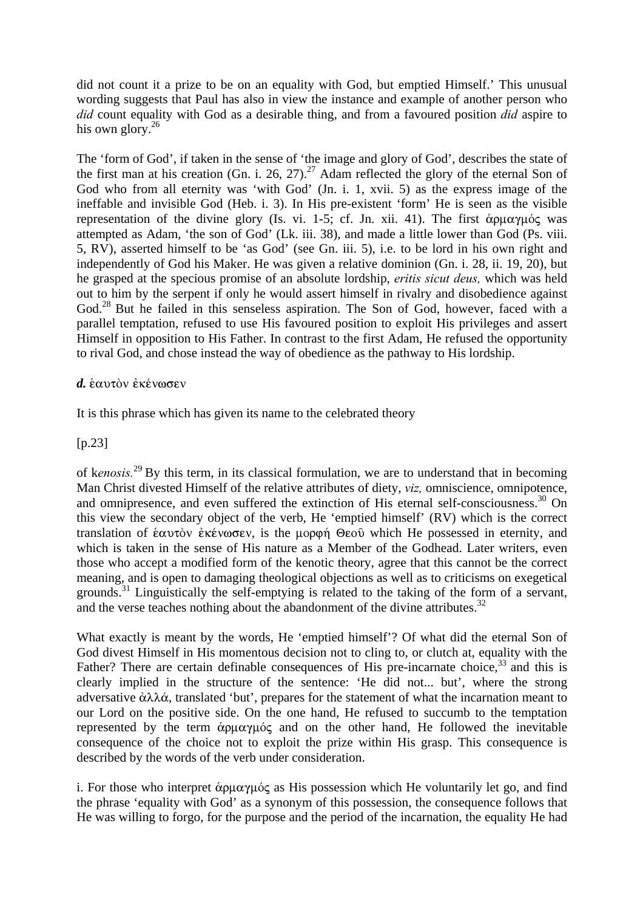did not count it a prize to be on an equality with God, but emptied Himself.' This unusual wording suggests that Paul has also in view the instance and example of another person who *did* count equality with God as a desirable thing, and from a favoured position *did* aspire to his own glory.[26]

The 'form of God', if taken in the sense of 'the image and glory of God', describes the state of the first man at his creation (Gn. i. 26, 27).[27] Adam reflected the glory of the eternal Son of God who from all eternity was 'with God' (Jn. i. 1, xvii. 5) as the express image of the ineffable and invisible God (Heb. i. 3). In His pre-existent 'form' He is seen as the visible representation of the divine glory (Is. vi. 1-5; cf. Jn. xii. 41). The first ἁρμαγμός was attempted as Adam, 'the son of God' (Lk. iii. 38), and made a little lower than God (Ps. viii. 5, RV), asserted himself to be 'as God' (see Gn. iii. 5), i.e. to be lord in his own right and independently of God his Maker. He was given a relative dominion (Gn. i. 28, ii. 19, 20), but he grasped at the specious promise of an absolute lordship, *eritis sicut deus,* which was held out to him by the serpent if only he would assert himself in rivalry and disobedience against God.[28] But he failed in this senseless aspiration. The Son of God, however, faced with a parallel temptation, refused to use His favoured position to exploit His privileges and assert Himself in opposition to His Father. In contrast to the first Adam, He refused the opportunity to rival God, and chose instead the way of obedience as the pathway to His lordship.

***d.*** ἑαυτὸν ἐκένωσεν

It is this phrase which has given its name to the celebrated theory

[p.23]

of k*enosis.*[29] By this term, in its classical formulation, we are to understand that in becoming Man Christ divested Himself of the relative attributes of diety, *viz,* omniscience, omnipotence, and omnipresence, and even suffered the extinction of His eternal self-consciousness.[30] On this view the secondary object of the verb, He 'emptied himself' (RV) which is the correct translation of ἑαυτὸν ἐκένωσεν, is the μορφή Θεοῦ which He possessed in eternity, and which is taken in the sense of His nature as a Member of the Godhead. Later writers, even those who accept a modified form of the kenotic theory, agree that this cannot be the correct meaning, and is open to damaging theological objections as well as to criticisms on exegetical grounds.[31] Linguistically the self-emptying is related to the taking of the form of a servant, and the verse teaches nothing about the abandonment of the divine attributes.[32]

What exactly is meant by the words, He 'emptied himself'? Of what did the eternal Son of God divest Himself in His momentous decision not to cling to, or clutch at, equality with the Father? There are certain definable consequences of His pre-incarnate choice,[33] and this is clearly implied in the structure of the sentence: 'He did not... but', where the strong adversative ἀλλά, translated 'but', prepares for the statement of what the incarnation meant to our Lord on the positive side. On the one hand, He refused to succumb to the temptation represented by the term ἁρμαγμός and on the other hand, He followed the inevitable consequence of the choice not to exploit the prize within His grasp. This consequence is described by the words of the verb under consideration.

i. For those who interpret ἁρμαγμός as His possession which He voluntarily let go, and find the phrase 'equality with God' as a synonym of this possession, the consequence follows that He was willing to forgo, for the purpose and the period of the incarnation, the equality He had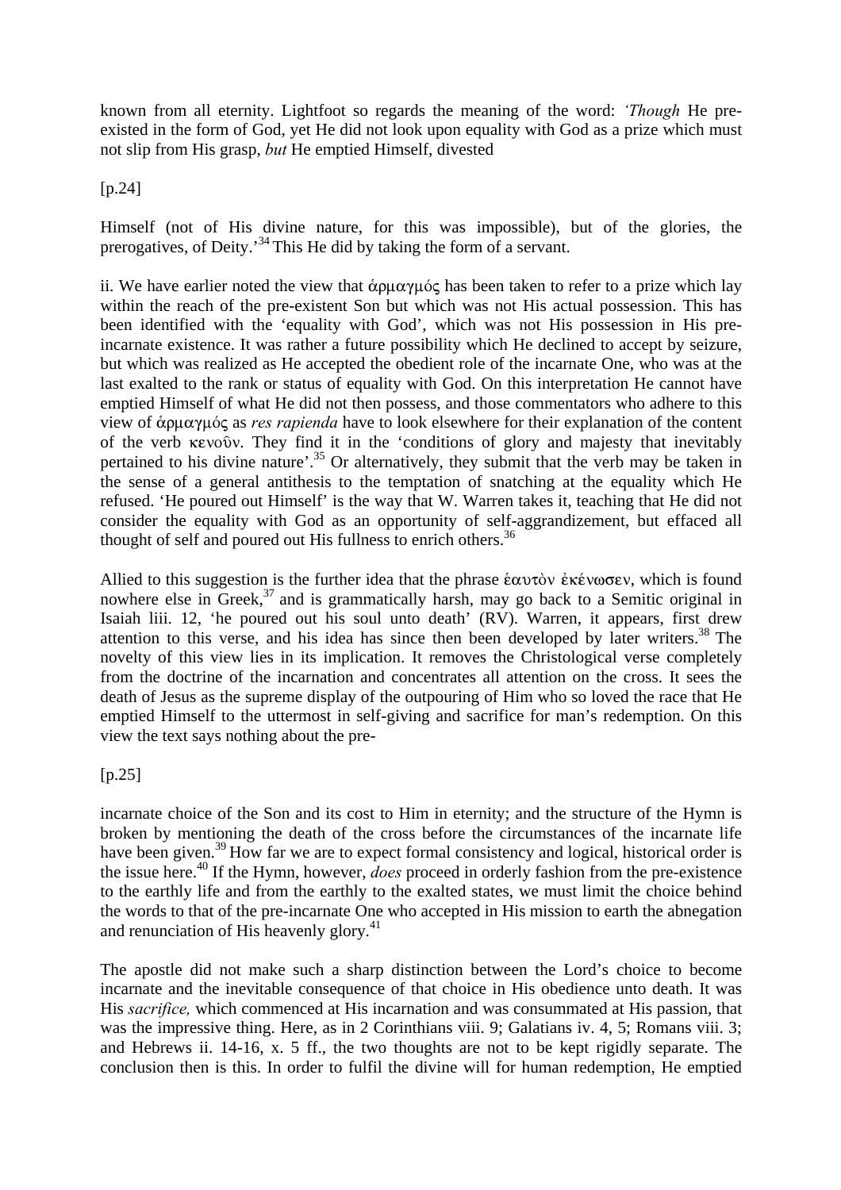known from all eternity. Lightfoot so regards the meaning of the word: *'Though* He pre-existed in the form of God, yet He did not look upon equality with God as a prize which must not slip from His grasp, *but* He emptied Himself, divested

[p.24]

Himself (not of His divine nature, for this was impossible), but of the glories, the prerogatives, of Deity.'[34] This He did by taking the form of a servant.

ii. We have earlier noted the view that ἁρμαγμός has been taken to refer to a prize which lay within the reach of the pre-existent Son but which was not His actual possession. This has been identified with the 'equality with God', which was not His possession in His pre-incarnate existence. It was rather a future possibility which He declined to accept by seizure, but which was realized as He accepted the obedient role of the incarnate One, who was at the last exalted to the rank or status of equality with God. On this interpretation He cannot have emptied Himself of what He did not then possess, and those commentators who adhere to this view of ἁρμαγμός as *res rapienda* have to look elsewhere for their explanation of the content of the verb κενοῦν. They find it in the 'conditions of glory and majesty that inevitably pertained to his divine nature'.[35] Or alternatively, they submit that the verb may be taken in the sense of a general antithesis to the temptation of snatching at the equality which He refused. 'He poured out Himself' is the way that W. Warren takes it, teaching that He did not consider the equality with God as an opportunity of self-aggrandizement, but effaced all thought of self and poured out His fullness to enrich others.[36]

Allied to this suggestion is the further idea that the phrase ἑαυτὸν ἐκένωσεν, which is found nowhere else in Greek,[37] and is grammatically harsh, may go back to a Semitic original in Isaiah liii. 12, 'he poured out his soul unto death' (RV). Warren, it appears, first drew attention to this verse, and his idea has since then been developed by later writers.[38] The novelty of this view lies in its implication. It removes the Christological verse completely from the doctrine of the incarnation and concentrates all attention on the cross. It sees the death of Jesus as the supreme display of the outpouring of Him who so loved the race that He emptied Himself to the uttermost in self-giving and sacrifice for man's redemption. On this view the text says nothing about the pre-

[p.25]

incarnate choice of the Son and its cost to Him in eternity; and the structure of the Hymn is broken by mentioning the death of the cross before the circumstances of the incarnate life have been given.[39] How far we are to expect formal consistency and logical, historical order is the issue here.[40] If the Hymn, however, *does* proceed in orderly fashion from the pre-existence to the earthly life and from the earthly to the exalted states, we must limit the choice behind the words to that of the pre-incarnate One who accepted in His mission to earth the abnegation and renunciation of His heavenly glory.[41]

The apostle did not make such a sharp distinction between the Lord's choice to become incarnate and the inevitable consequence of that choice in His obedience unto death. It was His *sacrifice,* which commenced at His incarnation and was consummated at His passion, that was the impressive thing. Here, as in 2 Corinthians viii. 9; Galatians iv. 4, 5; Romans viii. 3; and Hebrews ii. 14-16, x. 5 ff., the two thoughts are not to be kept rigidly separate. The conclusion then is this. In order to fulfil the divine will for human redemption, He emptied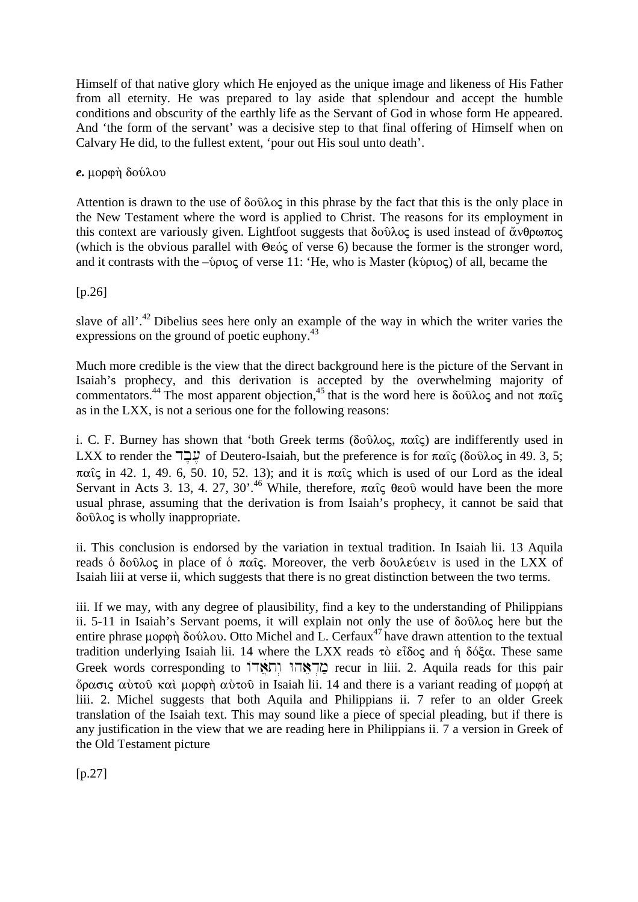Himself of that native glory which He enjoyed as the unique image and likeness of His Father from all eternity. He was prepared to lay aside that splendour and accept the humble conditions and obscurity of the earthly life as the Servant of God in whose form He appeared. And 'the form of the servant' was a decisive step to that final offering of Himself when on Calvary He did, to the fullest extent, 'pour out His soul unto death'.

***e.*** μορφὴ δούλου

Attention is drawn to the use of δοῦλος in this phrase by the fact that this is the only place in the New Testament where the word is applied to Christ. The reasons for its employment in this context are variously given. Lightfoot suggests that δοῦλος is used instead of ἄνθρωπος (which is the obvious parallel with Θεός of verse 6) because the former is the stronger word, and it contrasts with the –ύριος of verse 11: 'He, who is Master (κύριος) of all, became the

[p.26]

slave of all'.[42] Dibelius sees here only an example of the way in which the writer varies the expressions on the ground of poetic euphony.[43]

Much more credible is the view that the direct background here is the picture of the Servant in Isaiah's prophecy, and this derivation is accepted by the overwhelming majority of commentators.[44] The most apparent objection,[45] that is the word here is δοῦλος and not παῖς as in the LXX, is not a serious one for the following reasons:

i. C. F. Burney has shown that 'both Greek terms (δοῦλος, παῖς) are indifferently used in LXX to render the עֶבֶד of Deutero-Isaiah, but the preference is for παῖς (δοῦλος in 49. 3, 5; παῖς in 42. 1, 49. 6, 50. 10, 52. 13); and it is παῖς which is used of our Lord as the ideal Servant in Acts 3. 13, 4. 27, 30'.[46] While, therefore, παῖς θεοῦ would have been the more usual phrase, assuming that the derivation is from Isaiah's prophecy, it cannot be said that δοῦλος is wholly inappropriate.

ii. This conclusion is endorsed by the variation in textual tradition. In Isaiah lii. 13 Aquila reads ὁ δοῦλος in place of ὁ παῖς. Moreover, the verb δουλεύειν is used in the LXX of Isaiah liii at verse ii, which suggests that there is no great distinction between the two terms.

iii. If we may, with any degree of plausibility, find a key to the understanding of Philippians ii. 5-11 in Isaiah's Servant poems, it will explain not only the use of δοῦλος here but the entire phrase μορφὴ δούλου. Otto Michel and L. Cerfaux[47] have drawn attention to the textual tradition underlying Isaiah lii. 14 where the LXX reads τὸ εἶδος and ἡ δόξα. These same Greek words corresponding to מַרְאֵהוּ וְתֹאֲרוֹ recur in liii. 2. Aquila reads for this pair ὅρασις αὐτοῦ καὶ μορφὴ αὐτοῦ in Isaiah lii. 14 and there is a variant reading of μορφή at liii. 2. Michel suggests that both Aquila and Philippians ii. 7 refer to an older Greek translation of the Isaiah text. This may sound like a piece of special pleading, but if there is any justification in the view that we are reading here in Philippians ii. 7 a version in Greek of the Old Testament picture

[p.27]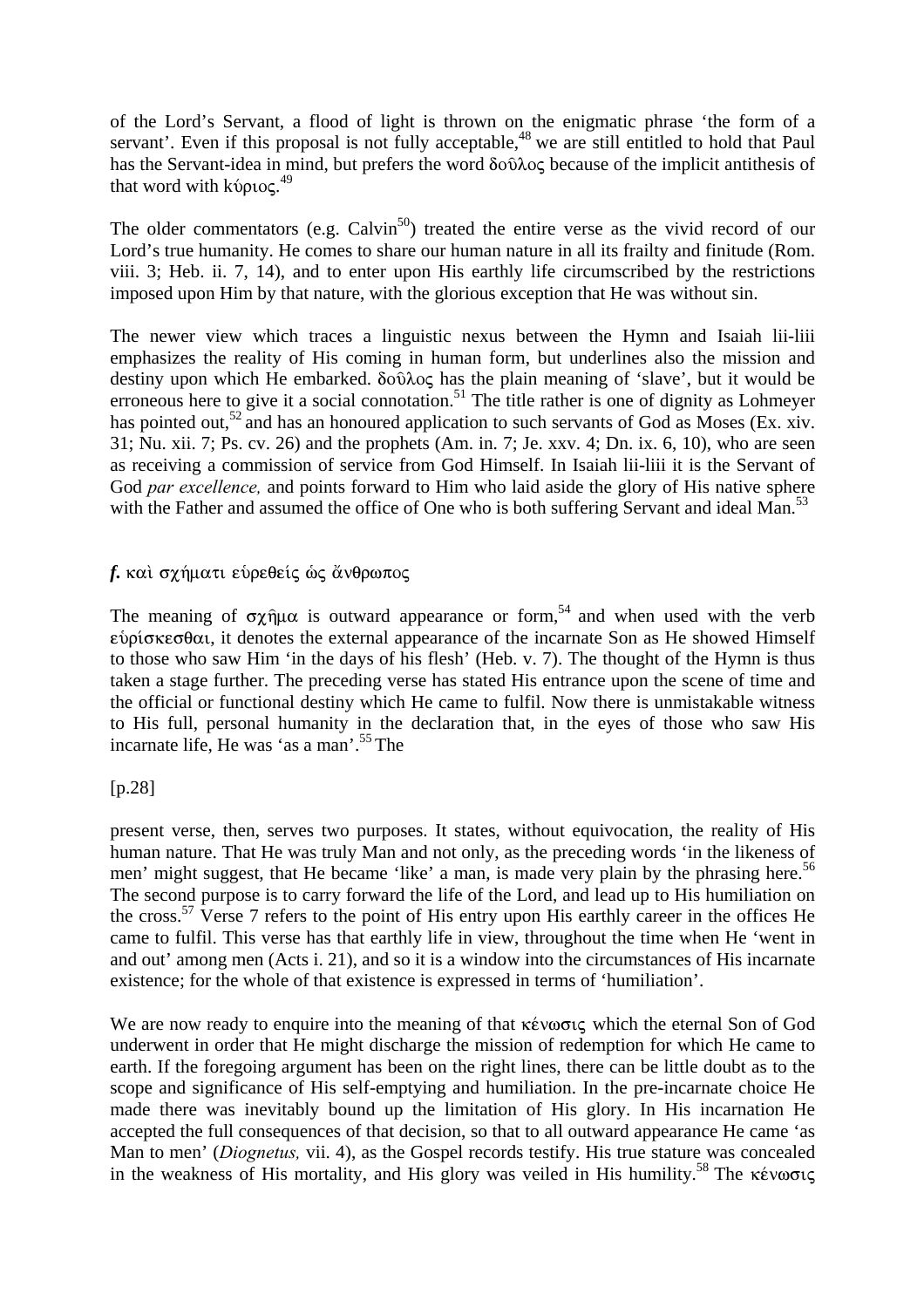of the Lord's Servant, a flood of light is thrown on the enigmatic phrase 'the form of a servant'. Even if this proposal is not fully acceptable,[48] we are still entitled to hold that Paul has the Servant-idea in mind, but prefers the word δοῦλος because of the implicit antithesis of that word with κύριος.[49]

The older commentators (e.g. Calvin[50]) treated the entire verse as the vivid record of our Lord's true humanity. He comes to share our human nature in all its frailty and finitude (Rom. viii. 3; Heb. ii. 7, 14), and to enter upon His earthly life circumscribed by the restrictions imposed upon Him by that nature, with the glorious exception that He was without sin.

The newer view which traces a linguistic nexus between the Hymn and Isaiah lii-liii emphasizes the reality of His coming in human form, but underlines also the mission and destiny upon which He embarked. δοῦλος has the plain meaning of 'slave', but it would be erroneous here to give it a social connotation.[51] The title rather is one of dignity as Lohmeyer has pointed out,[52] and has an honoured application to such servants of God as Moses (Ex. xiv. 31; Nu. xii. 7; Ps. cv. 26) and the prophets (Am. in. 7; Je. xxv. 4; Dn. ix. 6, 10), who are seen as receiving a commission of service from God Himself. In Isaiah lii-liii it is the Servant of God *par excellence,* and points forward to Him who laid aside the glory of His native sphere with the Father and assumed the office of One who is both suffering Servant and ideal Man.[53]

### *f.* καὶ σχήματι εὑρεθείς ὡς ἄνθρωπος

The meaning of σχῆμα is outward appearance or form,[54] and when used with the verb εὑρίσκεσθαι, it denotes the external appearance of the incarnate Son as He showed Himself to those who saw Him 'in the days of his flesh' (Heb. v. 7). The thought of the Hymn is thus taken a stage further. The preceding verse has stated His entrance upon the scene of time and the official or functional destiny which He came to fulfil. Now there is unmistakable witness to His full, personal humanity in the declaration that, in the eyes of those who saw His incarnate life, He was 'as a man'.[55] The

[p.28]

present verse, then, serves two purposes. It states, without equivocation, the reality of His human nature. That He was truly Man and not only, as the preceding words 'in the likeness of men' might suggest, that He became 'like' a man, is made very plain by the phrasing here.[56] The second purpose is to carry forward the life of the Lord, and lead up to His humiliation on the cross.[57] Verse 7 refers to the point of His entry upon His earthly career in the offices He came to fulfil. This verse has that earthly life in view, throughout the time when He 'went in and out' among men (Acts i. 21), and so it is a window into the circumstances of His incarnate existence; for the whole of that existence is expressed in terms of 'humiliation'.

We are now ready to enquire into the meaning of that κένωσις which the eternal Son of God underwent in order that He might discharge the mission of redemption for which He came to earth. If the foregoing argument has been on the right lines, there can be little doubt as to the scope and significance of His self-emptying and humiliation. In the pre-incarnate choice He made there was inevitably bound up the limitation of His glory. In His incarnation He accepted the full consequences of that decision, so that to all outward appearance He came 'as Man to men' (*Diognetus,* vii. 4), as the Gospel records testify. His true stature was concealed in the weakness of His mortality, and His glory was veiled in His humility.[58] The κένωσις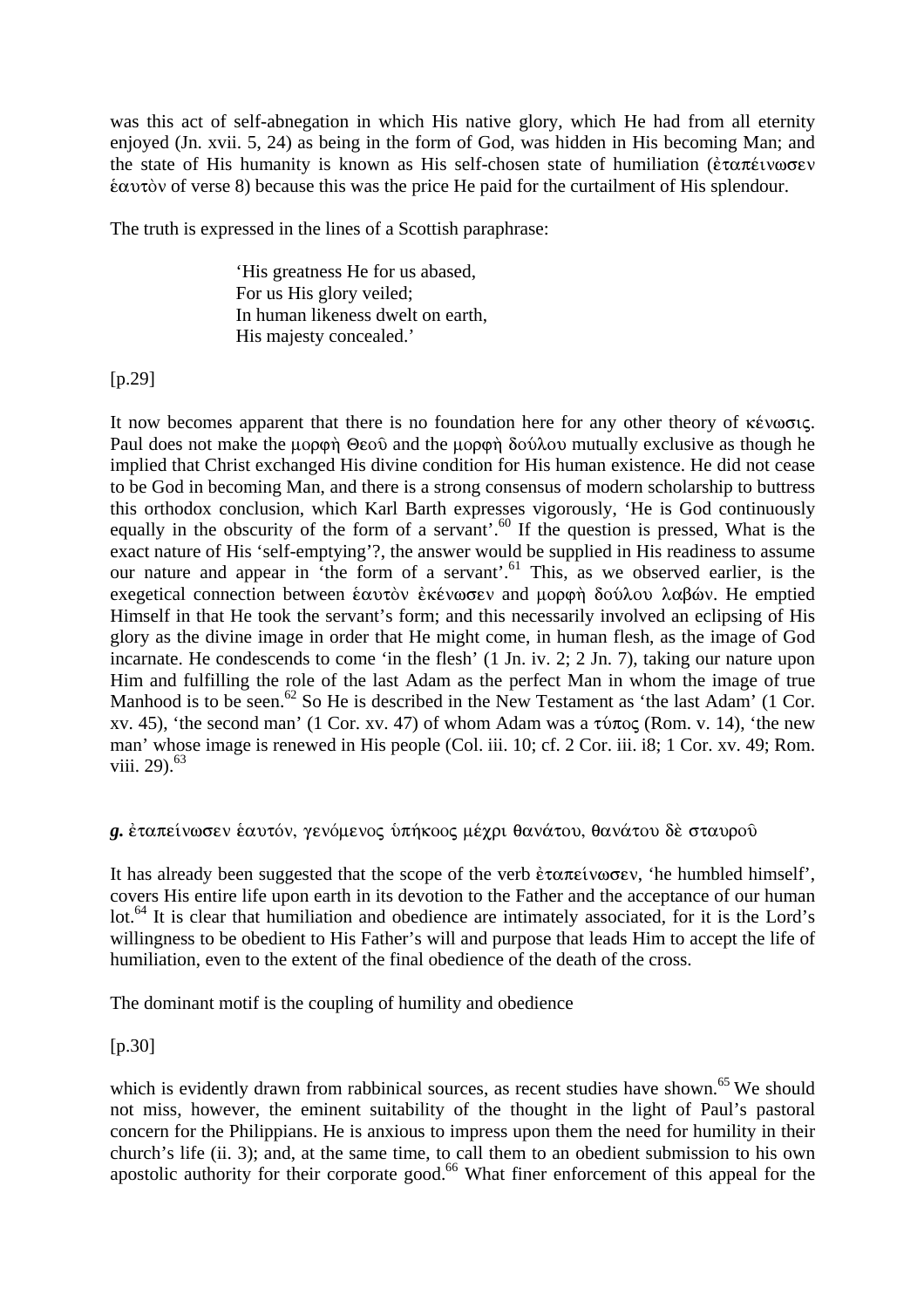was this act of self-abnegation in which His native glory, which He had from all eternity enjoyed (Jn. xvii. 5, 24) as being in the form of God, was hidden in His becoming Man; and the state of His humanity is known as His self-chosen state of humiliation (ἐταπείνωσεν ἑαυτὸν of verse 8) because this was the price He paid for the curtailment of His splendour.

The truth is expressed in the lines of a Scottish paraphrase:

> 'His greatness He for us abased,
> For us His glory veiled;
> In human likeness dwelt on earth,
> His majesty concealed.'

[p.29]

It now becomes apparent that there is no foundation here for any other theory of κένωσις. Paul does not make the μορφὴ Θεοῦ and the μορφὴ δούλου mutually exclusive as though he implied that Christ exchanged His divine condition for His human existence. He did not cease to be God in becoming Man, and there is a strong consensus of modern scholarship to buttress this orthodox conclusion, which Karl Barth expresses vigorously, 'He is God continuously equally in the obscurity of the form of a servant'.[60] If the question is pressed, What is the exact nature of His 'self-emptying'?, the answer would be supplied in His readiness to assume our nature and appear in 'the form of a servant'.[61] This, as we observed earlier, is the exegetical connection between ἑαυτὸν ἐκένωσεν and μορφὴ δούλου λαβών. He emptied Himself in that He took the servant's form; and this necessarily involved an eclipsing of His glory as the divine image in order that He might come, in human flesh, as the image of God incarnate. He condescends to come 'in the flesh' (1 Jn. iv. 2; 2 Jn. 7), taking our nature upon Him and fulfilling the role of the last Adam as the perfect Man in whom the image of true Manhood is to be seen.[62] So He is described in the New Testament as 'the last Adam' (1 Cor. xv. 45), 'the second man' (1 Cor. xv. 47) of whom Adam was a τύπος (Rom. v. 14), 'the new man' whose image is renewed in His people (Col. iii. 10; cf. 2 Cor. iii. i8; 1 Cor. xv. 49; Rom. viii. 29).[63]

***g.*** *ἐταπείνωσεν ἑαυτόν, γενόμενος ὑπήκοος μέχρι θανάτου, θανάτου δὲ σταυροῦ*

It has already been suggested that the scope of the verb ἐταπείνωσεν, 'he humbled himself', covers His entire life upon earth in its devotion to the Father and the acceptance of our human lot.[64] It is clear that humiliation and obedience are intimately associated, for it is the Lord's willingness to be obedient to His Father's will and purpose that leads Him to accept the life of humiliation, even to the extent of the final obedience of the death of the cross.

The dominant motif is the coupling of humility and obedience

[p.30]

which is evidently drawn from rabbinical sources, as recent studies have shown.[65] We should not miss, however, the eminent suitability of the thought in the light of Paul's pastoral concern for the Philippians. He is anxious to impress upon them the need for humility in their church's life (ii. 3); and, at the same time, to call them to an obedient submission to his own apostolic authority for their corporate good.[66] What finer enforcement of this appeal for the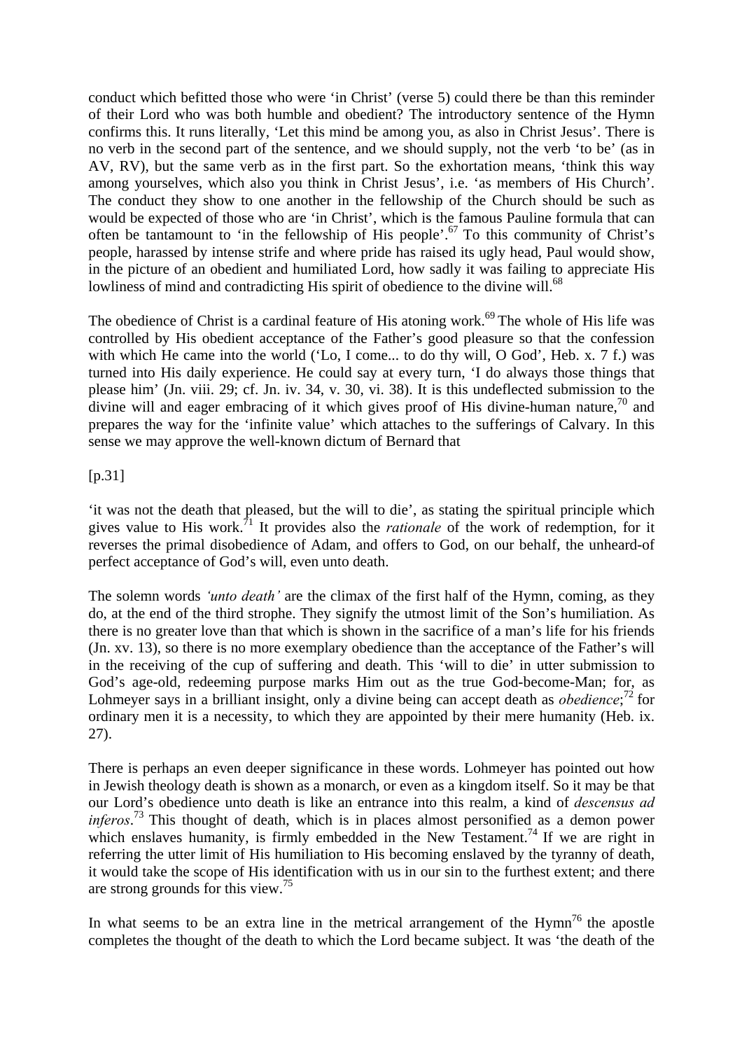conduct which befitted those who were 'in Christ' (verse 5) could there be than this reminder of their Lord who was both humble and obedient? The introductory sentence of the Hymn confirms this. It runs literally, 'Let this mind be among you, as also in Christ Jesus'. There is no verb in the second part of the sentence, and we should supply, not the verb 'to be' (as in AV, RV), but the same verb as in the first part. So the exhortation means, 'think this way among yourselves, which also you think in Christ Jesus', i.e. 'as members of His Church'. The conduct they show to one another in the fellowship of the Church should be such as would be expected of those who are 'in Christ', which is the famous Pauline formula that can often be tantamount to 'in the fellowship of His people'.[67] To this community of Christ's people, harassed by intense strife and where pride has raised its ugly head, Paul would show, in the picture of an obedient and humiliated Lord, how sadly it was failing to appreciate His lowliness of mind and contradicting His spirit of obedience to the divine will.[68]

The obedience of Christ is a cardinal feature of His atoning work.[69] The whole of His life was controlled by His obedient acceptance of the Father's good pleasure so that the confession with which He came into the world ('Lo, I come... to do thy will, O God', Heb. x. 7 f.) was turned into His daily experience. He could say at every turn, 'I do always those things that please him' (Jn. viii. 29; cf. Jn. iv. 34, v. 30, vi. 38). It is this undeflected submission to the divine will and eager embracing of it which gives proof of His divine-human nature,[70] and prepares the way for the 'infinite value' which attaches to the sufferings of Calvary. In this sense we may approve the well-known dictum of Bernard that

[p.31]

'it was not the death that pleased, but the will to die', as stating the spiritual principle which gives value to His work.[71] It provides also the *rationale* of the work of redemption, for it reverses the primal disobedience of Adam, and offers to God, on our behalf, the unheard-of perfect acceptance of God's will, even unto death.

The solemn words *'unto death'* are the climax of the first half of the Hymn, coming, as they do, at the end of the third strophe. They signify the utmost limit of the Son's humiliation. As there is no greater love than that which is shown in the sacrifice of a man's life for his friends (Jn. xv. 13), so there is no more exemplary obedience than the acceptance of the Father's will in the receiving of the cup of suffering and death. This 'will to die' in utter submission to God's age-old, redeeming purpose marks Him out as the true God-become-Man; for, as Lohmeyer says in a brilliant insight, only a divine being can accept death as *obedience*;[72] for ordinary men it is a necessity, to which they are appointed by their mere humanity (Heb. ix. 27).

There is perhaps an even deeper significance in these words. Lohmeyer has pointed out how in Jewish theology death is shown as a monarch, or even as a kingdom itself. So it may be that our Lord's obedience unto death is like an entrance into this realm, a kind of *descensus ad inferos*.[73] This thought of death, which is in places almost personified as a demon power which enslaves humanity, is firmly embedded in the New Testament.[74] If we are right in referring the utter limit of His humiliation to His becoming enslaved by the tyranny of death, it would take the scope of His identification with us in our sin to the furthest extent; and there are strong grounds for this view.[75]

In what seems to be an extra line in the metrical arrangement of the Hymn[76] the apostle completes the thought of the death to which the Lord became subject. It was 'the death of the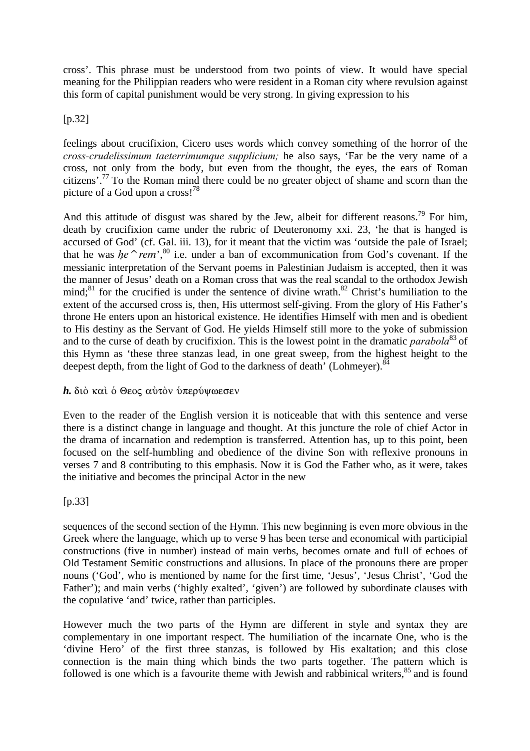cross'. This phrase must be understood from two points of view. It would have special meaning for the Philippian readers who were resident in a Roman city where revulsion against this form of capital punishment would be very strong. In giving expression to his

[p.32]

feelings about crucifixion, Cicero uses words which convey something of the horror of the *cross-crudelissimum taeterrimumque supplicium;* he also says, 'Far be the very name of a cross, not only from the body, but even from the thought, the eyes, the ears of Roman citizens'.[77] To the Roman mind there could be no greater object of shame and scorn than the picture of a God upon a cross![78]

And this attitude of disgust was shared by the Jew, albeit for different reasons.[79] For him, death by crucifixion came under the rubric of Deuteronomy xxi. 23, 'he that is hanged is accursed of God' (cf. Gal. iii. 13), for it meant that the victim was 'outside the pale of Israel; that he was *ḥe^rem'*,[80] i.e. under a ban of excommunication from God's covenant. If the messianic interpretation of the Servant poems in Palestinian Judaism is accepted, then it was the manner of Jesus' death on a Roman cross that was the real scandal to the orthodox Jewish mind;[81] for the crucified is under the sentence of divine wrath.[82] Christ's humiliation to the extent of the accursed cross is, then, His uttermost self-giving. From the glory of His Father's throne He enters upon an historical existence. He identifies Himself with men and is obedient to His destiny as the Servant of God. He yields Himself still more to the yoke of submission and to the curse of death by crucifixion. This is the lowest point in the dramatic *parabola*[83] of this Hymn as 'these three stanzas lead, in one great sweep, from the highest height to the deepest depth, from the light of God to the darkness of death' (Lohmeyer).[84]

***h.*** διὸ καὶ ὁ Θεος αὐτὸν ὑπερύψωεσεν

Even to the reader of the English version it is noticeable that with this sentence and verse there is a distinct change in language and thought. At this juncture the role of chief Actor in the drama of incarnation and redemption is transferred. Attention has, up to this point, been focused on the self-humbling and obedience of the divine Son with reflexive pronouns in verses 7 and 8 contributing to this emphasis. Now it is God the Father who, as it were, takes the initiative and becomes the principal Actor in the new

[p.33]

sequences of the second section of the Hymn. This new beginning is even more obvious in the Greek where the language, which up to verse 9 has been terse and economical with participial constructions (five in number) instead of main verbs, becomes ornate and full of echoes of Old Testament Semitic constructions and allusions. In place of the pronouns there are proper nouns ('God', who is mentioned by name for the first time, 'Jesus', 'Jesus Christ', 'God the Father'); and main verbs ('highly exalted', 'given') are followed by subordinate clauses with the copulative 'and' twice, rather than participles.

However much the two parts of the Hymn are different in style and syntax they are complementary in one important respect. The humiliation of the incarnate One, who is the 'divine Hero' of the first three stanzas, is followed by His exaltation; and this close connection is the main thing which binds the two parts together. The pattern which is followed is one which is a favourite theme with Jewish and rabbinical writers,[85] and is found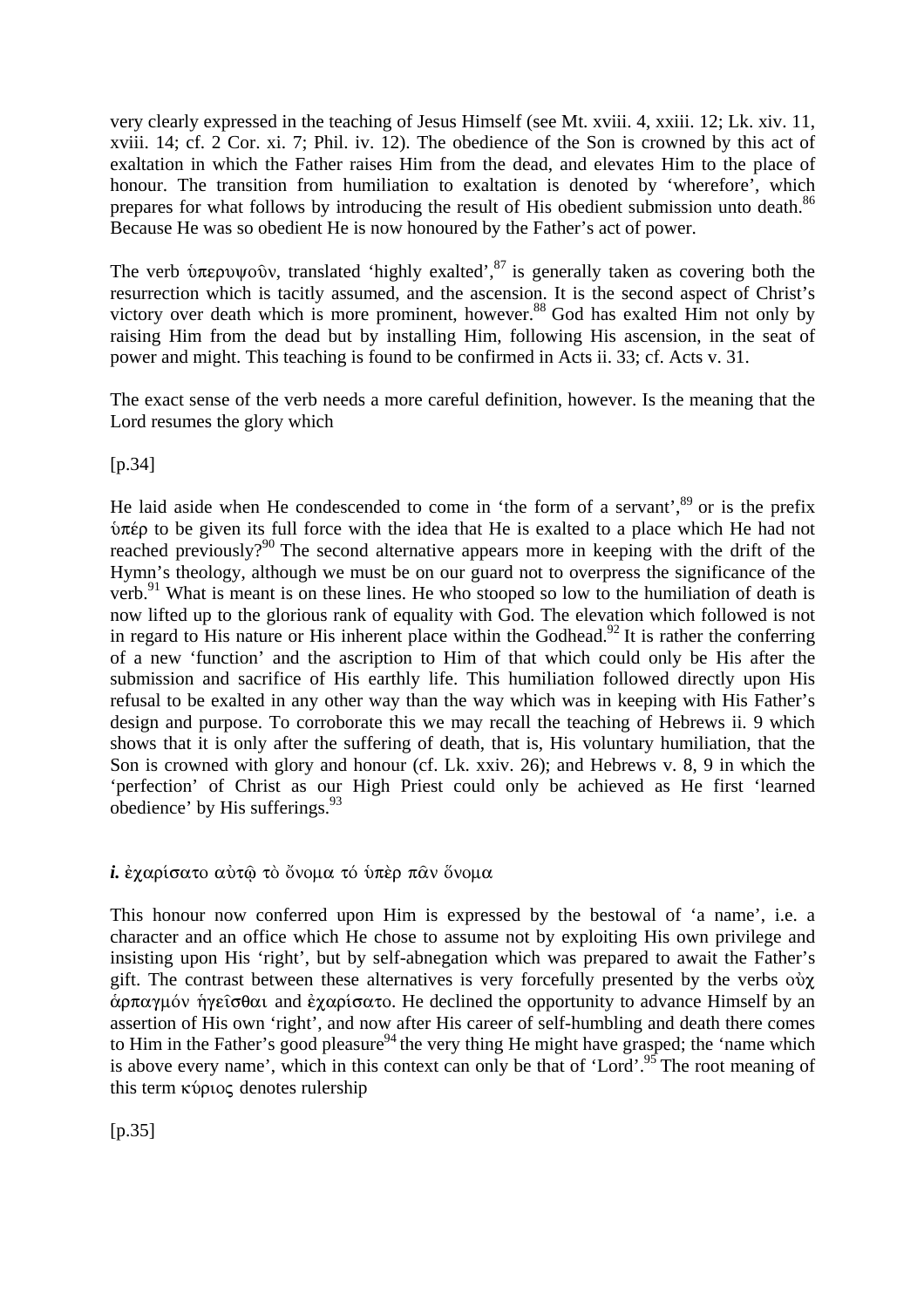very clearly expressed in the teaching of Jesus Himself (see Mt. xviii. 4, xxiii. 12; Lk. xiv. 11, xviii. 14; cf. 2 Cor. xi. 7; Phil. iv. 12). The obedience of the Son is crowned by this act of exaltation in which the Father raises Him from the dead, and elevates Him to the place of honour. The transition from humiliation to exaltation is denoted by 'wherefore', which prepares for what follows by introducing the result of His obedient submission unto death.[86] Because He was so obedient He is now honoured by the Father's act of power.

The verb ὑπερυψοῦν, translated 'highly exalted',[87] is generally taken as covering both the resurrection which is tacitly assumed, and the ascension. It is the second aspect of Christ's victory over death which is more prominent, however.[88] God has exalted Him not only by raising Him from the dead but by installing Him, following His ascension, in the seat of power and might. This teaching is found to be confirmed in Acts ii. 33; cf. Acts v. 31.

The exact sense of the verb needs a more careful definition, however. Is the meaning that the Lord resumes the glory which

[p.34]

He laid aside when He condescended to come in 'the form of a servant',[89] or is the prefix ὑπέρ to be given its full force with the idea that He is exalted to a place which He had not reached previously?[90] The second alternative appears more in keeping with the drift of the Hymn's theology, although we must be on our guard not to overpress the significance of the verb.[91] What is meant is on these lines. He who stooped so low to the humiliation of death is now lifted up to the glorious rank of equality with God. The elevation which followed is not in regard to His nature or His inherent place within the Godhead.[92] It is rather the conferring of a new 'function' and the ascription to Him of that which could only be His after the submission and sacrifice of His earthly life. This humiliation followed directly upon His refusal to be exalted in any other way than the way which was in keeping with His Father's design and purpose. To corroborate this we may recall the teaching of Hebrews ii. 9 which shows that it is only after the suffering of death, that is, His voluntary humiliation, that the Son is crowned with glory and honour (cf. Lk. xxiv. 26); and Hebrews v. 8, 9 in which the 'perfection' of Christ as our High Priest could only be achieved as He first 'learned obedience' by His sufferings.[93]

***i.*** ἐχαρίσατο αὐτῷ τὸ ὄνομα τό ὑπὲρ πᾶν ὄνομα

This honour now conferred upon Him is expressed by the bestowal of 'a name', i.e. a character and an office which He chose to assume not by exploiting His own privilege and insisting upon His 'right', but by self-abnegation which was prepared to await the Father's gift. The contrast between these alternatives is very forcefully presented by the verbs οὐχ ἁρπαγμόν ἡγεῖσθαι and ἐχαρίσατο. He declined the opportunity to advance Himself by an assertion of His own 'right', and now after His career of self-humbling and death there comes to Him in the Father's good pleasure[94] the very thing He might have grasped; the 'name which is above every name', which in this context can only be that of 'Lord'.[95] The root meaning of this term κύριος denotes rulership

[p.35]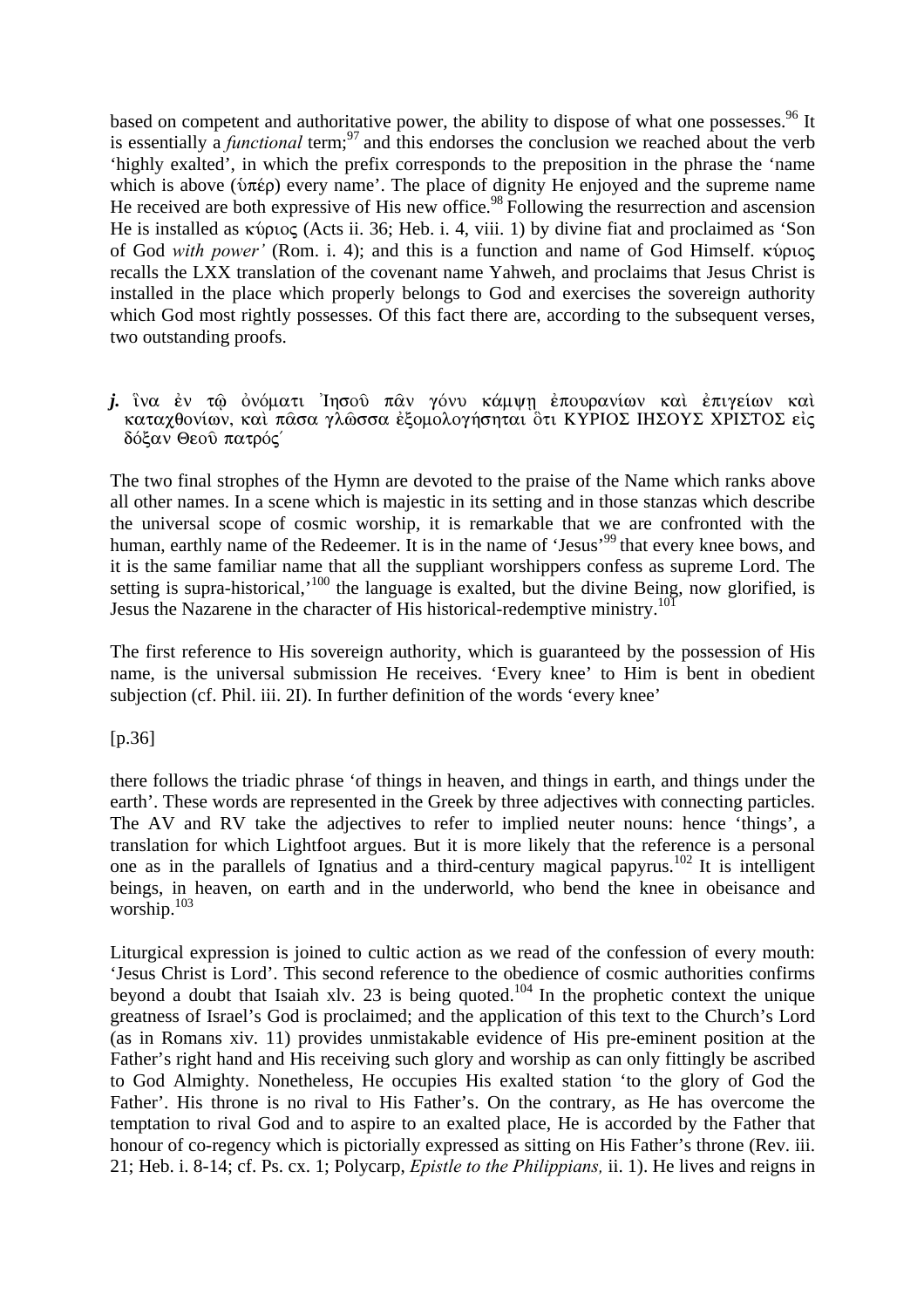based on competent and authoritative power, the ability to dispose of what one possesses.[96] It is essentially a *functional* term;[97] and this endorses the conclusion we reached about the verb 'highly exalted', in which the prefix corresponds to the preposition in the phrase the 'name which is above (ὑπέρ) every name'. The place of dignity He enjoyed and the supreme name He received are both expressive of His new office.[98] Following the resurrection and ascension He is installed as κύριος (Acts ii. 36; Heb. i. 4, viii. 1) by divine fiat and proclaimed as 'Son of God *with power'* (Rom. i. 4); and this is a function and name of God Himself. κύριος recalls the LXX translation of the covenant name Yahweh, and proclaims that Jesus Christ is installed in the place which properly belongs to God and exercises the sovereign authority which God most rightly possesses. Of this fact there are, according to the subsequent verses, two outstanding proofs.

***j.*** ἵνα ἐν τῷ ὀνόματι Ἰησοῦ πᾶν γόνυ κάμψῃ ἐπουρανίων καὶ ἐπιγείων καὶ καταχθονίων, καὶ πᾶσα γλῶσσα ἐξομολογήσηται ὃτι ΚΥΡΙΟΣ ΙΗΣΟΥΣ ΧΡΙΣΤΟΣ εἰς δόξαν Θεοῦ πατρός΄

The two final strophes of the Hymn are devoted to the praise of the Name which ranks above all other names. In a scene which is majestic in its setting and in those stanzas which describe the universal scope of cosmic worship, it is remarkable that we are confronted with the human, earthly name of the Redeemer. It is in the name of 'Jesus'[99] that every knee bows, and it is the same familiar name that all the suppliant worshippers confess as supreme Lord. The setting is supra-historical,'[100] the language is exalted, but the divine Being, now glorified, is Jesus the Nazarene in the character of His historical-redemptive ministry.[101]

The first reference to His sovereign authority, which is guaranteed by the possession of His name, is the universal submission He receives. 'Every knee' to Him is bent in obedient subjection (cf. Phil. iii. 2I). In further definition of the words 'every knee'

[p.36]

there follows the triadic phrase 'of things in heaven, and things in earth, and things under the earth'. These words are represented in the Greek by three adjectives with connecting particles. The AV and RV take the adjectives to refer to implied neuter nouns: hence 'things', a translation for which Lightfoot argues. But it is more likely that the reference is a personal one as in the parallels of Ignatius and a third-century magical papyrus.[102] It is intelligent beings, in heaven, on earth and in the underworld, who bend the knee in obeisance and worship.[103]

Liturgical expression is joined to cultic action as we read of the confession of every mouth: 'Jesus Christ is Lord'. This second reference to the obedience of cosmic authorities confirms beyond a doubt that Isaiah xlv. 23 is being quoted.[104] In the prophetic context the unique greatness of Israel's God is proclaimed; and the application of this text to the Church's Lord (as in Romans xiv. 11) provides unmistakable evidence of His pre-eminent position at the Father's right hand and His receiving such glory and worship as can only fittingly be ascribed to God Almighty. Nonetheless, He occupies His exalted station 'to the glory of God the Father'. His throne is no rival to His Father's. On the contrary, as He has overcome the temptation to rival God and to aspire to an exalted place, He is accorded by the Father that honour of co-regency which is pictorially expressed as sitting on His Father's throne (Rev. iii. 21; Heb. i. 8-14; cf. Ps. cx. 1; Polycarp, *Epistle to the Philippians,* ii. 1). He lives and reigns in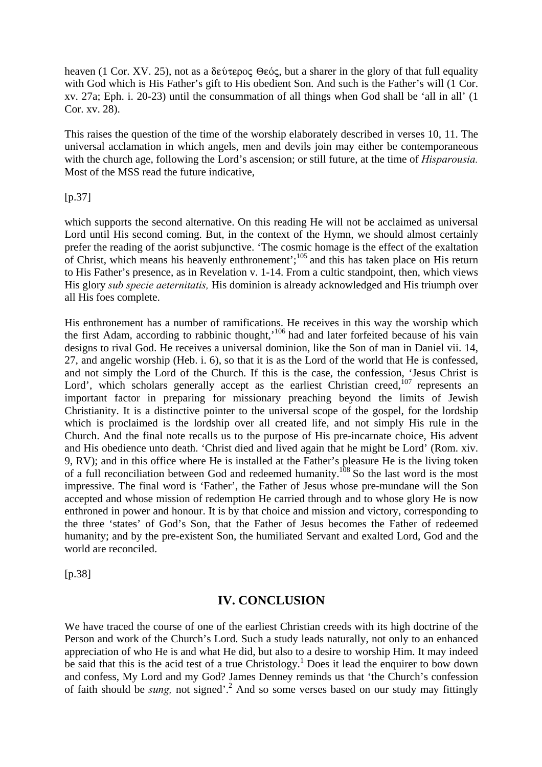heaven (1 Cor. XV. 25), not as a δεύτερος Θεός, but a sharer in the glory of that full equality with God which is His Father's gift to His obedient Son. And such is the Father's will (1 Cor. xv. 27a; Eph. i. 20-23) until the consummation of all things when God shall be 'all in all' (1 Cor. xv. 28).

This raises the question of the time of the worship elaborately described in verses 10, 11. The universal acclamation in which angels, men and devils join may either be contemporaneous with the church age, following the Lord's ascension; or still future, at the time of *Hisparousia.* Most of the MSS read the future indicative,

[p.37]

which supports the second alternative. On this reading He will not be acclaimed as universal Lord until His second coming. But, in the context of the Hymn, we should almost certainly prefer the reading of the aorist subjunctive. 'The cosmic homage is the effect of the exaltation of Christ, which means his heavenly enthronement';[105] and this has taken place on His return to His Father's presence, as in Revelation v. 1-14. From a cultic standpoint, then, which views His glory *sub specie aeternitatis,* His dominion is already acknowledged and His triumph over all His foes complete.

His enthronement has a number of ramifications. He receives in this way the worship which the first Adam, according to rabbinic thought,'[106] had and later forfeited because of his vain designs to rival God. He receives a universal dominion, like the Son of man in Daniel vii. 14, 27, and angelic worship (Heb. i. 6), so that it is as the Lord of the world that He is confessed, and not simply the Lord of the Church. If this is the case, the confession, 'Jesus Christ is Lord', which scholars generally accept as the earliest Christian creed,[107] represents an important factor in preparing for missionary preaching beyond the limits of Jewish Christianity. It is a distinctive pointer to the universal scope of the gospel, for the lordship which is proclaimed is the lordship over all created life, and not simply His rule in the Church. And the final note recalls us to the purpose of His pre-incarnate choice, His advent and His obedience unto death. 'Christ died and lived again that he might be Lord' (Rom. xiv. 9, RV); and in this office where He is installed at the Father's pleasure He is the living token of a full reconciliation between God and redeemed humanity.[108] So the last word is the most impressive. The final word is 'Father', the Father of Jesus whose pre-mundane will the Son accepted and whose mission of redemption He carried through and to whose glory He is now enthroned in power and honour. It is by that choice and mission and victory, corresponding to the three 'states' of God's Son, that the Father of Jesus becomes the Father of redeemed humanity; and by the pre-existent Son, the humiliated Servant and exalted Lord, God and the world are reconciled.

[p.38]

## IV. CONCLUSION

We have traced the course of one of the earliest Christian creeds with its high doctrine of the Person and work of the Church's Lord. Such a study leads naturally, not only to an enhanced appreciation of who He is and what He did, but also to a desire to worship Him. It may indeed be said that this is the acid test of a true Christology.[1] Does it lead the enquirer to bow down and confess, My Lord and my God? James Denney reminds us that 'the Church's confession of faith should be *sung,* not signed'.[2] And so some verses based on our study may fittingly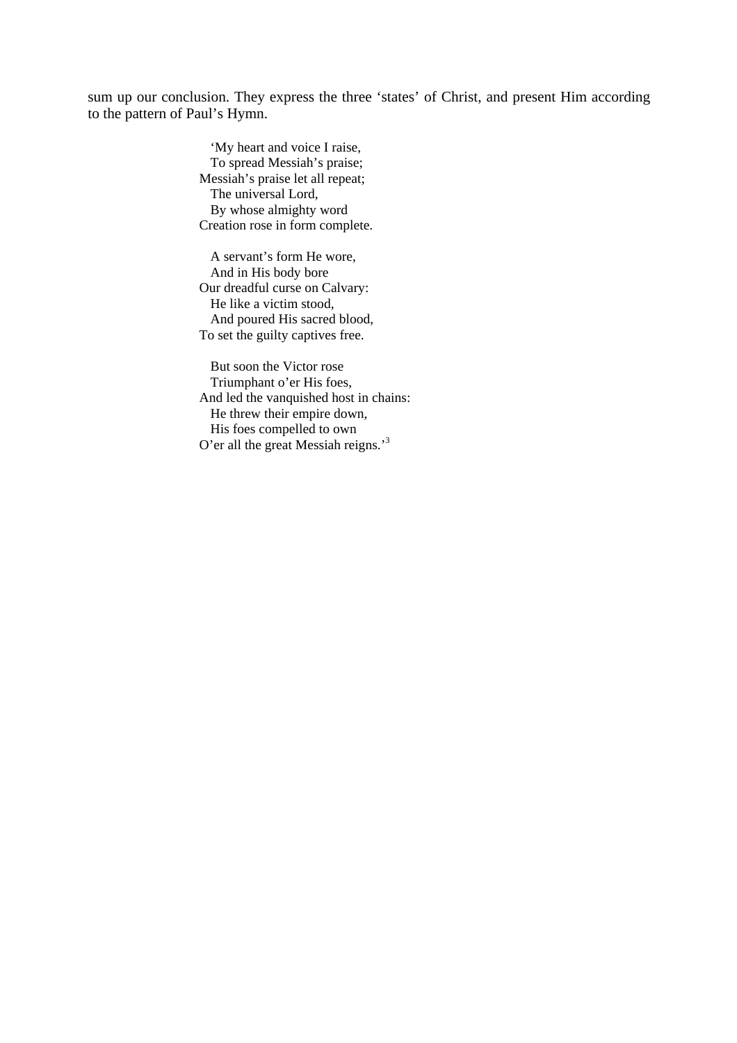sum up our conclusion. They express the three ‘states’ of Christ, and present Him according to the pattern of Paul’s Hymn.

> ‘My heart and voice I raise,
> To spread Messiah’s praise;
> Messiah’s praise let all repeat;
> The universal Lord,
> By whose almighty word
> Creation rose in form complete.
>
> A servant’s form He wore,
> And in His body bore
> Our dreadful curse on Calvary:
> He like a victim stood,
> And poured His sacred blood,
> To set the guilty captives free.
>
> But soon the Victor rose
> Triumphant o’er His foes,
> And led the vanquished host in chains:
> He threw their empire down,
> His foes compelled to own
> O’er all the great Messiah reigns.’[3]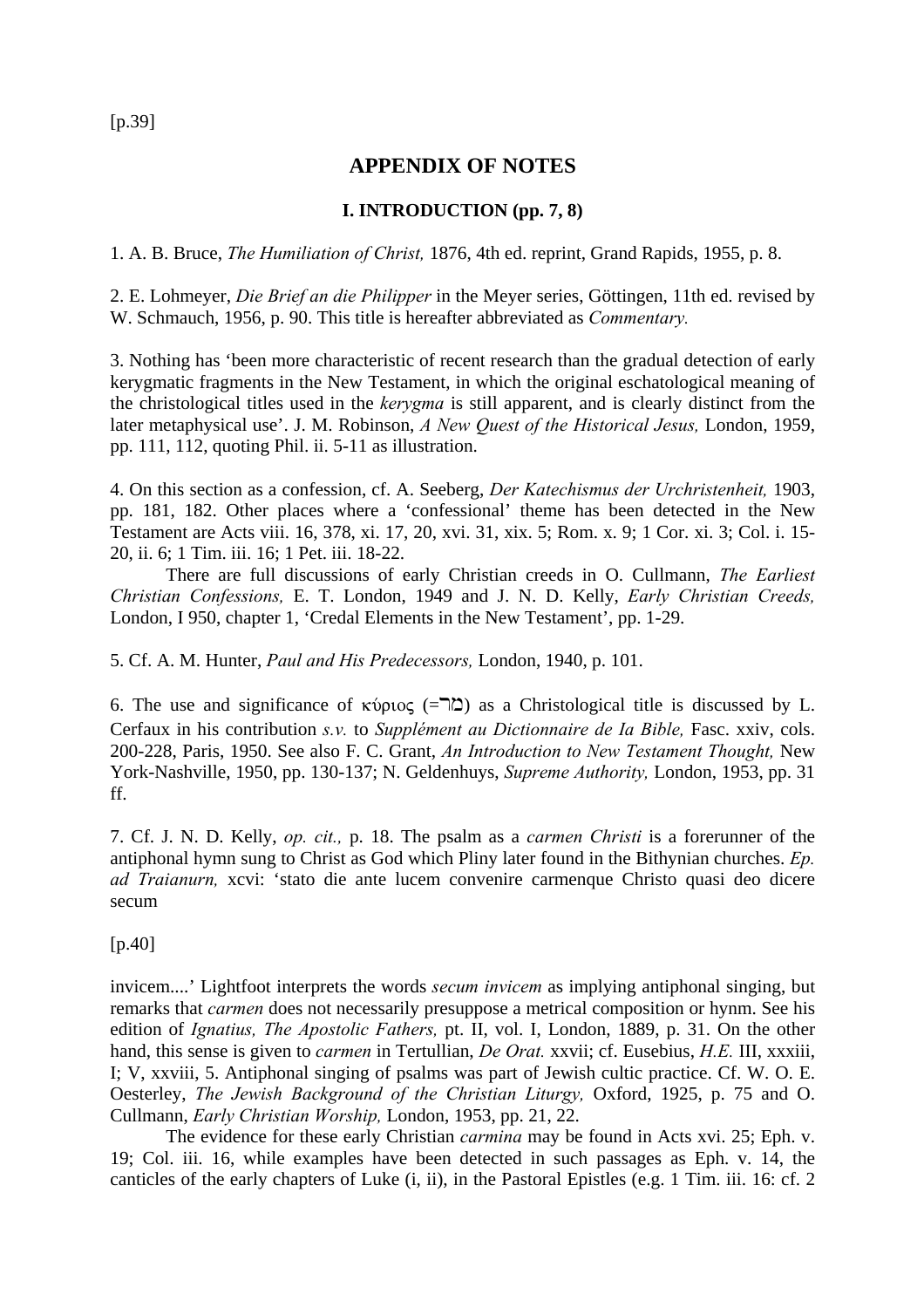[p.39]

# APPENDIX OF NOTES

### I. INTRODUCTION (pp. 7, 8)

1. A. B. Bruce, *The Humiliation of Christ,* 1876, 4th ed. reprint, Grand Rapids, 1955, p. 8.

2. E. Lohmeyer, *Die Brief an die Philipper* in the Meyer series, Göttingen, 11th ed. revised by W. Schmauch, 1956, p. 90. This title is hereafter abbreviated as *Commentary.*

3. Nothing has 'been more characteristic of recent research than the gradual detection of early kerygmatic fragments in the New Testament, in which the original eschatological meaning of the christological titles used in the *kerygma* is still apparent, and is clearly distinct from the later metaphysical use'. J. M. Robinson, *A New Quest of the Historical Jesus,* London, 1959, pp. 111, 112, quoting Phil. ii. 5-11 as illustration.

4. On this section as a confession, cf. A. Seeberg, *Der Katechismus der Urchristenheit,* 1903, pp. 181, 182. Other places where a 'confessional' theme has been detected in the New Testament are Acts viii. 16, 378, xi. 17, 20, xvi. 31, xix. 5; Rom. x. 9; 1 Cor. xi. 3; Col. i. 15-20, ii. 6; 1 Tim. iii. 16; 1 Pet. iii. 18-22.

There are full discussions of early Christian creeds in O. Cullmann, *The Earliest Christian Confessions,* E. T. London, 1949 and J. N. D. Kelly, *Early Christian Creeds,* London, I 950, chapter 1, 'Credal Elements in the New Testament', pp. 1-29.

5. Cf. A. M. Hunter, *Paul and His Predecessors,* London, 1940, p. 101.

6. The use and significance of κύριος (=מר) as a Christological title is discussed by L. Cerfaux in his contribution *s.v.* to *Supplément au Dictionnaire de Ia Bible,* Fasc. xxiv, cols. 200-228, Paris, 1950. See also F. C. Grant, *An Introduction to New Testament Thought,* New York-Nashville, 1950, pp. 130-137; N. Geldenhuys, *Supreme Authority,* London, 1953, pp. 31 ff.

7. Cf. J. N. D. Kelly, *op. cit.,* p. 18. The psalm as a *carmen Christi* is a forerunner of the antiphonal hymn sung to Christ as God which Pliny later found in the Bithynian churches. *Ep. ad Traianurn,* xcvi: 'stato die ante lucem convenire carmenque Christo quasi deo dicere secum

[p.40]

invicem....' Lightfoot interprets the words *secum invicem* as implying antiphonal singing, but remarks that *carmen* does not necessarily presuppose a metrical composition or hymn. See his edition of *Ignatius, The Apostolic Fathers,* pt. II, vol. I, London, 1889, p. 31. On the other hand, this sense is given to *carmen* in Tertullian, *De Orat.* xxvii; cf. Eusebius, *H.E.* III, xxxiii, I; V, xxviii, 5. Antiphonal singing of psalms was part of Jewish cultic practice. Cf. W. O. E. Oesterley, *The Jewish Background of the Christian Liturgy,* Oxford, 1925, p. 75 and O. Cullmann, *Early Christian Worship,* London, 1953, pp. 21, 22.

The evidence for these early Christian *carmina* may be found in Acts xvi. 25; Eph. v. 19; Col. iii. 16, while examples have been detected in such passages as Eph. v. 14, the canticles of the early chapters of Luke (i, ii), in the Pastoral Epistles (e.g. 1 Tim. iii. 16: cf. 2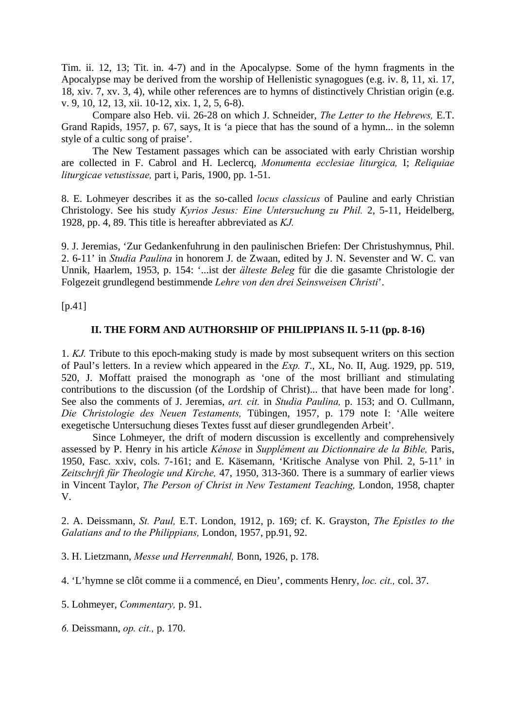Tim. ii. 12, 13; Tit. in. 4-7) and in the Apocalypse. Some of the hymn fragments in the Apocalypse may be derived from the worship of Hellenistic synagogues (e.g. iv. 8, 11, xi. 17, 18, xiv. 7, xv. 3, 4), while other references are to hymns of distinctively Christian origin (e.g. v. 9, 10, 12, 13, xii. 10-12, xix. 1, 2, 5, 6-8).

Compare also Heb. vii. 26-28 on which J. Schneider, *The Letter to the Hebrews,* E.T. Grand Rapids, 1957, p. 67, says, It is 'a piece that has the sound of a hymn... in the solemn style of a cultic song of praise'.

The New Testament passages which can be associated with early Christian worship are collected in F. Cabrol and H. Leclercq, *Monumenta ecclesiae liturgica,* I; *Reliquiae liturgicae vetustissae,* part i, Paris, 1900, pp. 1-51.

8. E. Lohmeyer describes it as the so-called *locus classicus* of Pauline and early Christian Christology. See his study *Kyrios Jesus: Eine Untersuchung zu Phil.* 2, 5-11, Heidelberg, 1928, pp. 4, 89. This title is hereafter abbreviated as *KJ.*

9. J. Jeremias, 'Zur Gedankenfuhrung in den paulinischen Briefen: Der Christushymnus, Phil. 2. 6-11' in *Studia Paulina* in honorem J. de Zwaan, edited by J. N. Sevenster and W. C. van Unnik, Haarlem, 1953, p. 154: '...ist der *älteste Beleg* für die die gasamte Christologie der Folgezeit grundlegend bestimmende *Lehre von den drei Seinsweisen Christi*'.

[p.41]

## II. THE FORM AND AUTHORSHIP OF PHILIPPIANS II. 5-11 (pp. 8-16)

1. *KJ.* Tribute to this epoch-making study is made by most subsequent writers on this section of Paul's letters. In a review which appeared in the *Exp. T*., XL, No. II, Aug. 1929, pp. 519, 520, J. Moffatt praised the monograph as 'one of the most brilliant and stimulating contributions to the discussion (of the Lordship of Christ)... that have been made for long'. See also the comments of J. Jeremias, *art. cit.* in *Studia Paulina,* p. 153; and O. Cullmann, *Die Christologie des Neuen Testaments,* Tübingen, 1957, p. 179 note I: 'Alle weitere exegetische Untersuchung dieses Textes fusst auf dieser grundlegenden Arbeit'.

Since Lohmeyer, the drift of modern discussion is excellently and comprehensively assessed by P. Henry in his article *Kénose* in *Supplément au Dictionnaire de la Bible,* Paris, 1950, Fasc. xxiv, cols. 7-161; and E. Käsemann, 'Kritische Analyse von Phil. 2, 5-11' in *Zeitschrjft für Theologie und Kirche,* 47, 1950, 313-360. There is a summary of earlier views in Vincent Taylor, *The Person of Christ in New Testament Teaching,* London, 1958, chapter V.

2. A. Deissmann, *St. Paul,* E.T. London, 1912, p. 169; cf. K. Grayston, *The Epistles to the Galatians and to the Philippians,* London, 1957, pp.91, 92.

3. H. Lietzmann, *Messe und Herrenmahl,* Bonn, 1926, p. 178.

4. 'L'hymne se clôt comme ii a commencé, en Dieu', comments Henry, *loc. cit.,* col. 37.

5. Lohmeyer, *Commentary,* p. 91.

6. Deissmann, *op. cit.,* p. 170.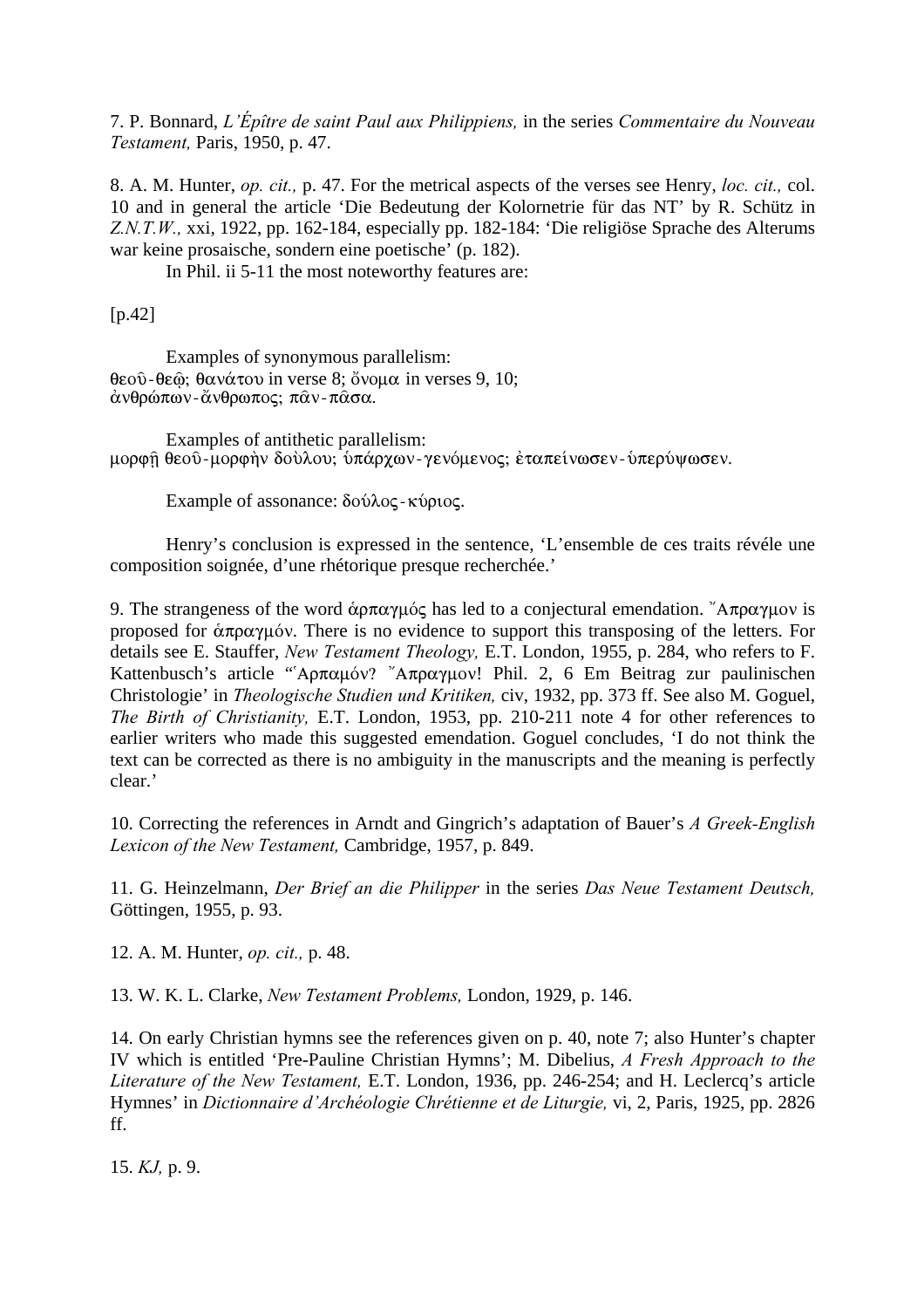7. P. Bonnard, *L'Épître de saint Paul aux Philippiens,* in the series *Commentaire du Nouveau Testament,* Paris, 1950, p. 47.

8. A. M. Hunter, *op. cit.,* p. 47. For the metrical aspects of the verses see Henry, *loc. cit.,* col. 10 and in general the article 'Die Bedeutung der Kolornetrie für das NT' by R. Schütz in *Z.N.T.W.,* xxi, 1922, pp. 162-184, especially pp. 182-184: 'Die religiöse Sprache des Alterums war keine prosaische, sondern eine poetische' (p. 182).

In Phil. ii 5-11 the most noteworthy features are:

[p.42]

Examples of synonymous parallelism:
θεοῦ-θεῷ; θανάτου in verse 8; ὄνομα in verses 9, 10;
ἀνθρώπων-ἄνθρωπος; πᾶν-πᾶσα.

Examples of antithetic parallelism:
μορφῇ θεοῦ-μορφὴν δοὺλου; ὑπάρχων-γενόμενος; ἐταπείνωσεν-ὑπερύψωσεν.

Example of assonance: δούλος-κύριος.

Henry's conclusion is expressed in the sentence, 'L'ensemble de ces traits révéle une composition soignée, d'une rhétorique presque recherchée.'

9. The strangeness of the word ἁρπαγμός has led to a conjectural emendation. Ἄπραγμον is proposed for ἁπραγμόν. There is no evidence to support this transposing of the letters. For details see E. Stauffer, *New Testament Theology,* E.T. London, 1955, p. 284, who refers to F. Kattenbusch's article "Ἁρπαμόν? Ἄπραγμον! Phil. 2, 6 Em Beitrag zur paulinischen Christologie' in *Theologische Studien und Kritiken,* civ, 1932, pp. 373 ff. See also M. Goguel, *The Birth of Christianity,* E.T. London, 1953, pp. 210-211 note 4 for other references to earlier writers who made this suggested emendation. Goguel concludes, 'I do not think the text can be corrected as there is no ambiguity in the manuscripts and the meaning is perfectly clear.'

10. Correcting the references in Arndt and Gingrich's adaptation of Bauer's *A Greek-English Lexicon of the New Testament,* Cambridge, 1957, p. 849.

11. G. Heinzelmann, *Der Brief an die Philipper* in the series *Das Neue Testament Deutsch,* Göttingen, 1955, p. 93.

12. A. M. Hunter, *op. cit.,* p. 48.

13. W. K. L. Clarke, *New Testament Problems,* London, 1929, p. 146.

14. On early Christian hymns see the references given on p. 40, note 7; also Hunter's chapter IV which is entitled 'Pre-Pauline Christian Hymns'; M. Dibelius, *A Fresh Approach to the Literature of the New Testament,* E.T. London, 1936, pp. 246-254; and H. Leclercq's article Hymnes' in *Dictionnaire d'Archéologie Chrétienne et de Liturgie,* vi, 2, Paris, 1925, pp. 2826 ff.

15. *KJ,* p. 9.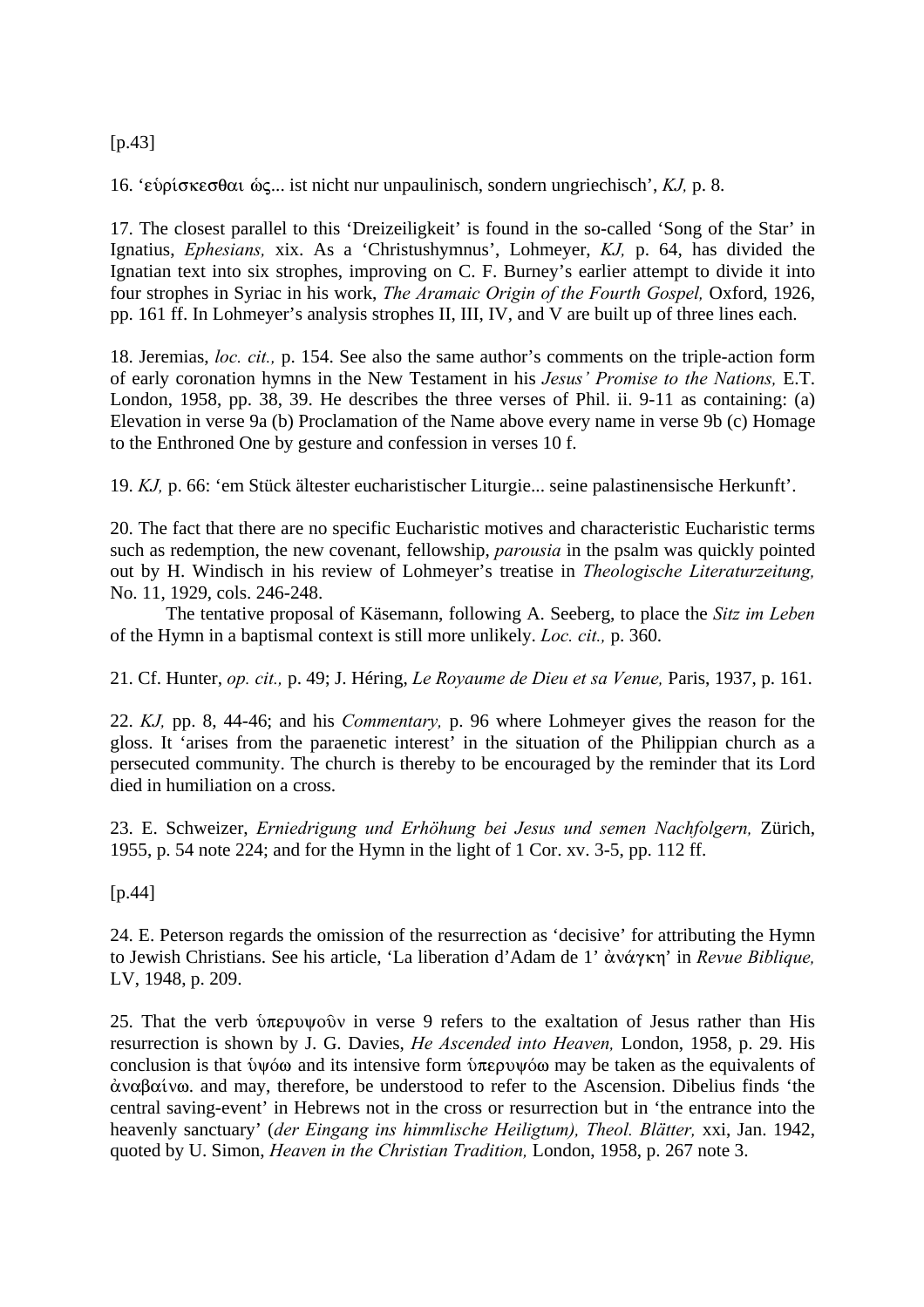[p.43]

16. ‘εὑρίσκεσθαι ὡς... ist nicht nur unpaulinisch, sondern ungriechisch’, *KJ,* p. 8.

17. The closest parallel to this ‘Dreizeiligkeit’ is found in the so-called ‘Song of the Star’ in Ignatius, *Ephesians,* xix. As a ‘Christushymnus’, Lohmeyer, *KJ,* p. 64, has divided the Ignatian text into six strophes, improving on C. F. Burney’s earlier attempt to divide it into four strophes in Syriac in his work, *The Aramaic Origin of the Fourth Gospel,* Oxford, 1926, pp. 161 ff. In Lohmeyer’s analysis strophes II, III, IV, and V are built up of three lines each.

18. Jeremias, *loc. cit.,* p. 154. See also the same author’s comments on the triple-action form of early coronation hymns in the New Testament in his *Jesus’ Promise to the Nations,* E.T. London, 1958, pp. 38, 39. He describes the three verses of Phil. ii. 9-11 as containing: (a) Elevation in verse 9a (b) Proclamation of the Name above every name in verse 9b (c) Homage to the Enthroned One by gesture and confession in verses 10 f.

19. *KJ,* p. 66: ‘em Stück ältester eucharistischer Liturgie... seine palastinensische Herkunft’.

20. The fact that there are no specific Eucharistic motives and characteristic Eucharistic terms such as redemption, the new covenant, fellowship, *parousia* in the psalm was quickly pointed out by H. Windisch in his review of Lohmeyer’s treatise in *Theologische Literaturzeitung,* No. 11, 1929, cols. 246-248.

The tentative proposal of Käsemann, following A. Seeberg, to place the *Sitz im Leben* of the Hymn in a baptismal context is still more unlikely. *Loc. cit.,* p. 360.

21. Cf. Hunter, *op. cit.,* p. 49; J. Héring, *Le Royaume de Dieu et sa Venue,* Paris, 1937, p. 161.

22. *KJ,* pp. 8, 44-46; and his *Commentary,* p. 96 where Lohmeyer gives the reason for the gloss. It ‘arises from the paraenetic interest’ in the situation of the Philippian church as a persecuted community. The church is thereby to be encouraged by the reminder that its Lord died in humiliation on a cross.

23. E. Schweizer, *Erniedrigung und Erhöhung bei Jesus und semen Nachfolgern,* Zürich, 1955, p. 54 note 224; and for the Hymn in the light of 1 Cor. xv. 3-5, pp. 112 ff.

[p.44]

24. E. Peterson regards the omission of the resurrection as ‘decisive’ for attributing the Hymn to Jewish Christians. See his article, ‘La liberation d’Adam de 1’ ἀνάγκη’ in *Revue Biblique,* LV, 1948, p. 209.

25. That the verb ὑπερυψοῦν in verse 9 refers to the exaltation of Jesus rather than His resurrection is shown by J. G. Davies, *He Ascended into Heaven,* London, 1958, p. 29. His conclusion is that ὑψόω and its intensive form ὑπερυψόω may be taken as the equivalents of ἀναβαίνω. and may, therefore, be understood to refer to the Ascension. Dibelius finds ‘the central saving-event’ in Hebrews not in the cross or resurrection but in ‘the entrance into the heavenly sanctuary’ (*der Eingang ins himmlische Heiligtum), Theol. Blätter,* xxi, Jan. 1942, quoted by U. Simon, *Heaven in the Christian Tradition,* London, 1958, p. 267 note 3.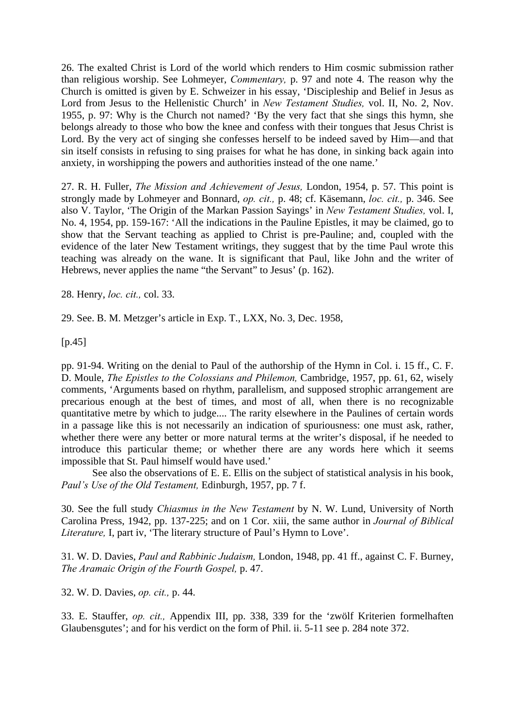26. The exalted Christ is Lord of the world which renders to Him cosmic submission rather than religious worship. See Lohmeyer, *Commentary,* p. 97 and note 4. The reason why the Church is omitted is given by E. Schweizer in his essay, 'Discipleship and Belief in Jesus as Lord from Jesus to the Hellenistic Church' in *New Testament Studies,* vol. II, No. 2, Nov. 1955, p. 97: Why is the Church not named? 'By the very fact that she sings this hymn, she belongs already to those who bow the knee and confess with their tongues that Jesus Christ is Lord. By the very act of singing she confesses herself to be indeed saved by Him—and that sin itself consists in refusing to sing praises for what he has done, in sinking back again into anxiety, in worshipping the powers and authorities instead of the one name.'

27. R. H. Fuller, *The Mission and Achievement of Jesus,* London, 1954, p. 57. This point is strongly made by Lohmeyer and Bonnard, *op. cit.,* p. 48; cf. Käsemann, *loc. cit.,* p. 346. See also V. Taylor, 'The Origin of the Markan Passion Sayings' in *New Testament Studies,* vol. I, No. 4, 1954, pp. 159-167: 'All the indications in the Pauline Epistles, it may be claimed, go to show that the Servant teaching as applied to Christ is pre-Pauline; and, coupled with the evidence of the later New Testament writings, they suggest that by the time Paul wrote this teaching was already on the wane. It is significant that Paul, like John and the writer of Hebrews, never applies the name "the Servant" to Jesus' (p. 162).

28. Henry, *loc. cit.,* col. 33.

29. See. B. M. Metzger's article in Exp. T., LXX, No. 3, Dec. 1958,

[p.45]

pp. 91-94. Writing on the denial to Paul of the authorship of the Hymn in Col. i. 15 ff., C. F. D. Moule, *The Epistles to the Colossians and Philemon,* Cambridge, 1957, pp. 61, 62, wisely comments, 'Arguments based on rhythm, parallelism, and supposed strophic arrangement are precarious enough at the best of times, and most of all, when there is no recognizable quantitative metre by which to judge.... The rarity elsewhere in the Paulines of certain words in a passage like this is not necessarily an indication of spuriousness: one must ask, rather, whether there were any better or more natural terms at the writer's disposal, if he needed to introduce this particular theme; or whether there are any words here which it seems impossible that St. Paul himself would have used.'

See also the observations of E. E. Ellis on the subject of statistical analysis in his book, *Paul's Use of the Old Testament,* Edinburgh, 1957, pp. 7 f.

30. See the full study *Chiasmus in the New Testament* by N. W. Lund, University of North Carolina Press, 1942, pp. 137-225; and on 1 Cor. xiii, the same author in *Journal of Biblical Literature,* I, part iv, 'The literary structure of Paul's Hymn to Love'.

31. W. D. Davies, *Paul and Rabbinic Judaism,* London, 1948, pp. 41 ff., against C. F. Burney, *The Aramaic Origin of the Fourth Gospel,* p. 47.

32. W. D. Davies, *op. cit.,* p. 44.

33. E. Stauffer, *op. cit.,* Appendix III, pp. 338, 339 for the 'zwölf Kriterien formelhaften Glaubensgutes'; and for his verdict on the form of Phil. ii. 5-11 see p. 284 note 372.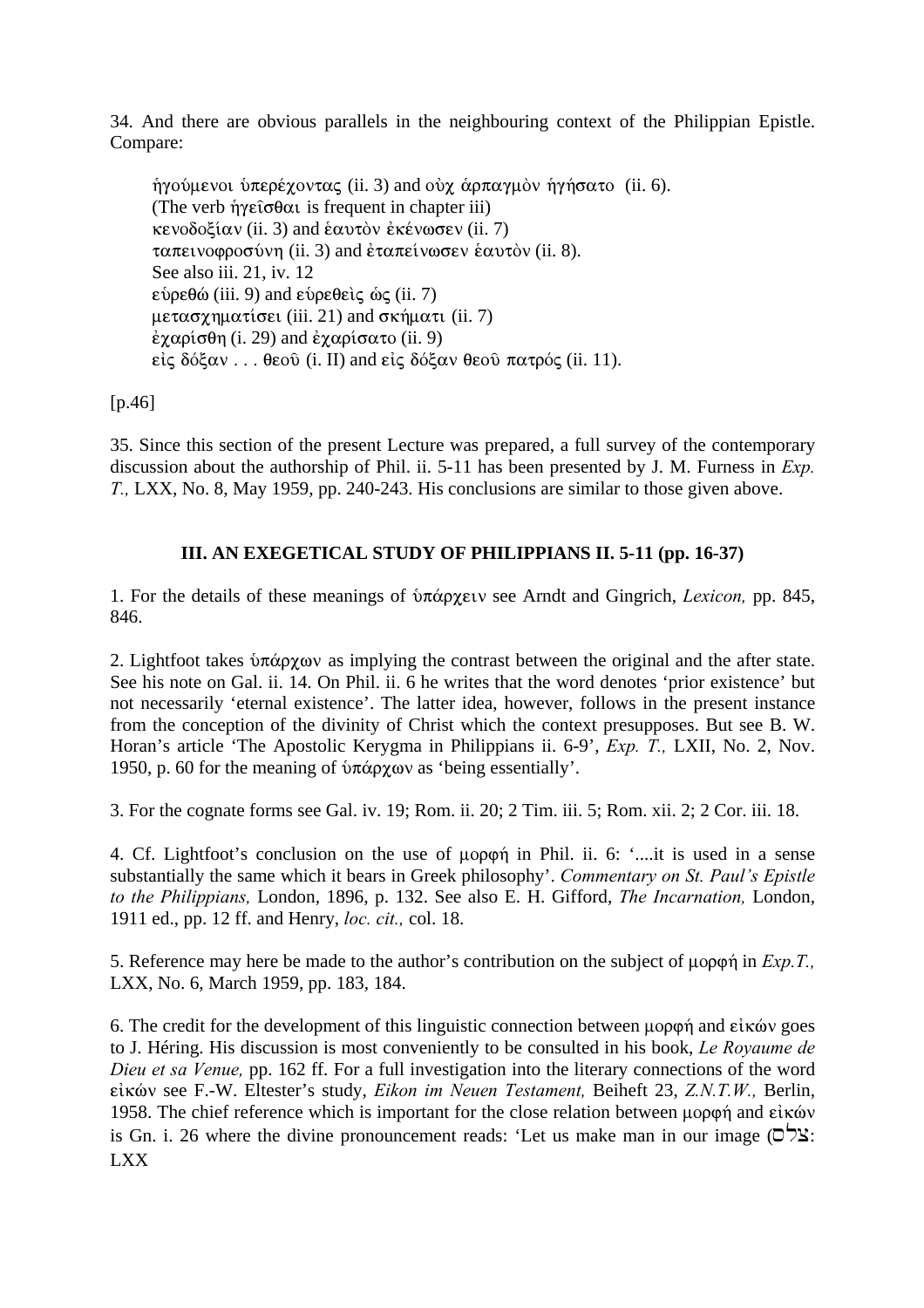34. And there are obvious parallels in the neighbouring context of the Philippian Epistle. Compare:

> ἡγούμενοι ὑπερέχοντας (ii. 3) and οὐχ ἁρπαγμὸν ἡγήσατο (ii. 6).
> (The verb ἡγεῖσθαι is frequent in chapter iii)
> κενοδοξίαν (ii. 3) and ἑαυτὸν ἐκένωσεν (ii. 7)
> ταπεινοφροσύνη (ii. 3) and ἐταπείνωσεν ἑαυτὸν (ii. 8).
> See also iii. 21, iv. 12
> εὑρεθῶ (iii. 9) and εὑρεθεὶς ὡς (ii. 7)
> μετασχηματίσει (iii. 21) and σχήματι (ii. 7)
> ἐχαρίσθη (i. 29) and ἐχαρίσατο (ii. 9)
> εἰς δόξαν . . . θεοῦ (i. II) and εἰς δόξαν θεοῦ πατρός (ii. 11).

[p.46]

35. Since this section of the present Lecture was prepared, a full survey of the contemporary discussion about the authorship of Phil. ii. 5-11 has been presented by J. M. Furness in *Exp. T.,* LXX, No. 8, May 1959, pp. 240-243. His conclusions are similar to those given above.

### III. AN EXEGETICAL STUDY OF PHILIPPIANS II. 5-11 (pp. 16-37)

1. For the details of these meanings of ὑπάρχειν see Arndt and Gingrich, *Lexicon,* pp. 845, 846.

2. Lightfoot takes ὑπάρχων as implying the contrast between the original and the after state. See his note on Gal. ii. 14. On Phil. ii. 6 he writes that the word denotes 'prior existence' but not necessarily 'eternal existence'. The latter idea, however, follows in the present instance from the conception of the divinity of Christ which the context presupposes. But see B. W. Horan's article 'The Apostolic Kerygma in Philippians ii. 6-9', *Exp. T.,* LXII, No. 2, Nov. 1950, p. 60 for the meaning of ὑπάρχων as 'being essentially'.

3. For the cognate forms see Gal. iv. 19; Rom. ii. 20; 2 Tim. iii. 5; Rom. xii. 2; 2 Cor. iii. 18.

4. Cf. Lightfoot's conclusion on the use of μορφή in Phil. ii. 6: '....it is used in a sense substantially the same which it bears in Greek philosophy'. *Commentary on St. Paul's Epistle to the Philippians,* London, 1896, p. 132. See also E. H. Gifford, *The Incarnation,* London, 1911 ed., pp. 12 ff. and Henry, *loc. cit.,* col. 18.

5. Reference may here be made to the author's contribution on the subject of μορφή in *Exp.T.,* LXX, No. 6, March 1959, pp. 183, 184.

6. The credit for the development of this linguistic connection between μορφή and εἰκών goes to J. Héring. His discussion is most conveniently to be consulted in his book, *Le Royaume de Dieu et sa Venue,* pp. 162 ff. For a full investigation into the literary connections of the word εἰκών see F.-W. Eltester's study, *Eikon im Neuen Testament,* Beiheft 23, *Z.N.T.W.,* Berlin, 1958. The chief reference which is important for the close relation between μορφή and εἰκών is Gn. i. 26 where the divine pronouncement reads: 'Let us make man in our image (צלם: LXX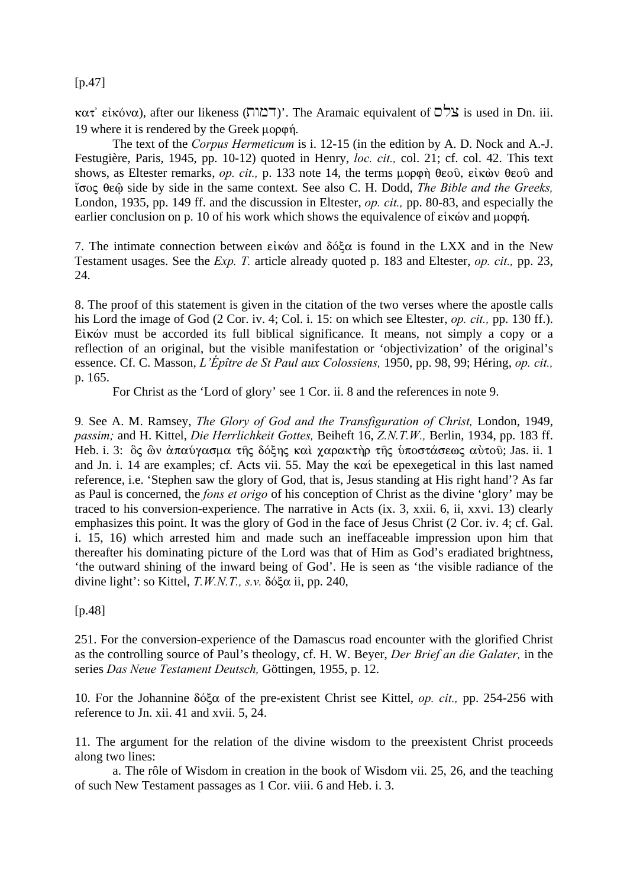[p.47]

κατ᾽ εἰκόνα), after our likeness (דמות)'. The Aramaic equivalent of צלם is used in Dn. iii. 19 where it is rendered by the Greek μορφή.

The text of the *Corpus Hermeticum* is i. 12-15 (in the edition by A. D. Nock and A.-J. Festugière, Paris, 1945, pp. 10-12) quoted in Henry, *loc. cit.,* col. 21; cf. col. 42. This text shows, as Eltester remarks, *op. cit.,* p. 133 note 14, the terms μορφὴ θεοῦ, εἰκὼν θεοῦ and ἴσος θεῷ side by side in the same context. See also C. H. Dodd, *The Bible and the Greeks,* London, 1935, pp. 149 ff. and the discussion in Eltester, *op. cit.,* pp. 80-83, and especially the earlier conclusion on p. 10 of his work which shows the equivalence of εἰκών and μορφή.

7. The intimate connection between εἰκών and δόξα is found in the LXX and in the New Testament usages. See the *Exp. T.* article already quoted p. 183 and Eltester, *op. cit.,* pp. 23, 24.

8. The proof of this statement is given in the citation of the two verses where the apostle calls his Lord the image of God (2 Cor. iv. 4; Col. i. 15: on which see Eltester, *op. cit.,* pp. 130 ff.). Εἰκών must be accorded its full biblical significance. It means, not simply a copy or a reflection of an original, but the visible manifestation or 'objectivization' of the original's essence. Cf. C. Masson, *L'Épître de St Paul aux Colossiens,* 1950, pp. 98, 99; Héring, *op. cit.,* p. 165.

For Christ as the 'Lord of glory' see 1 Cor. ii. 8 and the references in note 9.

9. See A. M. Ramsey, *The Glory of God and the Transfiguration of Christ,* London, 1949, *passim;* and H. Kittel, *Die Herrlichkeit Gottes,* Beiheft 16, *Z.N.T.W.,* Berlin, 1934, pp. 183 ff. Heb. i. 3: ὃς ὢν ἀπαύγασμα τῆς δόξης καὶ χαρακτὴρ τῆς ὑποστάσεως αὐτοῦ; Jas. ii. 1 and Jn. i. 14 are examples; cf. Acts vii. 55. May the καί be epexegetical in this last named reference, i.e. 'Stephen saw the glory of God, that is, Jesus standing at His right hand'? As far as Paul is concerned, the *fons et origo* of his conception of Christ as the divine 'glory' may be traced to his conversion-experience. The narrative in Acts (ix. 3, xxii. 6, ii, xxvi. 13) clearly emphasizes this point. It was the glory of God in the face of Jesus Christ (2 Cor. iv. 4; cf. Gal. i. 15, 16) which arrested him and made such an ineffaceable impression upon him that thereafter his dominating picture of the Lord was that of Him as God's eradiated brightness, 'the outward shining of the inward being of God'. He is seen as 'the visible radiance of the divine light': so Kittel, *T.W.N.T., s.v.* δόξα ii, pp. 240,

[p.48]

251. For the conversion-experience of the Damascus road encounter with the glorified Christ as the controlling source of Paul's theology, cf. H. W. Beyer, *Der Brief an die Galater,* in the series *Das Neue Testament Deutsch,* Göttingen, 1955, p. 12.

10. For the Johannine δόξα of the pre-existent Christ see Kittel, *op. cit.,* pp. 254-256 with reference to Jn. xii. 41 and xvii. 5, 24.

11. The argument for the relation of the divine wisdom to the preexistent Christ proceeds along two lines:

a. The rôle of Wisdom in creation in the book of Wisdom vii. 25, 26, and the teaching of such New Testament passages as 1 Cor. viii. 6 and Heb. i. 3.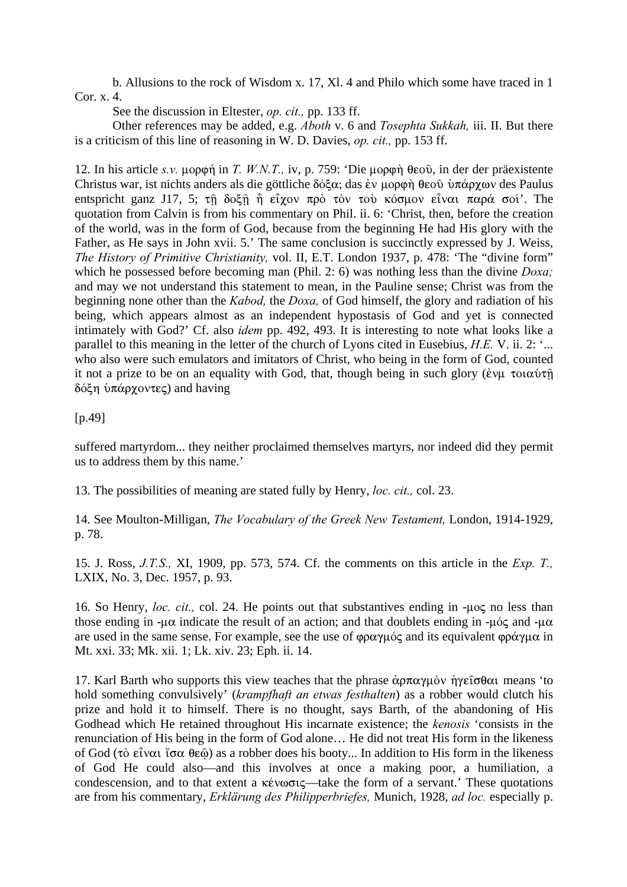b. Allusions to the rock of Wisdom x. 17, Xl. 4 and Philo which some have traced in 1 Cor. x. 4.

See the discussion in Eltester, *op. cit.,* pp. 133 ff.

Other references may be added, e.g. *Aboth* v. 6 and *Tosephta Sukkah,* iii. II. But there is a criticism of this line of reasoning in W. D. Davies, *op. cit.,* pp. 153 ff.

12. In his article *s.v.* μορφή in *T. W.N.T.,* iv, p. 759: 'Die μορφὴ θεοῦ, in der der präexistente Christus war, ist nichts anders als die göttliche δόξα; das ἐν μορφὴ θεοῦ ὑπάρχων des Paulus entspricht ganz J17, 5; τῇ δοξῇ ᾗ εἶχον πρὸ τὸν τοὺ κόσμον εἶναι παρά σοί'. The quotation from Calvin is from his commentary on Phil. ii. 6: 'Christ, then, before the creation of the world, was in the form of God, because from the beginning He had His glory with the Father, as He says in John xvii. 5.' The same conclusion is succinctly expressed by J. Weiss, *The History of Primitive Christianity,* vol. II, E.T. London 1937, p. 478: 'The "divine form" which he possessed before becoming man (Phil. 2: 6) was nothing less than the divine *Doxa;* and may we not understand this statement to mean, in the Pauline sense; Christ was from the beginning none other than the *Kabod,* the *Doxa,* of God himself, the glory and radiation of his being, which appears almost as an independent hypostasis of God and yet is connected intimately with God?' Cf. also *idem* pp. 492, 493. It is interesting to note what looks like a parallel to this meaning in the letter of the church of Lyons cited in Eusebius, *H.E.* V. ii. 2: '... who also were such emulators and imitators of Christ, who being in the form of God, counted it not a prize to be on an equality with God, that, though being in such glory (ἐνμ τοιαύτῇ δόξῃ ὑπάρχοντες) and having

[p.49]

suffered martyrdom... they neither proclaimed themselves martyrs, nor indeed did they permit us to address them by this name.'

13. The possibilities of meaning are stated fully by Henry, *loc. cit.,* col. 23.

14. See Moulton-Milligan, *The Vocabulary of the Greek New Testament,* London, 1914-1929, p. 78.

15. J. Ross, *J.T.S.,* XI, 1909, pp. 573, 574. Cf. the comments on this article in the *Exp. T.,* LXIX, No. 3, Dec. 1957, p. 93.

16. So Henry, *loc. cit.,* col. 24. He points out that substantives ending in -μος no less than those ending in -μα indicate the result of an action; and that doublets ending in -μός and -μα are used in the same sense. For example, see the use of φραγμός and its equivalent φράγμα in Mt. xxi. 33; Mk. xii. 1; Lk. xiv. 23; Eph. ii. 14.

17. Karl Barth who supports this view teaches that the phrase ἁρπαγμὸν ἡγεῖσθαι means 'to hold something convulsively' (*krampfhaft an etwas festhalten*) as a robber would clutch his prize and hold it to himself. There is no thought, says Barth, of the abandoning of His Godhead which He retained throughout His incarnate existence; the *kenosis* 'consists in the renunciation of His being in the form of God alone… He did not treat His form in the likeness of God (τὸ εἶναι ἴσα θεῷ) as a robber does his booty... In addition to His form in the likeness of God He could also—and this involves at once a making poor, a humiliation, a condescension, and to that extent a κένωσις—take the form of a servant.' These quotations are from his commentary, *Erklärung des Philipperbriefes,* Munich, 1928, *ad loc.* especially p.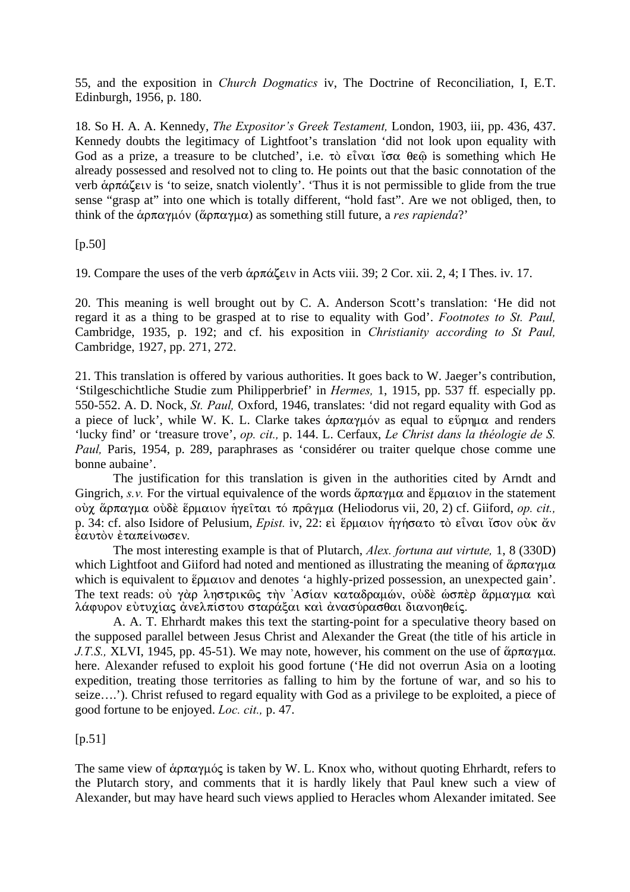55, and the exposition in *Church Dogmatics* iv, The Doctrine of Reconciliation, I, E.T. Edinburgh, 1956, p. 180.

18. So H. A. A. Kennedy, *The Expositor's Greek Testament,* London, 1903, iii, pp. 436, 437. Kennedy doubts the legitimacy of Lightfoot's translation 'did not look upon equality with God as a prize, a treasure to be clutched', i.e. τὸ εἶναι ἴσα θεῷ is something which He already possessed and resolved not to cling to. He points out that the basic connotation of the verb ἁρπάζειν is 'to seize, snatch violently'. 'Thus it is not permissible to glide from the true sense "grasp at" into one which is totally different, "hold fast". Are we not obliged, then, to think of the ἁρπαγμόν (ἅρπαγμα) as something still future, a *res rapienda*?'

[p.50]

19. Compare the uses of the verb ἁρπάζειν in Acts viii. 39; 2 Cor. xii. 2, 4; I Thes. iv. 17.

20. This meaning is well brought out by C. A. Anderson Scott's translation: 'He did not regard it as a thing to be grasped at to rise to equality with God'. *Footnotes to St. Paul,* Cambridge, 1935, p. 192; and cf. his exposition in *Christianity according to St Paul,* Cambridge, 1927, pp. 271, 272.

21. This translation is offered by various authorities. It goes back to W. Jaeger's contribution, 'Stilgeschichtliche Studie zum Philipperbrief' in *Hermes,* 1, 1915, pp. 537 ff*.* especially pp. 550-552. A. D. Nock, *St. Paul,* Oxford, 1946, translates: 'did not regard equality with God as a piece of luck', while W. K. L. Clarke takes ἁρπαγμόν as equal to εὕρημα and renders 'lucky find' or 'treasure trove', *op. cit.,* p. 144. L. Cerfaux, *Le Christ dans la théologie de S. Paul,* Paris, 1954, p. 289, paraphrases as 'considérer ou traiter quelque chose comme une bonne aubaine'.

The justification for this translation is given in the authorities cited by Arndt and Gingrich, *s.v.* For the virtual equivalence of the words ἅρπαγμα and ἕρμαιον in the statement οὐχ ἅρπαγμα οὐδὲ ἕρμαιον ἡγεῖται τό πρᾶγμα (Heliodorus vii, 20, 2) cf. Giiford, *op. cit.,* p. 34: cf. also Isidore of Pelusium, *Epist.* iv, 22: εἰ ἕρμαιον ἡγήσατο τὸ εἶναι ἴσον οὐκ ἄν ἑαυτὸν ἐταπείνωσεν.

The most interesting example is that of Plutarch, *Alex. fortuna aut virtute,* 1, 8 (330D) which Lightfoot and Giiford had noted and mentioned as illustrating the meaning of ἅρπαγμα which is equivalent to ἕρμαιον and denotes 'a highly-prized possession, an unexpected gain'. The text reads: οὐ γὰρ ληστρικῶς τὴν Ἀσίαν καταδραμών, οὐδὲ ὡσπὲρ ἅρμαγμα καὶ λάφυρον εὐτυχίας ἀνελπίστου σταράξαι καὶ ἀνασύρασθαι διανοηθείς.

A. A. T. Ehrhardt makes this text the starting-point for a speculative theory based on the supposed parallel between Jesus Christ and Alexander the Great (the title of his article in *J.T.S.,* XLVI, 1945, pp. 45-51). We may note, however, his comment on the use of ἅρπαγμα. here. Alexander refused to exploit his good fortune ('He did not overrun Asia on a looting expedition, treating those territories as falling to him by the fortune of war, and so his to seize….'). Christ refused to regard equality with God as a privilege to be exploited, a piece of good fortune to be enjoyed. *Loc. cit.,* p. 47.

[p.51]

The same view of ἁρπαγμός is taken by W. L. Knox who, without quoting Ehrhardt, refers to the Plutarch story, and comments that it is hardly likely that Paul knew such a view of Alexander, but may have heard such views applied to Heracles whom Alexander imitated. See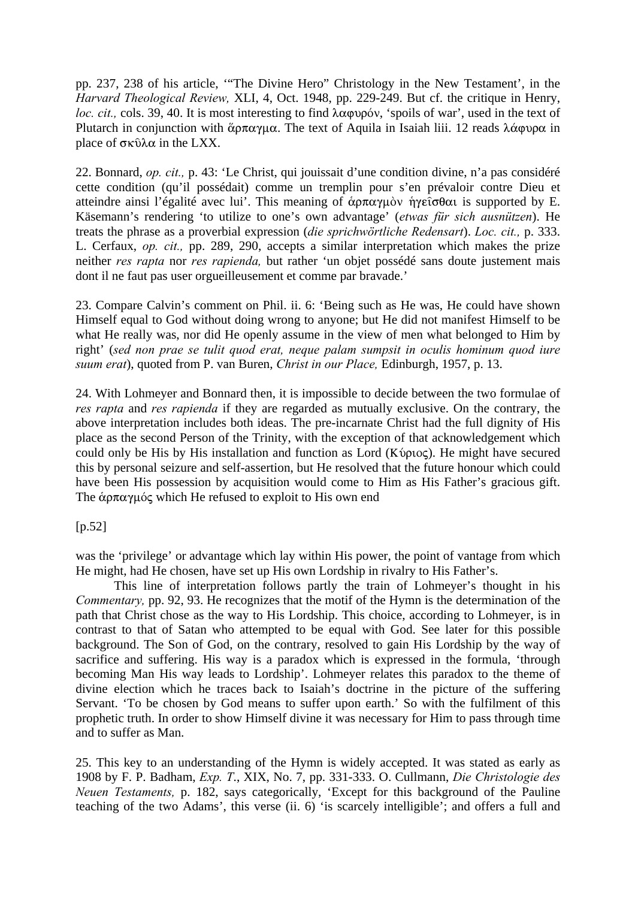pp. 237, 238 of his article, '"The Divine Hero" Christology in the New Testament', in the *Harvard Theological Review,* XLI, 4, Oct. 1948, pp. 229-249. But cf. the critique in Henry, *loc. cit.,* cols. 39, 40. It is most interesting to find λαφυρόν, 'spoils of war', used in the text of Plutarch in conjunction with ἅρπαγμα. The text of Aquila in Isaiah liii. 12 reads λάφυρα in place of σκῦλα in the LXX.

22. Bonnard, *op. cit.,* p. 43: 'Le Christ, qui jouissait d'une condition divine, n'a pas considéré cette condition (qu'il possédait) comme un tremplin pour s'en prévaloir contre Dieu et atteindre ainsi l'égalité avec lui'. This meaning of ἁρπαγμὸν ἡγεῖσθαι is supported by E. Käsemann's rendering 'to utilize to one's own advantage' (*etwas für sich ausnützen*). He treats the phrase as a proverbial expression (*die sprichwörtliche Redensart*). *Loc. cit.,* p. 333. L. Cerfaux, *op. cit.,* pp. 289, 290, accepts a similar interpretation which makes the prize neither *res rapta* nor *res rapienda,* but rather 'un objet possédé sans doute justement mais dont il ne faut pas user orgueilleusement et comme par bravade.'

23. Compare Calvin's comment on Phil. ii. 6: 'Being such as He was, He could have shown Himself equal to God without doing wrong to anyone; but He did not manifest Himself to be what He really was, nor did He openly assume in the view of men what belonged to Him by right' (*sed non prae se tulit quod erat, neque palam sumpsit in oculis hominum quod iure suum erat*), quoted from P. van Buren, *Christ in our Place,* Edinburgh, 1957, p. 13.

24. With Lohmeyer and Bonnard then, it is impossible to decide between the two formulae of *res rapta* and *res rapienda* if they are regarded as mutually exclusive. On the contrary, the above interpretation includes both ideas. The pre-incarnate Christ had the full dignity of His place as the second Person of the Trinity, with the exception of that acknowledgement which could only be His by His installation and function as Lord (Κύριος). He might have secured this by personal seizure and self-assertion, but He resolved that the future honour which could have been His possession by acquisition would come to Him as His Father's gracious gift. The ἁρπαγμός which He refused to exploit to His own end

[p.52]

was the 'privilege' or advantage which lay within His power, the point of vantage from which He might, had He chosen, have set up His own Lordship in rivalry to His Father's.

This line of interpretation follows partly the train of Lohmeyer's thought in his *Commentary,* pp. 92, 93. He recognizes that the motif of the Hymn is the determination of the path that Christ chose as the way to His Lordship. This choice, according to Lohmeyer, is in contrast to that of Satan who attempted to be equal with God. See later for this possible background. The Son of God, on the contrary, resolved to gain His Lordship by the way of sacrifice and suffering. His way is a paradox which is expressed in the formula, 'through becoming Man His way leads to Lordship'. Lohmeyer relates this paradox to the theme of divine election which he traces back to Isaiah's doctrine in the picture of the suffering Servant. 'To be chosen by God means to suffer upon earth.' So with the fulfilment of this prophetic truth. In order to show Himself divine it was necessary for Him to pass through time and to suffer as Man.

25. This key to an understanding of the Hymn is widely accepted. It was stated as early as 1908 by F. P. Badham, *Exp. T.*, XIX, No. 7, pp. 331-333. O. Cullmann, *Die Christologie des Neuen Testaments,* p. 182, says categorically, 'Except for this background of the Pauline teaching of the two Adams', this verse (ii. 6) 'is scarcely intelligible'; and offers a full and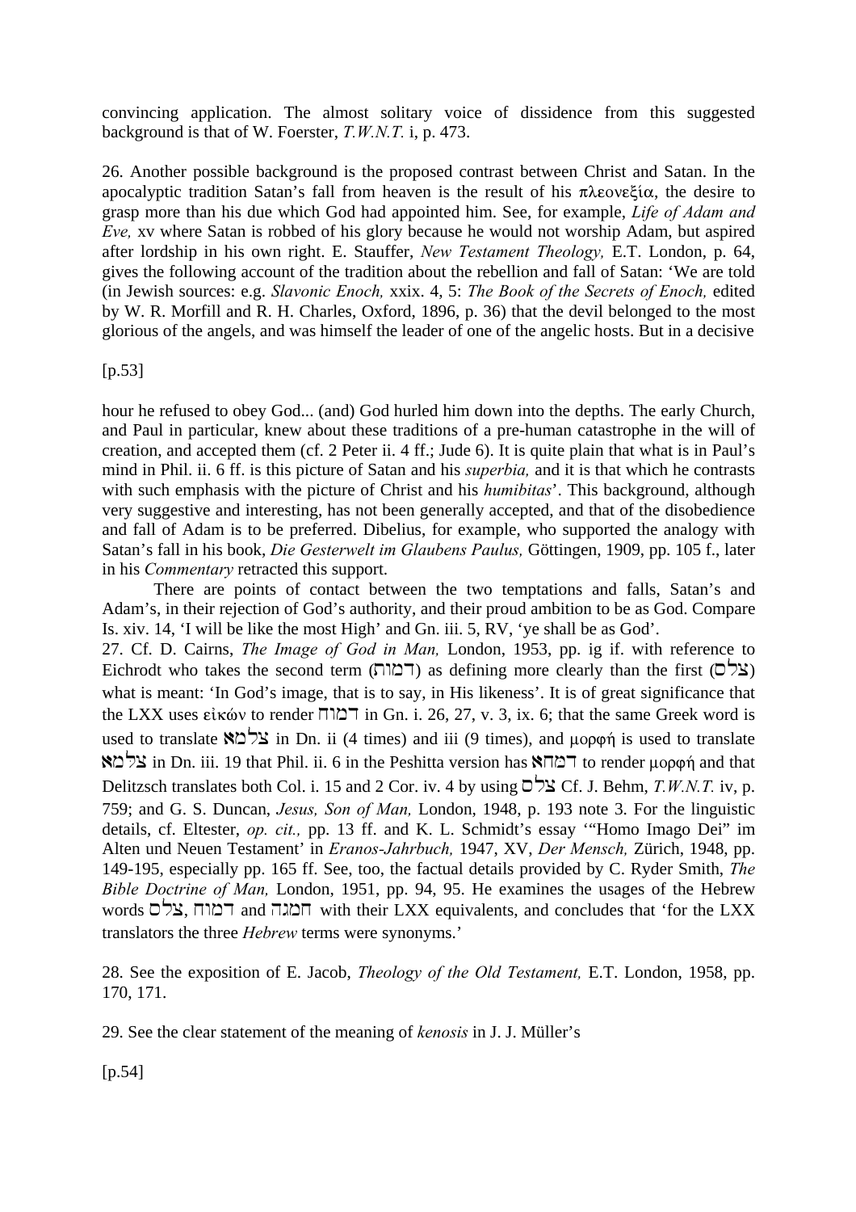convincing application. The almost solitary voice of dissidence from this suggested background is that of W. Foerster, *T.W.N.T.* i, p. 473.

26. Another possible background is the proposed contrast between Christ and Satan. In the apocalyptic tradition Satan's fall from heaven is the result of his πλεονεξία, the desire to grasp more than his due which God had appointed him. See, for example, *Life of Adam and Eve,* xv where Satan is robbed of his glory because he would not worship Adam, but aspired after lordship in his own right. E. Stauffer, *New Testament Theology,* E.T. London, p. 64, gives the following account of the tradition about the rebellion and fall of Satan: 'We are told (in Jewish sources: e.g. *Slavonic Enoch,* xxix. 4, 5: *The Book of the Secrets of Enoch,* edited by W. R. Morfill and R. H. Charles, Oxford, 1896, p. 36) that the devil belonged to the most glorious of the angels, and was himself the leader of one of the angelic hosts. But in a decisive

[p.53]

hour he refused to obey God... (and) God hurled him down into the depths. The early Church, and Paul in particular, knew about these traditions of a pre-human catastrophe in the will of creation, and accepted them (cf. 2 Peter ii. 4 ff.; Jude 6). It is quite plain that what is in Paul's mind in Phil. ii. 6 ff. is this picture of Satan and his *superbia,* and it is that which he contrasts with such emphasis with the picture of Christ and his *humibitas*'. This background, although very suggestive and interesting, has not been generally accepted, and that of the disobedience and fall of Adam is to be preferred. Dibelius, for example, who supported the analogy with Satan's fall in his book, *Die Gesterwelt im Glaubens Paulus,* Göttingen, 1909, pp. 105 f., later in his *Commentary* retracted this support.

There are points of contact between the two temptations and falls, Satan's and Adam's, in their rejection of God's authority, and their proud ambition to be as God. Compare Is. xiv. 14, 'I will be like the most High' and Gn. iii. 5, RV, 'ye shall be as God'.

27. Cf. D. Cairns, *The Image of God in Man,* London, 1953, pp. ig if. with reference to Eichrodt who takes the second term (דמות) as defining more clearly than the first (צלם) what is meant: 'In God's image, that is to say, in His likeness'. It is of great significance that the LXX uses εἰκών to render דמות in Gn. i. 26, 27, v. 3, ix. 6; that the same Greek word is used to translate צלמא in Dn. ii (4 times) and iii (9 times), and μορφή is used to translate צלמא in Dn. iii. 19 that Phil. ii. 6 in the Peshitta version has דמחא to render μορφή and that Delitzsch translates both Col. i. 15 and 2 Cor. iv. 4 by using צלם Cf. J. Behm, *T.W.N.T.* iv, p. 759; and G. S. Duncan, *Jesus, Son of Man,* London, 1948, p. 193 note 3. For the linguistic details, cf. Eltester, *op. cit.,* pp. 13 ff. and K. L. Schmidt's essay '"Homo Imago Dei" im Alten und Neuen Testament' in *Eranos-Jahrbuch,* 1947, XV, *Der Mensch,* Zürich, 1948, pp. 149-195, especially pp. 165 ff. See, too, the factual details provided by C. Ryder Smith, *The Bible Doctrine of Man,* London, 1951, pp. 94, 95. He examines the usages of the Hebrew words צלם, דמות and חמנה with their LXX equivalents, and concludes that 'for the LXX translators the three *Hebrew* terms were synonyms.'

28. See the exposition of E. Jacob, *Theology of the Old Testament,* E.T. London, 1958, pp. 170, 171.

29. See the clear statement of the meaning of *kenosis* in J. J. Müller's

[p.54]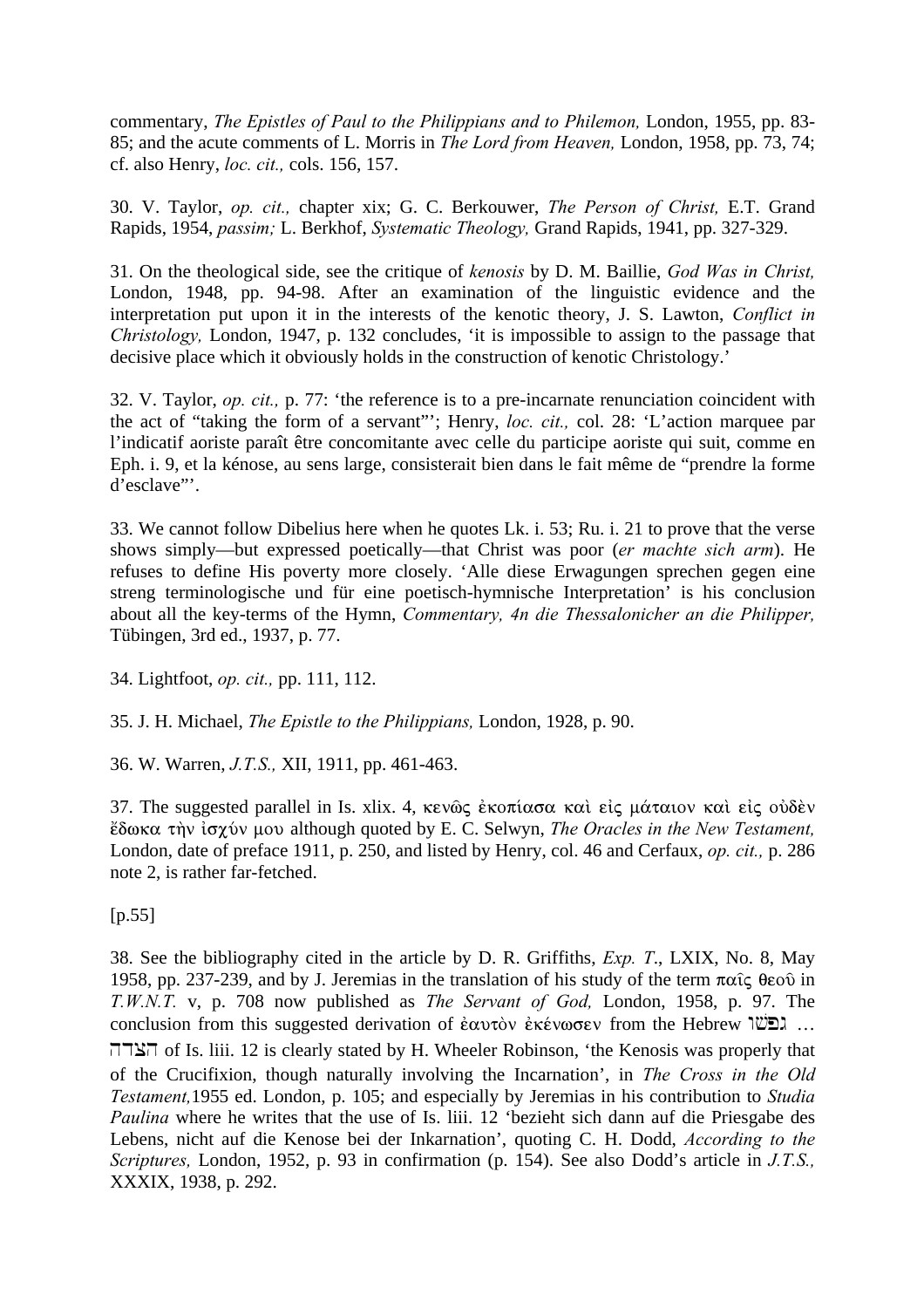commentary, *The Epistles of Paul to the Philippians and to Philemon,* London, 1955, pp. 83-85; and the acute comments of L. Morris in *The Lord from Heaven,* London, 1958, pp. 73, 74; cf. also Henry, *loc. cit.,* cols. 156, 157.

30. V. Taylor, *op. cit.,* chapter xix; G. C. Berkouwer, *The Person of Christ,* E.T. Grand Rapids, 1954, *passim;* L. Berkhof, *Systematic Theology,* Grand Rapids, 1941, pp. 327-329.

31. On the theological side, see the critique of *kenosis* by D. M. Baillie, *God Was in Christ,* London, 1948, pp. 94-98. After an examination of the linguistic evidence and the interpretation put upon it in the interests of the kenotic theory, J. S. Lawton, *Conflict in Christology,* London, 1947, p. 132 concludes, 'it is impossible to assign to the passage that decisive place which it obviously holds in the construction of kenotic Christology.'

32. V. Taylor, *op. cit.,* p. 77: 'the reference is to a pre-incarnate renunciation coincident with the act of "taking the form of a servant"'; Henry, *loc. cit.,* col. 28: 'L'action marquee par l'indicatif aoriste paraît être concomitante avec celle du participe aoriste qui suit, comme en Eph. i. 9, et la kénose, au sens large, consisterait bien dans le fait même de "prendre la forme d'esclave"'.

33. We cannot follow Dibelius here when he quotes Lk. i. 53; Ru. i. 21 to prove that the verse shows simply—but expressed poetically—that Christ was poor (*er machte sich arm*). He refuses to define His poverty more closely. 'Alle diese Erwagungen sprechen gegen eine streng terminologische und für eine poetisch-hymnische Interpretation' is his conclusion about all the key-terms of the Hymn, *Commentary, 4n die Thessalonicher an die Philipper,* Tübingen, 3rd ed., 1937, p. 77.

34. Lightfoot, *op. cit.,* pp. 111, 112.

35. J. H. Michael, *The Epistle to the Philippians,* London, 1928, p. 90.

36. W. Warren, *J.T.S.,* XII, 1911, pp. 461-463.

37. The suggested parallel in Is. xlix. 4, κενῶς ἐκοπίασα καὶ εἰς μάταιον καὶ εἰς οὐδὲν ἔδωκα τὴν ἰσχύν μου although quoted by E. C. Selwyn, *The Oracles in the New Testament,* London, date of preface 1911, p. 250, and listed by Henry, col. 46 and Cerfaux, *op. cit.,* p. 286 note 2, is rather far-fetched.

[p.55]

38. See the bibliography cited in the article by D. R. Griffiths, *Exp. T.*, LXIX, No. 8, May 1958, pp. 237-239, and by J. Jeremias in the translation of his study of the term παῖς θεοῦ in *T.W.N.T.* v, p. 708 now published as *The Servant of God,* London, 1958, p. 97. The conclusion from this suggested derivation of ἑαυτὸν ἐκένωσεν from the Hebrew נפשׁו ... הצדה of Is. liii. 12 is clearly stated by H. Wheeler Robinson, 'the Kenosis was properly that of the Crucifixion, though naturally involving the Incarnation', in *The Cross in the Old Testament,*1955 ed. London, p. 105; and especially by Jeremias in his contribution to *Studia Paulina* where he writes that the use of Is. liii. 12 'bezieht sich dann auf die Priesgabe des Lebens, nicht auf die Kenose bei der Inkarnation', quoting C. H. Dodd, *According to the Scriptures,* London, 1952, p. 93 in confirmation (p. 154). See also Dodd's article in *J.T.S.,* XXXIX, 1938, p. 292.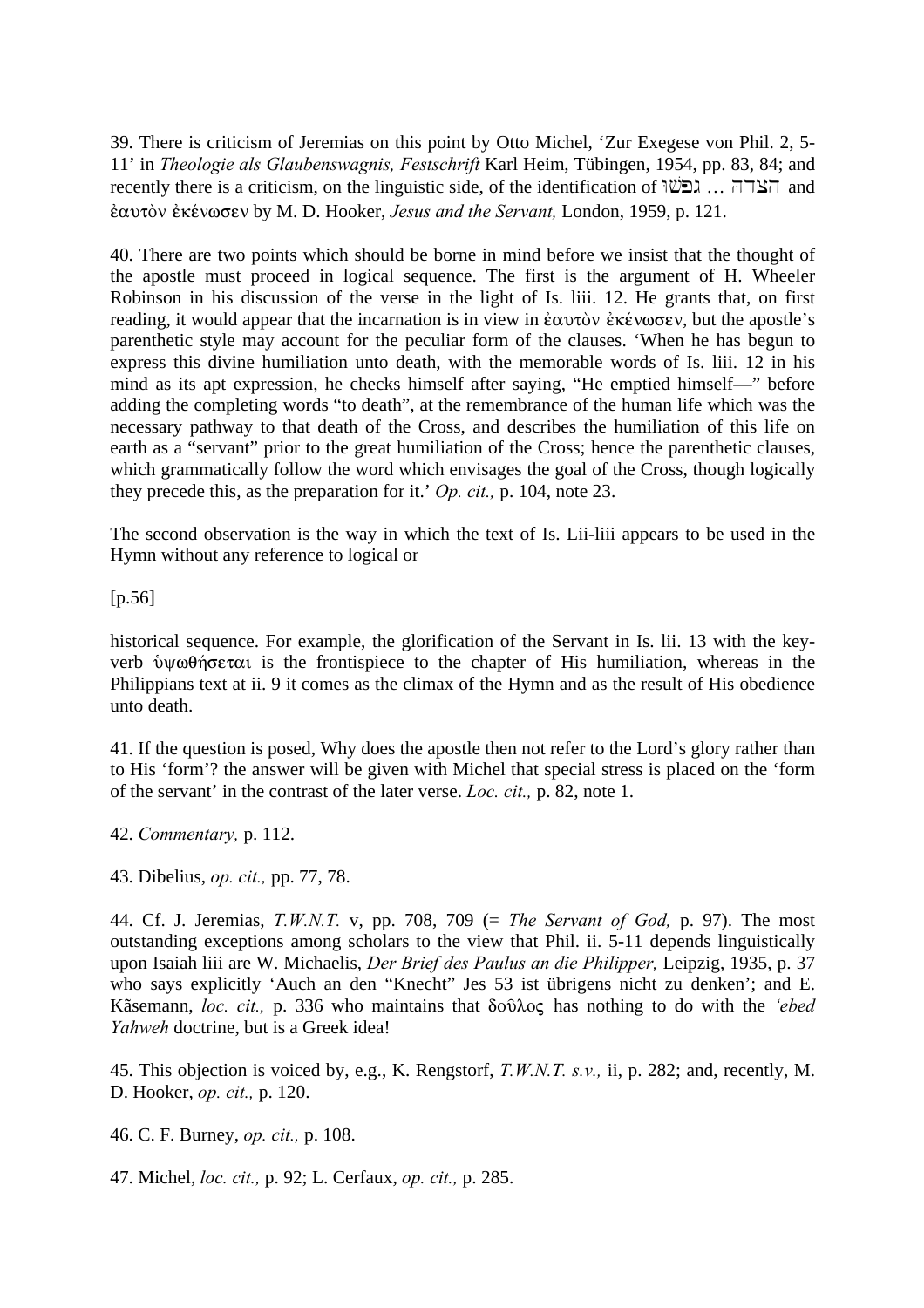39. There is criticism of Jeremias on this point by Otto Michel, 'Zur Exegese von Phil. 2, 5-11' in *Theologie als Glaubenswagnis, Festschrift* Karl Heim, Tübingen, 1954, pp. 83, 84; and recently there is a criticism, on the linguistic side, of the identification of הצדה ... נפשׁו and ἑαυτὸν ἐκένωσεν by M. D. Hooker, *Jesus and the Servant,* London, 1959, p. 121.

40. There are two points which should be borne in mind before we insist that the thought of the apostle must proceed in logical sequence. The first is the argument of H. Wheeler Robinson in his discussion of the verse in the light of Is. liii. 12. He grants that, on first reading, it would appear that the incarnation is in view in ἑαυτὸν ἐκένωσεν, but the apostle's parenthetic style may account for the peculiar form of the clauses. 'When he has begun to express this divine humiliation unto death, with the memorable words of Is. liii. 12 in his mind as its apt expression, he checks himself after saying, "He emptied himself—" before adding the completing words "to death", at the remembrance of the human life which was the necessary pathway to that death of the Cross, and describes the humiliation of this life on earth as a "servant" prior to the great humiliation of the Cross; hence the parenthetic clauses, which grammatically follow the word which envisages the goal of the Cross, though logically they precede this, as the preparation for it.' *Op. cit.,* p. 104, note 23.

The second observation is the way in which the text of Is. Lii-liii appears to be used in the Hymn without any reference to logical or

[p.56]

historical sequence. For example, the glorification of the Servant in Is. lii. 13 with the key-verb ὑψωθήσεται is the frontispiece to the chapter of His humiliation, whereas in the Philippians text at ii. 9 it comes as the climax of the Hymn and as the result of His obedience unto death.

41. If the question is posed, Why does the apostle then not refer to the Lord's glory rather than to His 'form'? the answer will be given with Michel that special stress is placed on the 'form of the servant' in the contrast of the later verse. *Loc. cit.,* p. 82, note 1.

42. *Commentary,* p. 112.

43. Dibelius, *op. cit.,* pp. 77, 78.

44. Cf. J. Jeremias, *T.W.N.T.* v, pp. 708, 709 (= *The Servant of God,* p. 97). The most outstanding exceptions among scholars to the view that Phil. ii. 5-11 depends linguistically upon Isaiah liii are W. Michaelis, *Der Brief des Paulus an die Philipper,* Leipzig, 1935, p. 37 who says explicitly 'Auch an den "Knecht" Jes 53 ist übrigens nicht zu denken'; and E. Kãsemann, *loc. cit.,* p. 336 who maintains that δοῦλος has nothing to do with the *'ebed Yahweh* doctrine, but is a Greek idea!

45. This objection is voiced by, e.g., K. Rengstorf, *T.W.N.T. s.v.,* ii, p. 282; and, recently, M. D. Hooker, *op. cit.,* p. 120.

46. C. F. Burney, *op. cit.,* p. 108.

47. Michel, *loc. cit.,* p. 92; L. Cerfaux, *op. cit.,* p. 285.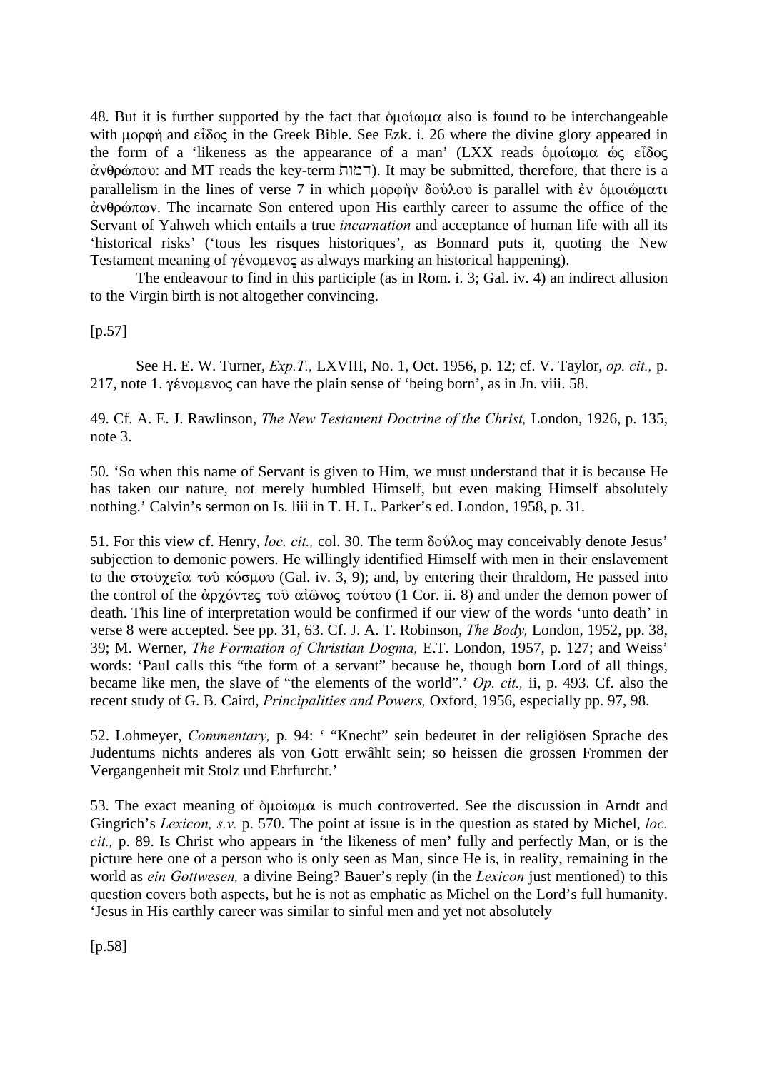48. But it is further supported by the fact that ὁμοίωμα also is found to be interchangeable with μορφή and εἶδος in the Greek Bible. See Ezk. i. 26 where the divine glory appeared in the form of a 'likeness as the appearance of a man' (LXX reads ὁμοίωμα ὡς εἶδος ἀνθρώπου: and MT reads the key-term דמות). It may be submitted, therefore, that there is a parallelism in the lines of verse 7 in which μορφὴν δούλου is parallel with ἐν ὁμοιώματι ἀνθρώπων. The incarnate Son entered upon His earthly career to assume the office of the Servant of Yahweh which entails a true *incarnation* and acceptance of human life with all its 'historical risks' ('tous les risques historiques', as Bonnard puts it, quoting the New Testament meaning of γένομενος as always marking an historical happening).

The endeavour to find in this participle (as in Rom. i. 3; Gal. iv. 4) an indirect allusion to the Virgin birth is not altogether convincing.

[p.57]

See H. E. W. Turner, *Exp.T.,* LXVIII, No. 1, Oct. 1956, p. 12; cf. V. Taylor, *op. cit.,* p. 217, note 1. γένομενος can have the plain sense of 'being born', as in Jn. viii. 58.

49. Cf. A. E. J. Rawlinson, *The New Testament Doctrine of the Christ,* London, 1926, p. 135, note 3.

50. 'So when this name of Servant is given to Him, we must understand that it is because He has taken our nature, not merely humbled Himself, but even making Himself absolutely nothing.' Calvin's sermon on Is. liii in T. H. L. Parker's ed. London, 1958, p. 31.

51. For this view cf. Henry, *loc. cit.,* col. 30. The term δοῦλος may conceivably denote Jesus' subjection to demonic powers. He willingly identified Himself with men in their enslavement to the στουχεῖα τοῦ κόσμου (Gal. iv. 3, 9); and, by entering their thraldom, He passed into the control of the ἀρχόντες τοῦ αἰῶνος τούτου (1 Cor. ii. 8) and under the demon power of death. This line of interpretation would be confirmed if our view of the words 'unto death' in verse 8 were accepted. See pp. 31, 63. Cf. J. A. T. Robinson, *The Body,* London, 1952, pp. 38, 39; M. Werner, *The Formation of Christian Dogma,* E.T. London, 1957, p. 127; and Weiss' words: 'Paul calls this "the form of a servant" because he, though born Lord of all things, became like men, the slave of "the elements of the world".' *Op. cit.,* ii, p. 493. Cf. also the recent study of G. B. Caird, *Principalities and Powers,* Oxford, 1956, especially pp. 97, 98.

52. Lohmeyer, *Commentary,* p. 94: ' "Knecht" sein bedeutet in der religiösen Sprache des Judentums nichts anderes als von Gott erwâhlt sein; so heissen die grossen Frommen der Vergangenheit mit Stolz und Ehrfurcht.'

53. The exact meaning of ὁμοίωμα is much controverted. See the discussion in Arndt and Gingrich's *Lexicon, s.v.* p. 570. The point at issue is in the question as stated by Michel, *loc. cit.,* p. 89. Is Christ who appears in 'the likeness of men' fully and perfectly Man, or is the picture here one of a person who is only seen as Man, since He is, in reality, remaining in the world as *ein Gottwesen,* a divine Being? Bauer's reply (in the *Lexicon* just mentioned) to this question covers both aspects, but he is not as emphatic as Michel on the Lord's full humanity. 'Jesus in His earthly career was similar to sinful men and yet not absolutely

[p.58]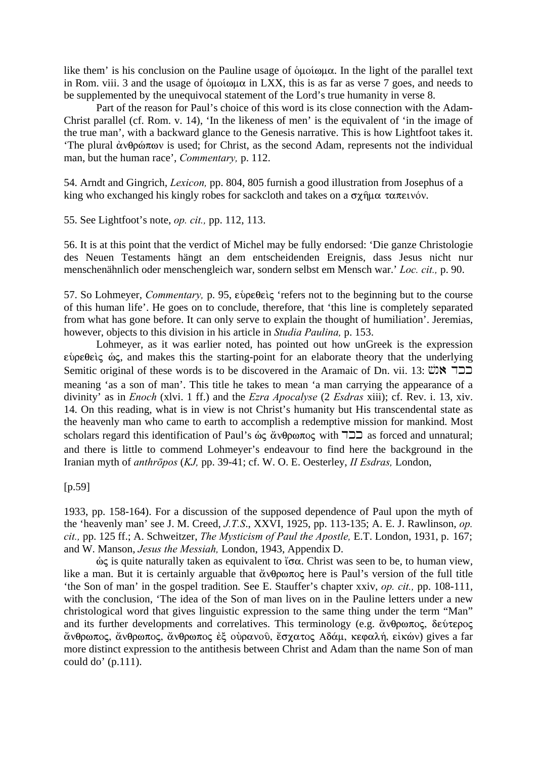like them' is his conclusion on the Pauline usage of ὁμοίωμα. In the light of the parallel text in Rom. viii. 3 and the usage of ὁμοίωμα in LXX, this is as far as verse 7 goes, and needs to be supplemented by the unequivocal statement of the Lord's true humanity in verse 8.

Part of the reason for Paul's choice of this word is its close connection with the Adam-Christ parallel (cf. Rom. v. 14), 'In the likeness of men' is the equivalent of 'in the image of the true man', with a backward glance to the Genesis narrative. This is how Lightfoot takes it. 'The plural ἀνθρώπων is used; for Christ, as the second Adam, represents not the individual man, but the human race', *Commentary,* p. 112.

54. Arndt and Gingrich, *Lexicon,* pp. 804, 805 furnish a good illustration from Josephus of a king who exchanged his kingly robes for sackcloth and takes on a σχῆμα ταπεινόν.

55. See Lightfoot's note, *op. cit.,* pp. 112, 113.

56. It is at this point that the verdict of Michel may be fully endorsed: 'Die ganze Christologie des Neuen Testaments hängt an dem entscheidenden Ereignis, dass Jesus nicht nur menschenähnlich oder menschengleich war, sondern selbst em Mensch war.' *Loc. cit.,* p. 90.

57. So Lohmeyer, *Commentary,* p. 95, εὑρεθεὶς 'refers not to the beginning but to the course of this human life'. He goes on to conclude, therefore, that 'this line is completely separated from what has gone before. It can only serve to explain the thought of humiliation'. Jeremias, however, objects to this division in his article in *Studia Paulina,* p. 153.

Lohmeyer, as it was earlier noted, has pointed out how unGreek is the expression εὑρεθεὶς ὡς, and makes this the starting-point for an elaborate theory that the underlying Semitic original of these words is to be discovered in the Aramaic of Dn. vii. 13: כבר אנשׁ meaning 'as a son of man'. This title he takes to mean 'a man carrying the appearance of a divinity' as in *Enoch* (xlvi. 1 ff.) and the *Ezra Apocalyse* (2 *Esdras* xiii); cf. Rev. i. 13, xiv. 14. On this reading, what is in view is not Christ's humanity but His transcendental state as the heavenly man who came to earth to accomplish a redemptive mission for mankind. Most scholars regard this identification of Paul's ὡς ἄνθρωπος with כבר as forced and unnatural; and there is little to commend Lohmeyer's endeavour to find here the background in the Iranian myth of *anthrōpos* (*KJ,* pp. 39-41; cf. W. O. E. Oesterley, *II Esdras,* London,

[p.59]

1933, pp. 158-164). For a discussion of the supposed dependence of Paul upon the myth of the 'heavenly man' see J. M. Creed, *J.T.S*., XXVI, 1925, pp. 113-135; A. E. J. Rawlinson, *op. cit.,* pp. 125 ff.; A. Schweitzer, *The Mysticism of Paul the Apostle,* E.T. London, 1931, p. 167; and W. Manson, *Jesus the Messiah,* London, 1943, Appendix D.

ὡς is quite naturally taken as equivalent to ἴσα. Christ was seen to be, to human view, like a man. But it is certainly arguable that ἄνθρωπος here is Paul's version of the full title 'the Son of man' in the gospel tradition. See E. Stauffer's chapter xxiv, *op. cit.,* pp. 108-111, with the conclusion, 'The idea of the Son of man lives on in the Pauline letters under a new christological word that gives linguistic expression to the same thing under the term "Man" and its further developments and correlatives. This terminology (e.g. ἄνθρωπος, δεύτερος ἄνθρωπος, ἄνθρωπος, ἄνθρωπος ἐξ οὐρανοῦ, ἔσχατος Αδάμ, κεφαλή, εἰκών) gives a far more distinct expression to the antithesis between Christ and Adam than the name Son of man could do' (p.111).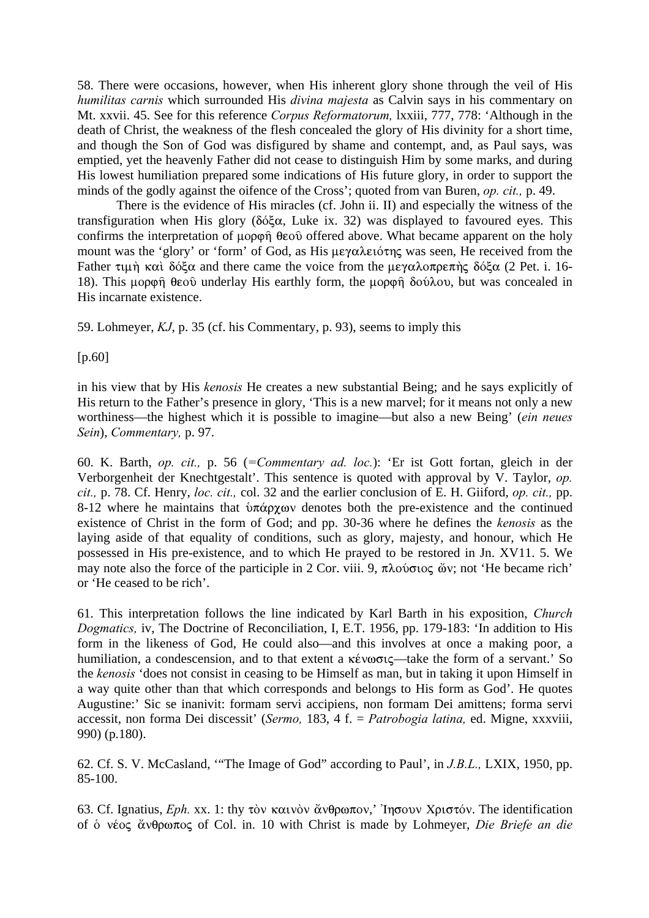58. There were occasions, however, when His inherent glory shone through the veil of His *humilitas carnis* which surrounded His *divina majesta* as Calvin says in his commentary on Mt. xxvii. 45. See for this reference *Corpus Reformatorum,* lxxiii, 777, 778: 'Although in the death of Christ, the weakness of the flesh concealed the glory of His divinity for a short time, and though the Son of God was disfigured by shame and contempt, and, as Paul says, was emptied, yet the heavenly Father did not cease to distinguish Him by some marks, and during His lowest humiliation prepared some indications of His future glory, in order to support the minds of the godly against the oifence of the Cross'; quoted from van Buren, *op. cit.,* p. 49.

There is the evidence of His miracles (cf. John ii. II) and especially the witness of the transfiguration when His glory (δόξα, Luke ix. 32) was displayed to favoured eyes. This confirms the interpretation of μορφῇ θεοῦ offered above. What became apparent on the holy mount was the 'glory' or 'form' of God, as His μεγαλειότης was seen, He received from the Father τιμὴ καὶ δόξα and there came the voice from the μεγαλοπρεπὴς δόξα (2 Pet. i. 16-18). This μορφῇ θεοῦ underlay His earthly form, the μορφῇ δούλου, but was concealed in His incarnate existence.

59. Lohmeyer, *KJ*, p. 35 (cf. his Commentary, p. 93), seems to imply this

[p.60]

in his view that by His *kenosis* He creates a new substantial Being; and he says explicitly of His return to the Father's presence in glory, 'This is a new marvel; for it means not only a new worthiness—the highest which it is possible to imagine—but also a new Being' (*ein neues Sein*), *Commentary,* p. 97.

60. K. Barth, *op. cit.,* p. 56 (=*Commentary ad. loc.*): 'Er ist Gott fortan, gleich in der Verborgenheit der Knechtgestalt'. This sentence is quoted with approval by V. Taylor, *op. cit.,* p. 78. Cf. Henry, *loc. cit.,* col. 32 and the earlier conclusion of E. H. Giiford, *op. cit.,* pp. 8-12 where he maintains that ὑπάρχων denotes both the pre-existence and the continued existence of Christ in the form of God; and pp. 30-36 where he defines the *kenosis* as the laying aside of that equality of conditions, such as glory, majesty, and honour, which He possessed in His pre-existence, and to which He prayed to be restored in Jn. XV11. 5. We may note also the force of the participle in 2 Cor. viii. 9, πλούσιος ὤν; not 'He became rich' or 'He ceased to be rich'.

61. This interpretation follows the line indicated by Karl Barth in his exposition, *Church Dogmatics,* iv, The Doctrine of Reconciliation, I, E.T. 1956, pp. 179-183: 'In addition to His form in the likeness of God, He could also—and this involves at once a making poor, a humiliation, a condescension, and to that extent a κένωσις—take the form of a servant.' So the *kenosis* 'does not consist in ceasing to be Himself as man, but in taking it upon Himself in a way quite other than that which corresponds and belongs to His form as God'. He quotes Augustine:' Sic se inanivit: formam servi accipiens, non formam Dei amittens; forma servi accessit, non forma Dei discessit' (*Sermo,* 183, 4 f. = *Patrobogia latina,* ed. Migne, xxxviii, 990) (p.180).

62. Cf. S. V. McCasland, '"The Image of God" according to Paul', in *J.B.L.,* LXIX, 1950, pp. 85-100.

63. Cf. Ignatius, *Eph.* xx. 1: thy τὸν καινὸν ἄνθρωπον,' Ἰησουν Χριστόν. The identification of ὁ νέος ἄνθρωπος of Col. in. 10 with Christ is made by Lohmeyer, *Die Briefe an die*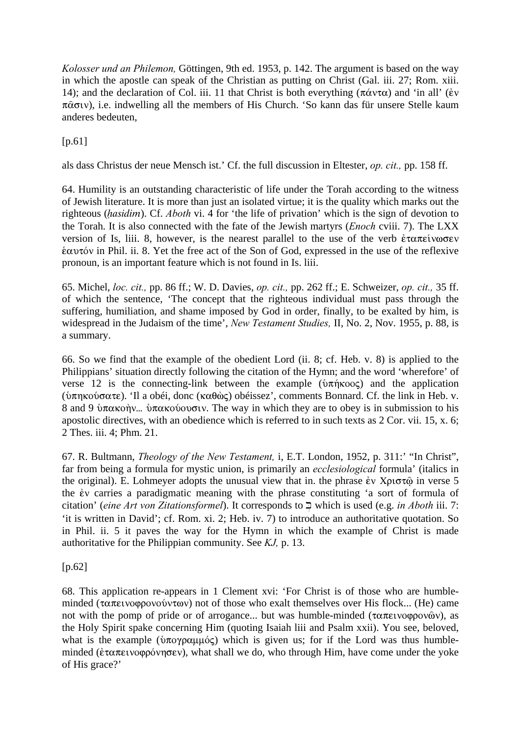*Kolosser und an Philemon,* Göttingen, 9th ed. 1953, p. 142. The argument is based on the way in which the apostle can speak of the Christian as putting on Christ (Gal. iii. 27; Rom. xiii. 14); and the declaration of Col. iii. 11 that Christ is both everything (πάντα) and 'in all' (ἐν πᾶσιν), i.e. indwelling all the members of His Church. 'So kann das für unsere Stelle kaum anderes bedeuten,

[p.61]

als dass Christus der neue Mensch ist.' Cf. the full discussion in Eltester, *op. cit.,* pp. 158 ff.

64. Humility is an outstanding characteristic of life under the Torah according to the witness of Jewish literature. It is more than just an isolated virtue; it is the quality which marks out the righteous (*ḥasidim*). Cf. *Aboth* vi. 4 for 'the life of privation' which is the sign of devotion to the Torah. It is also connected with the fate of the Jewish martyrs (*Enoch* cviii. 7). The LXX version of Is, liii. 8, however, is the nearest parallel to the use of the verb ἐταπείνωσεν ἑαυτόν in Phil. ii. 8. Yet the free act of the Son of God, expressed in the use of the reflexive pronoun, is an important feature which is not found in Is. liii.

65. Michel, *loc. cit.,* pp. 86 ff.; W. D. Davies, *op. cit.,* pp. 262 ff.; E. Schweizer, *op. cit.,* 35 ff. of which the sentence, 'The concept that the righteous individual must pass through the suffering, humiliation, and shame imposed by God in order, finally, to be exalted by him, is widespread in the Judaism of the time', *New Testament Studies,* II, No. 2, Nov. 1955, p. 88, is a summary.

66. So we find that the example of the obedient Lord (ii. 8; cf. Heb. v. 8) is applied to the Philippians' situation directly following the citation of the Hymn; and the word 'wherefore' of verse 12 is the connecting-link between the example (ὑπήκοος) and the application (ὑπηκούσατε). 'Il a obéi, donc (καθὼς) obéissez', comments Bonnard. Cf. the link in Heb. v. 8 and 9 ὑπακοὴν... ὑπακούουσιν. The way in which they are to obey is in submission to his apostolic directives, with an obedience which is referred to in such texts as 2 Cor. vii. 15, x. 6; 2 Thes. iii. 4; Phm. 21.

67. R. Bultmann, *Theology of the New Testament,* i, E.T. London, 1952, p. 311:' "In Christ", far from being a formula for mystic union, is primarily an *ecclesiological* formula' (italics in the original). E. Lohmeyer adopts the unusual view that in. the phrase ἐν Χριστῷ in verse 5 the ἐν carries a paradigmatic meaning with the phrase constituting 'a sort of formula of citation' (*eine Art von Zitationsformel*). It corresponds to בְּ which is used (e.g. *in Aboth* iii. 7: 'it is written in David'; cf. Rom. xi. 2; Heb. iv. 7) to introduce an authoritative quotation. So in Phil. ii. 5 it paves the way for the Hymn in which the example of Christ is made authoritative for the Philippian community. See *KJ,* p. 13.

[p.62]

68. This application re-appears in 1 Clement xvi: 'For Christ is of those who are humble-minded (ταπεινοφρονούντων) not of those who exalt themselves over His flock... (He) came not with the pomp of pride or of arrogance... but was humble-minded (ταπεινοφρονῶν), as the Holy Spirit spake concerning Him (quoting Isaiah liii and Psalm xxii). You see, beloved, what is the example (ὑπογραμμός) which is given us; for if the Lord was thus humble-minded (ἐταπεινοφρόνησεν), what shall we do, who through Him, have come under the yoke of His grace?'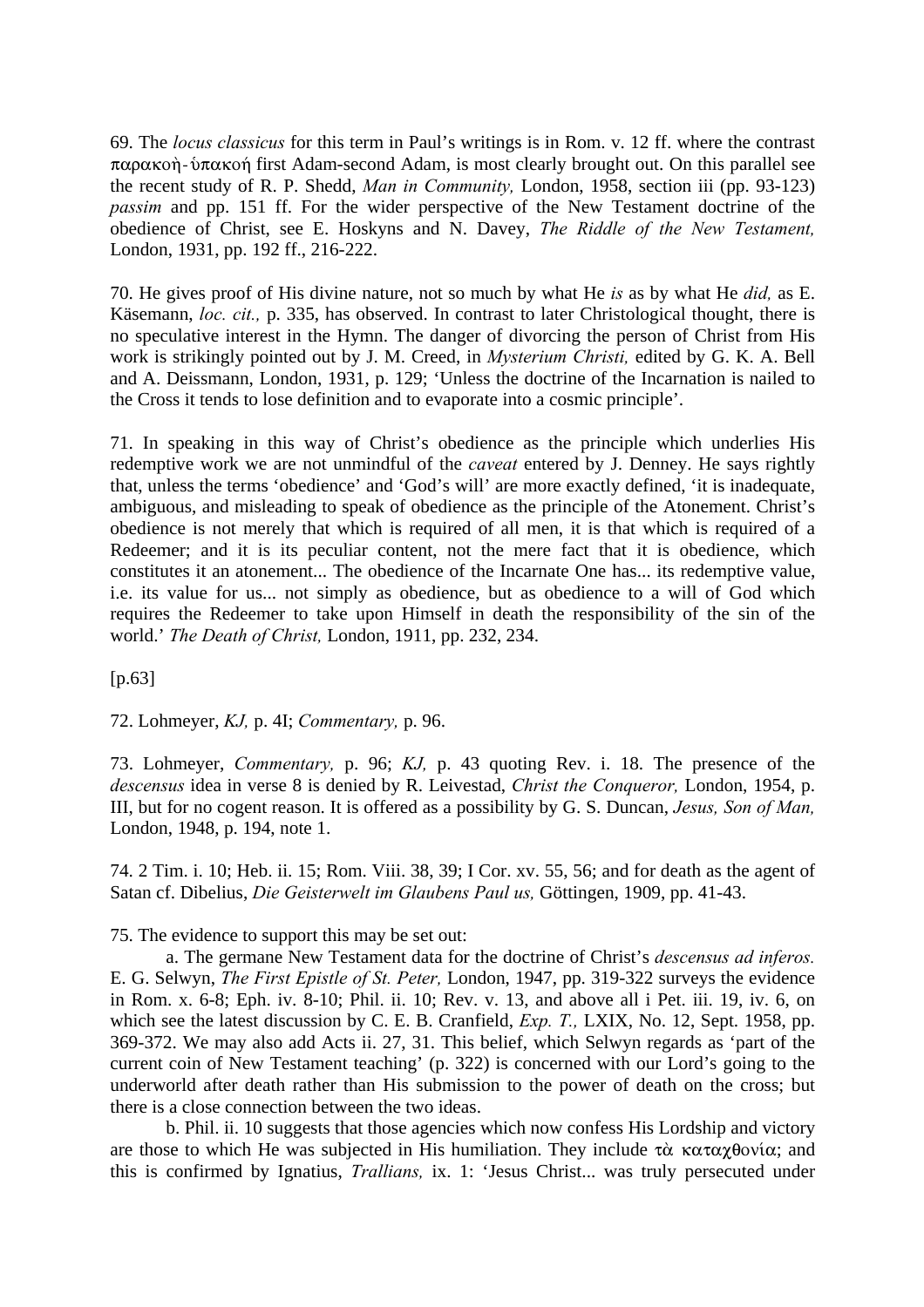69. The *locus classicus* for this term in Paul's writings is in Rom. v. 12 ff. where the contrast παρακοὴ-ὑπακοή first Adam-second Adam, is most clearly brought out. On this parallel see the recent study of R. P. Shedd, *Man in Community,* London, 1958, section iii (pp. 93-123) *passim* and pp. 151 ff. For the wider perspective of the New Testament doctrine of the obedience of Christ, see E. Hoskyns and N. Davey, *The Riddle of the New Testament,* London, 1931, pp. 192 ff., 216-222.

70. He gives proof of His divine nature, not so much by what He *is* as by what He *did,* as E. Käsemann, *loc. cit.,* p. 335, has observed. In contrast to later Christological thought, there is no speculative interest in the Hymn. The danger of divorcing the person of Christ from His work is strikingly pointed out by J. M. Creed, in *Mysterium Christi,* edited by G. K. A. Bell and A. Deissmann, London, 1931, p. 129; 'Unless the doctrine of the Incarnation is nailed to the Cross it tends to lose definition and to evaporate into a cosmic principle'.

71. In speaking in this way of Christ's obedience as the principle which underlies His redemptive work we are not unmindful of the *caveat* entered by J. Denney. He says rightly that, unless the terms 'obedience' and 'God's will' are more exactly defined, 'it is inadequate, ambiguous, and misleading to speak of obedience as the principle of the Atonement. Christ's obedience is not merely that which is required of all men, it is that which is required of a Redeemer; and it is its peculiar content, not the mere fact that it is obedience, which constitutes it an atonement... The obedience of the Incarnate One has... its redemptive value, i.e. its value for us... not simply as obedience, but as obedience to a will of God which requires the Redeemer to take upon Himself in death the responsibility of the sin of the world.' *The Death of Christ,* London, 1911, pp. 232, 234.

[p.63]

72. Lohmeyer, *KJ,* p. 4I; *Commentary,* p. 96.

73. Lohmeyer, *Commentary,* p. 96; *KJ,* p. 43 quoting Rev. i. 18. The presence of the *descensus* idea in verse 8 is denied by R. Leivestad, *Christ the Conqueror,* London, 1954, p. III, but for no cogent reason. It is offered as a possibility by G. S. Duncan, *Jesus, Son of Man,* London, 1948, p. 194, note 1.

74. 2 Tim. i. 10; Heb. ii. 15; Rom. Viii. 38, 39; I Cor. xv. 55, 56; and for death as the agent of Satan cf. Dibelius, *Die Geisterwelt im Glaubens Paul us,* Göttingen, 1909, pp. 41-43.

75. The evidence to support this may be set out:

a. The germane New Testament data for the doctrine of Christ's *descensus ad inferos.* E. G. Selwyn, *The First Epistle of St. Peter,* London, 1947, pp. 319-322 surveys the evidence in Rom. x. 6-8; Eph. iv. 8-10; Phil. ii. 10; Rev. v. 13, and above all i Pet. iii. 19, iv. 6, on which see the latest discussion by C. E. B. Cranfield, *Exp. T.,* LXIX, No. 12, Sept. 1958, pp. 369-372. We may also add Acts ii. 27, 31. This belief, which Selwyn regards as 'part of the current coin of New Testament teaching' (p. 322) is concerned with our Lord's going to the underworld after death rather than His submission to the power of death on the cross; but there is a close connection between the two ideas.

b. Phil. ii. 10 suggests that those agencies which now confess His Lordship and victory are those to which He was subjected in His humiliation. They include τὰ καταχθονία; and this is confirmed by Ignatius, *Trallians,* ix. 1: 'Jesus Christ... was truly persecuted under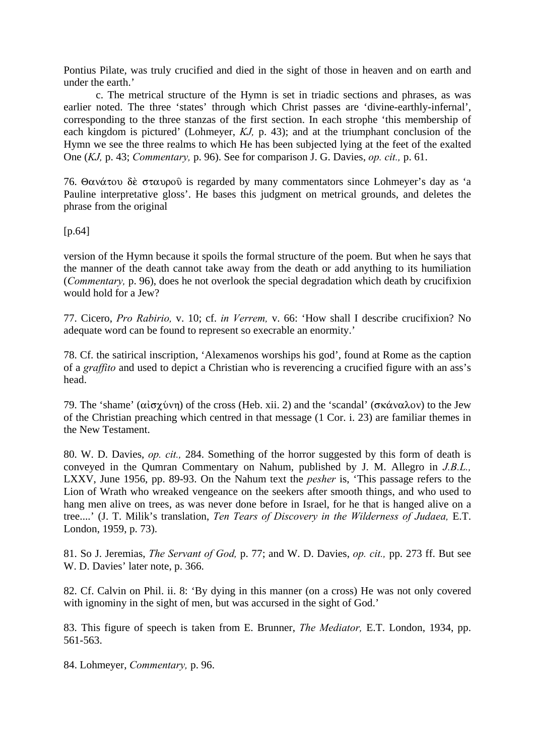Pontius Pilate, was truly crucified and died in the sight of those in heaven and on earth and under the earth.'

c. The metrical structure of the Hymn is set in triadic sections and phrases, as was earlier noted. The three 'states' through which Christ passes are 'divine-earthly-infernal', corresponding to the three stanzas of the first section. In each strophe 'this membership of each kingdom is pictured' (Lohmeyer, *KJ,* p. 43); and at the triumphant conclusion of the Hymn we see the three realms to which He has been subjected lying at the feet of the exalted One (*KJ,* p. 43; *Commentary,* p. 96). See for comparison J. G. Davies, *op. cit.,* p. 61.

76. Θανάτου δὲ σταυροῦ is regarded by many commentators since Lohmeyer's day as 'a Pauline interpretative gloss'. He bases this judgment on metrical grounds, and deletes the phrase from the original

[p.64]

version of the Hymn because it spoils the formal structure of the poem. But when he says that the manner of the death cannot take away from the death or add anything to its humiliation (*Commentary,* p. 96), does he not overlook the special degradation which death by crucifixion would hold for a Jew?

77. Cicero, *Pro Rabirio,* v. 10; cf. *in Verrem,* v. 66: 'How shall I describe crucifixion? No adequate word can be found to represent so execrable an enormity.'

78. Cf. the satirical inscription, 'Alexamenos worships his god', found at Rome as the caption of a *graffito* and used to depict a Christian who is reverencing a crucified figure with an ass's head.

79. The 'shame' (αἰσχύνη) of the cross (Heb. xii. 2) and the 'scandal' (σκάναλον) to the Jew of the Christian preaching which centred in that message (1 Cor. i. 23) are familiar themes in the New Testament.

80. W. D. Davies, *op. cit.,* 284. Something of the horror suggested by this form of death is conveyed in the Qumran Commentary on Nahum, published by J. M. Allegro in *J.B.L.,* LXXV, June 1956, pp. 89-93. On the Nahum text the *pesher* is, 'This passage refers to the Lion of Wrath who wreaked vengeance on the seekers after smooth things, and who used to hang men alive on trees, as was never done before in Israel, for he that is hanged alive on a tree....' (J. T. Milik's translation, *Ten Tears of Discovery in the Wilderness of Judaea,* E.T. London, 1959, p. 73).

81. So J. Jeremias, *The Servant of God,* p. 77; and W. D. Davies, *op. cit.,* pp. 273 ff. But see W. D. Davies' later note, p. 366.

82. Cf. Calvin on Phil. ii. 8: 'By dying in this manner (on a cross) He was not only covered with ignominy in the sight of men, but was accursed in the sight of God.'

83. This figure of speech is taken from E. Brunner, *The Mediator,* E.T. London, 1934, pp. 561-563.

84. Lohmeyer, *Commentary,* p. 96.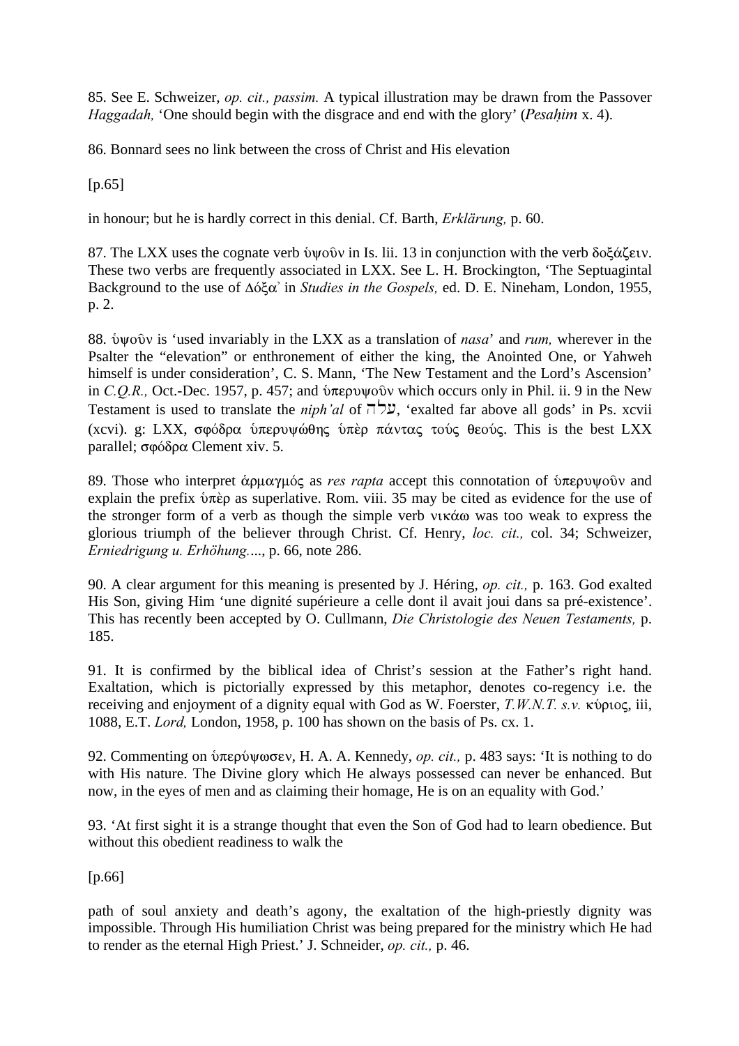85. See E. Schweizer, *op. cit., passim.* A typical illustration may be drawn from the Passover *Haggadah,* 'One should begin with the disgrace and end with the glory' (*Pesaḥim* x. 4).

86. Bonnard sees no link between the cross of Christ and His elevation

[p.65]

in honour; but he is hardly correct in this denial. Cf. Barth, *Erklärung,* p. 60.

87. The LXX uses the cognate verb ὑψοῦν in Is. lii. 13 in conjunction with the verb δοξάζειν. These two verbs are frequently associated in LXX. See L. H. Brockington, 'The Septuagintal Background to the use of Δόξα' in *Studies in the Gospels,* ed. D. E. Nineham, London, 1955, p. 2.

88. ὑψοῦν is 'used invariably in the LXX as a translation of *nasa*' and *rum,* wherever in the Psalter the "elevation" or enthronement of either the king, the Anointed One, or Yahweh himself is under consideration', C. S. Mann, 'The New Testament and the Lord's Ascension' in *C.Q.R.,* Oct.-Dec. 1957, p. 457; and ὑπερυψοῦν which occurs only in Phil. ii. 9 in the New Testament is used to translate the *niph'al* of עלה, 'exalted far above all gods' in Ps. xcvii (xcvi). g: LXX, σφόδρα ὑπερυψώθης ὑπὲρ πάντας τούς θεούς. This is the best LXX parallel; σφόδρα Clement xiv. 5.

89. Those who interpret ἁρμαγμός as *res rapta* accept this connotation of ὑπερυψοῦν and explain the prefix ὑπὲρ as superlative. Rom. viii. 35 may be cited as evidence for the use of the stronger form of a verb as though the simple verb νικάω was too weak to express the glorious triumph of the believer through Christ. Cf. Henry, *loc. cit.,* col. 34; Schweizer, *Erniedrigung u. Erhöhung....*, p. 66, note 286.

90. A clear argument for this meaning is presented by J. Héring, *op. cit.,* p. 163. God exalted His Son, giving Him 'une dignité supérieure a celle dont il avait joui dans sa pré-existence'. This has recently been accepted by O. Cullmann, *Die Christologie des Neuen Testaments,* p. 185.

91. It is confirmed by the biblical idea of Christ's session at the Father's right hand. Exaltation, which is pictorially expressed by this metaphor, denotes co-regency i.e. the receiving and enjoyment of a dignity equal with God as W. Foerster, *T.W.N.T. s.v.* κύριος, iii, 1088, E.T. *Lord,* London, 1958, p. 100 has shown on the basis of Ps. cx. 1.

92. Commenting on ὑπερύψωσεν, H. A. A. Kennedy, *op. cit.,* p. 483 says: 'It is nothing to do with His nature. The Divine glory which He always possessed can never be enhanced. But now, in the eyes of men and as claiming their homage, He is on an equality with God.'

93. 'At first sight it is a strange thought that even the Son of God had to learn obedience. But without this obedient readiness to walk the

[p.66]

path of soul anxiety and death's agony, the exaltation of the high-priestly dignity was impossible. Through His humiliation Christ was being prepared for the ministry which He had to render as the eternal High Priest.' J. Schneider, *op. cit.,* p. 46.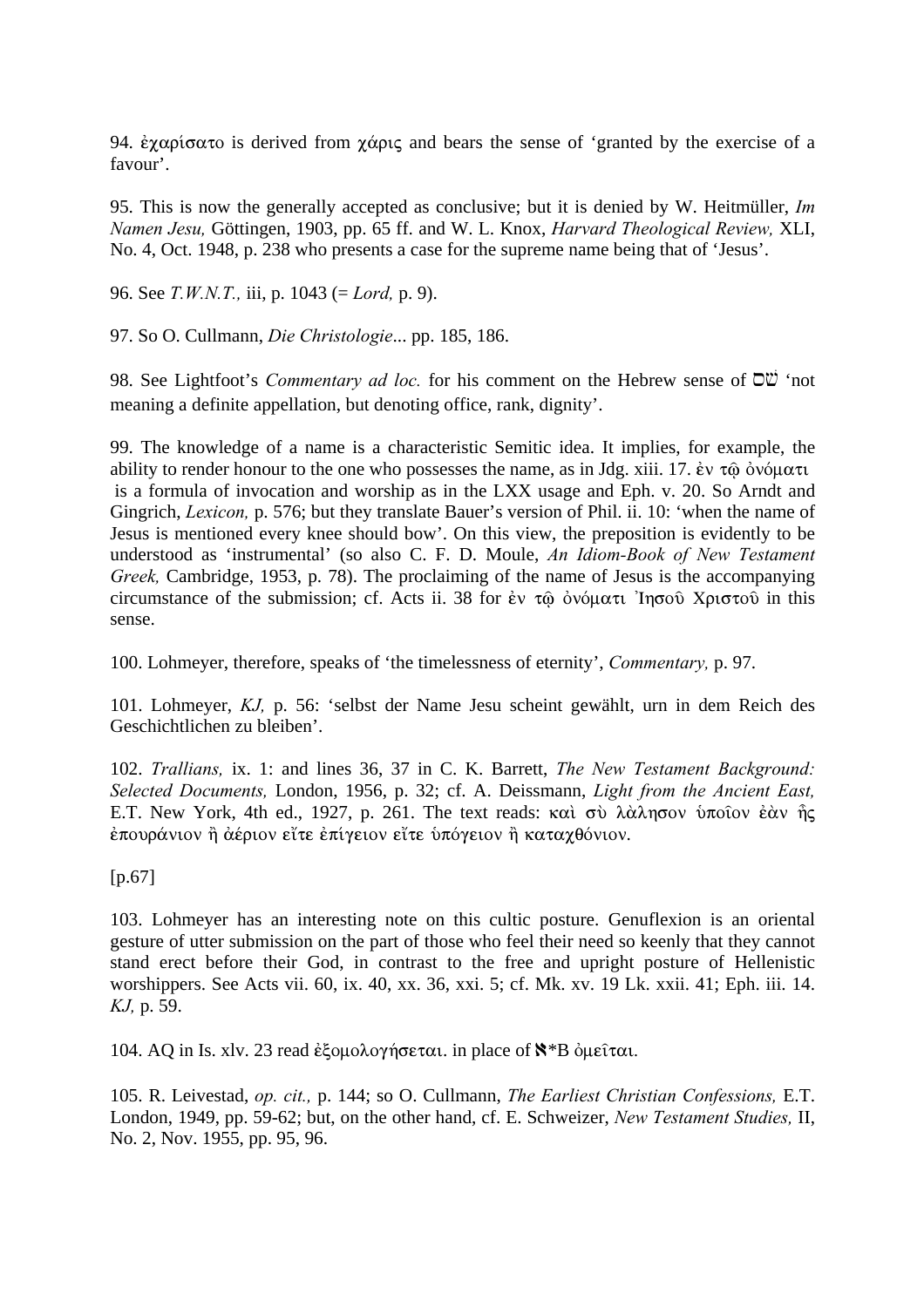94. ἐχαρίσατο is derived from χάρις and bears the sense of 'granted by the exercise of a favour'.

95. This is now the generally accepted as conclusive; but it is denied by W. Heitmüller, *Im Namen Jesu,* Göttingen, 1903, pp. 65 ff. and W. L. Knox, *Harvard Theological Review,* XLI, No. 4, Oct. 1948, p. 238 who presents a case for the supreme name being that of 'Jesus'.

96. See *T.W.N.T.,* iii, p. 1043 (= *Lord,* p. 9).

97. So O. Cullmann, *Die Christologie*... pp. 185, 186.

98. See Lightfoot's *Commentary ad loc.* for his comment on the Hebrew sense of שׁם 'not meaning a definite appellation, but denoting office, rank, dignity'.

99. The knowledge of a name is a characteristic Semitic idea. It implies, for example, the ability to render honour to the one who possesses the name, as in Jdg. xiii. 17. ἐν τῷ ὀνόματι is a formula of invocation and worship as in the LXX usage and Eph. v. 20. So Arndt and Gingrich, *Lexicon,* p. 576; but they translate Bauer's version of Phil. ii. 10: 'when the name of Jesus is mentioned every knee should bow'. On this view, the preposition is evidently to be understood as 'instrumental' (so also C. F. D. Moule, *An Idiom-Book of New Testament Greek,* Cambridge, 1953, p. 78). The proclaiming of the name of Jesus is the accompanying circumstance of the submission; cf. Acts ii. 38 for ἐν τῷ ὀνόματι Ἰησοῦ Χριστοῦ in this sense.

100. Lohmeyer, therefore, speaks of 'the timelessness of eternity', *Commentary,* p. 97.

101. Lohmeyer, *KJ,* p. 56: 'selbst der Name Jesu scheint gewählt, urn in dem Reich des Geschichtlichen zu bleiben'.

102. *Trallians,* ix. 1: and lines 36, 37 in C. K. Barrett, *The New Testament Background: Selected Documents,* London, 1956, p. 32; cf. A. Deissmann, *Light from the Ancient East,* E.T. New York, 4th ed., 1927, p. 261. The text reads: καὶ σὺ λὰλησον ὑποῖον ἐὰν ἧς ἐπουράνιον ἢ ἀέριον εἴτε ἐπίγειον εἴτε ὑπόγειον ἢ καταχθόνιον.

[p.67]

103. Lohmeyer has an interesting note on this cultic posture. Genuflexion is an oriental gesture of utter submission on the part of those who feel their need so keenly that they cannot stand erect before their God, in contrast to the free and upright posture of Hellenistic worshippers. See Acts vii. 60, ix. 40, xx. 36, xxi. 5; cf. Mk. xv. 19 Lk. xxii. 41; Eph. iii. 14. *KJ,* p. 59.

104. AQ in Is. xlv. 23 read ἐξομολογήσεται. in place of א*B ὀμεῖται.

105. R. Leivestad, *op. cit.,* p. 144; so O. Cullmann, *The Earliest Christian Confessions,* E.T. London, 1949, pp. 59-62; but, on the other hand, cf. E. Schweizer, *New Testament Studies,* II, No. 2, Nov. 1955, pp. 95, 96.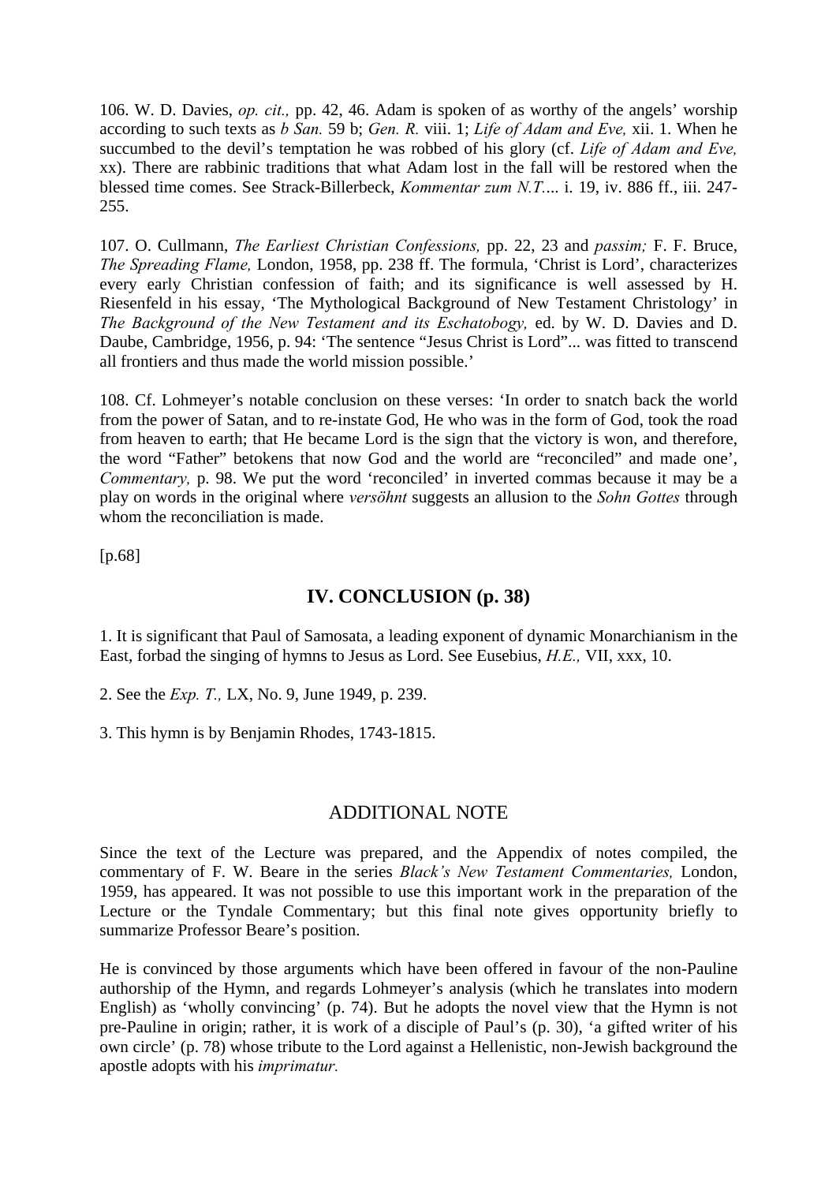106. W. D. Davies, *op. cit.,* pp. 42, 46. Adam is spoken of as worthy of the angels' worship according to such texts as *b San.* 59 b; *Gen. R.* viii. 1; *Life of Adam and Eve,* xii. 1. When he succumbed to the devil's temptation he was robbed of his glory (cf. *Life of Adam and Eve,* xx). There are rabbinic traditions that what Adam lost in the fall will be restored when the blessed time comes. See Strack-Billerbeck, *Kommentar zum N.T....* i. 19, iv. 886 ff., iii. 247-255.

107. O. Cullmann, *The Earliest Christian Confessions,* pp. 22, 23 and *passim;* F. F. Bruce, *The Spreading Flame,* London, 1958, pp. 238 ff. The formula, 'Christ is Lord', characterizes every early Christian confession of faith; and its significance is well assessed by H. Riesenfeld in his essay, 'The Mythological Background of New Testament Christology' in *The Background of the New Testament and its Eschatobogy,* ed. by W. D. Davies and D. Daube, Cambridge, 1956, p. 94: 'The sentence "Jesus Christ is Lord"... was fitted to transcend all frontiers and thus made the world mission possible.'

108. Cf. Lohmeyer's notable conclusion on these verses: 'In order to snatch back the world from the power of Satan, and to re-instate God, He who was in the form of God, took the road from heaven to earth; that He became Lord is the sign that the victory is won, and therefore, the word "Father" betokens that now God and the world are "reconciled" and made one', *Commentary,* p. 98. We put the word 'reconciled' in inverted commas because it may be a play on words in the original where *versöhnt* suggests an allusion to the *Sohn Gottes* through whom the reconciliation is made.

[p.68]

## IV. CONCLUSION (p. 38)

1. It is significant that Paul of Samosata, a leading exponent of dynamic Monarchianism in the East, forbad the singing of hymns to Jesus as Lord. See Eusebius, *H.E.,* VII, xxx, 10.

2. See the *Exp. T.,* LX, No. 9, June 1949, p. 239.

3. This hymn is by Benjamin Rhodes, 1743-1815.

## ADDITIONAL NOTE

Since the text of the Lecture was prepared, and the Appendix of notes compiled, the commentary of F. W. Beare in the series *Black's New Testament Commentaries,* London, 1959, has appeared. It was not possible to use this important work in the preparation of the Lecture or the Tyndale Commentary; but this final note gives opportunity briefly to summarize Professor Beare's position.

He is convinced by those arguments which have been offered in favour of the non-Pauline authorship of the Hymn, and regards Lohmeyer's analysis (which he translates into modern English) as 'wholly convincing' (p. 74). But he adopts the novel view that the Hymn is not pre-Pauline in origin; rather, it is work of a disciple of Paul's (p. 30), 'a gifted writer of his own circle' (p. 78) whose tribute to the Lord against a Hellenistic, non-Jewish background the apostle adopts with his *imprimatur.*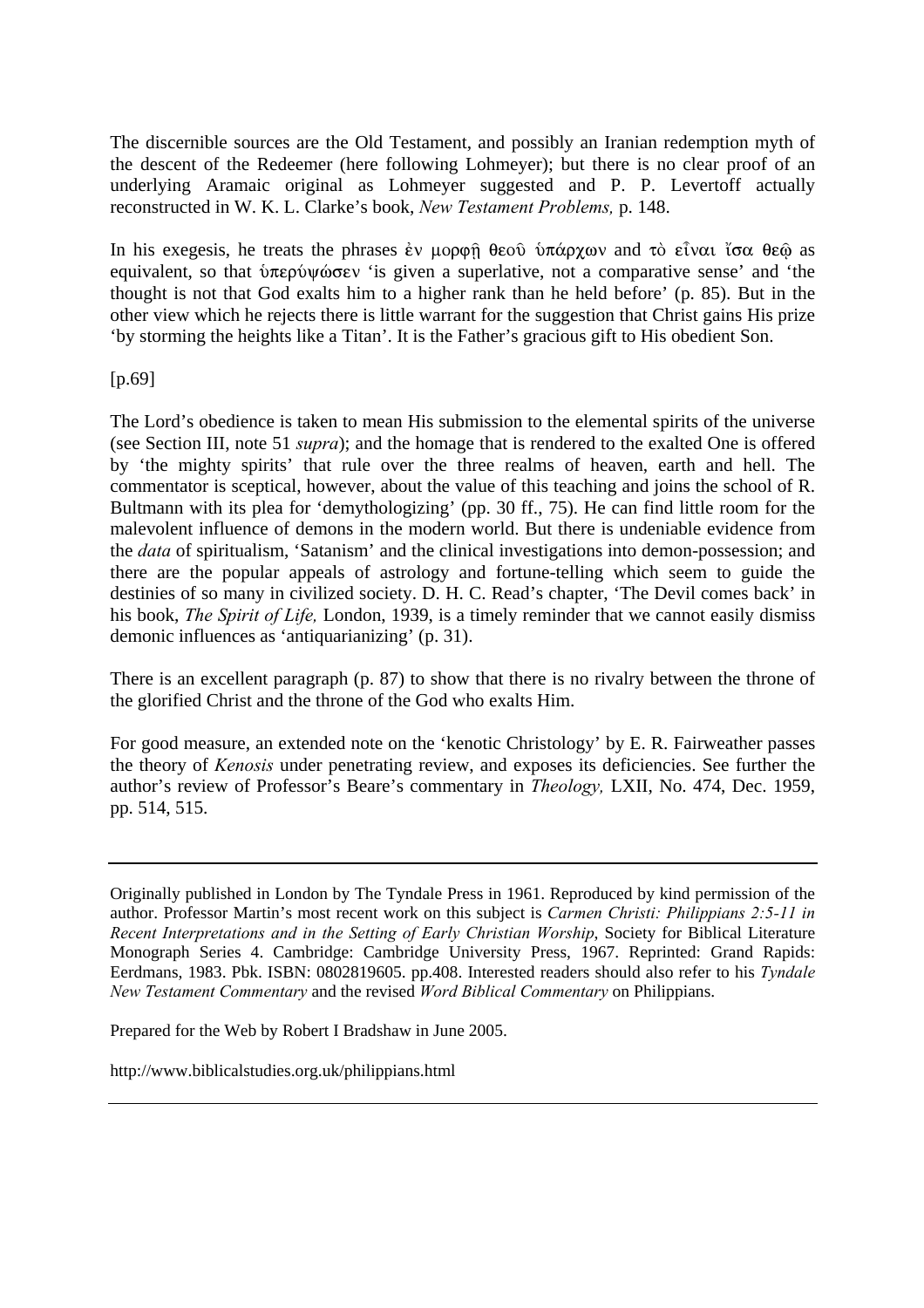The discernible sources are the Old Testament, and possibly an Iranian redemption myth of the descent of the Redeemer (here following Lohmeyer); but there is no clear proof of an underlying Aramaic original as Lohmeyer suggested and P. P. Levertoff actually reconstructed in W. K. L. Clarke's book, *New Testament Problems,* p. 148.

In his exegesis, he treats the phrases ἐν μορφῇ θεοῦ ὑπάρχων and τὸ εἶναι ἴσα θεῷ as equivalent, so that ὑπερύψώσεν 'is given a superlative, not a comparative sense' and 'the thought is not that God exalts him to a higher rank than he held before' (p. 85). But in the other view which he rejects there is little warrant for the suggestion that Christ gains His prize 'by storming the heights like a Titan'. It is the Father's gracious gift to His obedient Son.

[p.69]

The Lord's obedience is taken to mean His submission to the elemental spirits of the universe (see Section III, note 51 *supra*); and the homage that is rendered to the exalted One is offered by 'the mighty spirits' that rule over the three realms of heaven, earth and hell. The commentator is sceptical, however, about the value of this teaching and joins the school of R. Bultmann with its plea for 'demythologizing' (pp. 30 ff., 75). He can find little room for the malevolent influence of demons in the modern world. But there is undeniable evidence from the *data* of spiritualism, 'Satanism' and the clinical investigations into demon-possession; and there are the popular appeals of astrology and fortune-telling which seem to guide the destinies of so many in civilized society. D. H. C. Read's chapter, 'The Devil comes back' in his book, *The Spirit of Life,* London, 1939, is a timely reminder that we cannot easily dismiss demonic influences as 'antiquarianizing' (p. 31).

There is an excellent paragraph (p. 87) to show that there is no rivalry between the throne of the glorified Christ and the throne of the God who exalts Him.

For good measure, an extended note on the 'kenotic Christology' by E. R. Fairweather passes the theory of *Kenosis* under penetrating review, and exposes its deficiencies. See further the author's review of Professor's Beare's commentary in *Theology,* LXII, No. 474, Dec. 1959, pp. 514, 515.

---

Originally published in London by The Tyndale Press in 1961. Reproduced by kind permission of the author. Professor Martin's most recent work on this subject is *Carmen Christi: Philippians 2:5-11 in Recent Interpretations and in the Setting of Early Christian Worship*, Society for Biblical Literature Monograph Series 4. Cambridge: Cambridge University Press, 1967. Reprinted: Grand Rapids: Eerdmans, 1983. Pbk. ISBN: 0802819605. pp.408. Interested readers should also refer to his *Tyndale New Testament Commentary* and the revised *Word Biblical Commentary* on Philippians.

Prepared for the Web by Robert I Bradshaw in June 2005.

http://www.biblicalstudies.org.uk/philippians.html

---